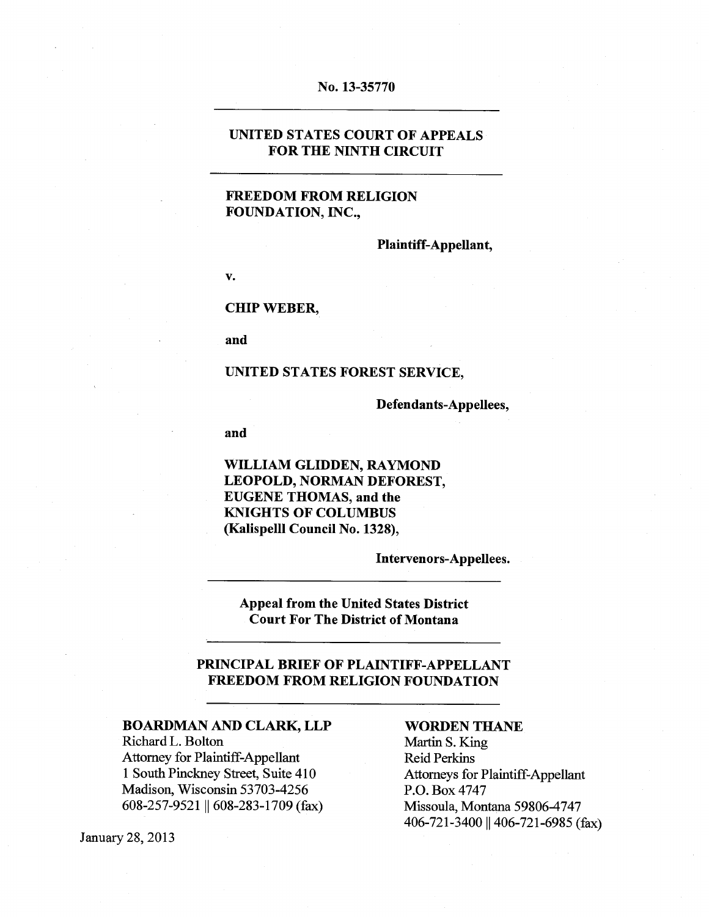No. 13-35770

---

**UNITED STATES COURT OF APPEALS**
**FOR THE NINTH CIRCUIT**

---

**FREEDOM FROM RELIGION FOUNDATION, INC.,**

**Plaintiff-Appellant,**

**v.**

**CHIP WEBER,**

**and**

**UNITED STATES FOREST SERVICE,**

**Defendants-Appellees,**

**and**

**WILLIAM GLIDDEN, RAYMOND LEOPOLD, NORMAN DEFOREST, EUGENE THOMAS, and the KNIGHTS OF COLUMBUS (Kalispelll Council No. 1328),**

**Intervenors-Appellees.**

---

**Appeal from the United States District Court For The District of Montana**

---

**PRINCIPAL BRIEF OF PLAINTIFF-APPELLANT FREEDOM FROM RELIGION FOUNDATION**

---

**BOARDMAN AND CLARK, LLP**
Richard L. Bolton
Attorney for Plaintiff-Appellant
1 South Pinckney Street, Suite 410
Madison, Wisconsin 53703-4256
608-257-9521 || 608-283-1709 (fax)

**WORDEN THANE**
Martin S. King
Reid Perkins
Attorneys for Plaintiff-Appellant
P.O. Box 4747
Missoula, Montana 59806-4747
406-721-3400 || 406-721-6985 (fax)

January 28, 2013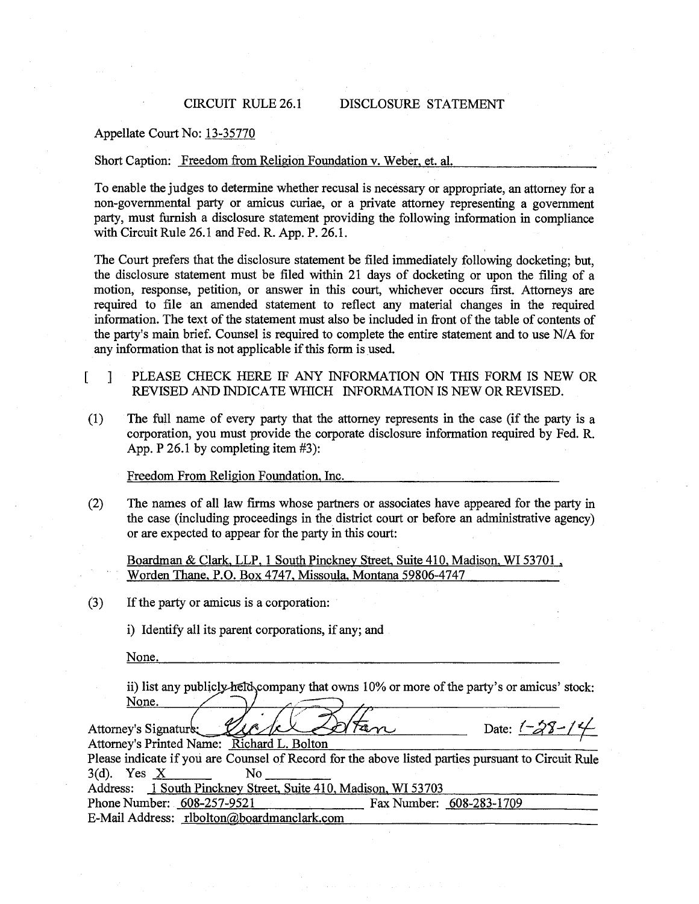CIRCUIT RULE 26.1 DISCLOSURE STATEMENT

Appellate Court No: 13-35770

Short Caption: Freedom from Religion Foundation v. Weber, et. al.

To enable the judges to determine whether recusal is necessary or appropriate, an attorney for a non-governmental party or amicus curiae, or a private attorney representing a government party, must furnish a disclosure statement providing the following information in compliance with Circuit Rule 26.1 and Fed. R. App. P. 26.1.

The Court prefers that the disclosure statement be filed immediately following docketing; but, the disclosure statement must be filed within 21 days of docketing or upon the filing of a motion, response, petition, or answer in this court, whichever occurs first. Attorneys are required to file an amended statement to reflect any material changes in the required information. The text of the statement must also be included in front of the table of contents of the party's main brief. Counsel is required to complete the entire statement and to use N/A for any information that is not applicable if this form is used.

[ ] PLEASE CHECK HERE IF ANY INFORMATION ON THIS FORM IS NEW OR REVISED AND INDICATE WHICH INFORMATION IS NEW OR REVISED.

(1) The full name of every party that the attorney represents in the case (if the party is a corporation, you must provide the corporate disclosure information required by Fed. R. App. P 26.1 by completing item #3):

Freedom From Religion Foundation, Inc.

(2) The names of all law firms whose partners or associates have appeared for the party in the case (including proceedings in the district court or before an administrative agency) or are expected to appear for the party in this court:

Boardman & Clark, LLP, 1 South Pinckney Street, Suite 410, Madison, WI 53701, Worden Thane, P.O. Box 4747, Missoula, Montana 59806-4747

(3) If the party or amicus is a corporation:

i) Identify all its parent corporations, if any; and

None.

ii) list any publicly held company that owns 10% or more of the party's or amicus' stock:

None.

Attorney's Signature: [signature] Date: 1-28-14

Attorney's Printed Name: Richard L. Bolton

Please indicate if you are Counsel of Record for the above listed parties pursuant to Circuit Rule 3(d). Yes X No ____

Address: 1 South Pinckney Street, Suite 410, Madison, WI 53703

Phone Number: 608-257-9521 Fax Number: 608-283-1709

E-Mail Address: rlbolton@boardmanclark.com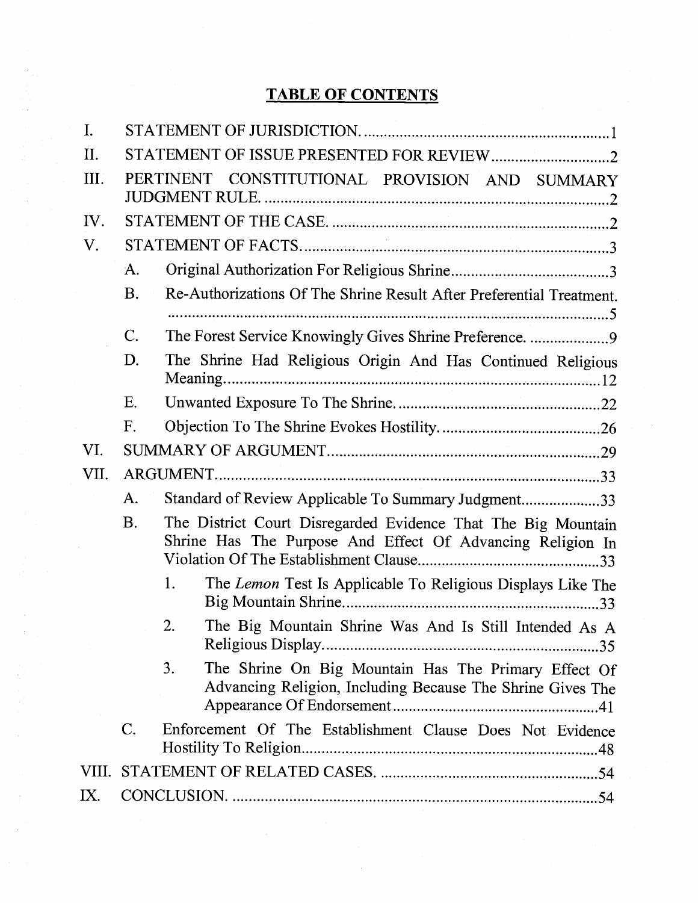## TABLE OF CONTENTS

I. STATEMENT OF JURISDICTION. .............................................................. 1

II. STATEMENT OF ISSUE PRESENTED FOR REVIEW .............................. 2

III. PERTINENT CONSTITUTIONAL PROVISION AND SUMMARY JUDGMENT RULE. ....................................................................................... 2

IV. STATEMENT OF THE CASE. ..................................................................... 2

V. STATEMENT OF FACTS ............................................................................. 3

- A. Original Authorization For Religious Shrine ........................................ 3
- B. Re-Authorizations Of The Shrine Result After Preferential Treatment. ........................................................................................................ 5
- C. The Forest Service Knowingly Gives Shrine Preference. .................... 9
- D. The Shrine Had Religious Origin And Has Continued Religious Meaning ............................................................................................ 12
- E. Unwanted Exposure To The Shrine. ................................................... 22
- F. Objection To The Shrine Evokes Hostility. ........................................ 26

VI. SUMMARY OF ARGUMENT ..................................................................... 29

VII. ARGUMENT ................................................................................................ 33

- A. Standard of Review Applicable To Summary Judgment .................... 33
- B. The District Court Disregarded Evidence That The Big Mountain Shrine Has The Purpose And Effect Of Advancing Religion In Violation Of The Establishment Clause .............................................. 33
  - 1. The *Lemon* Test Is Applicable To Religious Displays Like The Big Mountain Shrine ................................................................. 33
  - 2. The Big Mountain Shrine Was And Is Still Intended As A Religious Display. ..................................................................... 35
  - 3. The Shrine On Big Mountain Has The Primary Effect Of Advancing Religion, Including Because The Shrine Gives The Appearance Of Endorsement .................................................... 41
- C. Enforcement Of The Establishment Clause Does Not Evidence Hostility To Religion ........................................................................... 48

VIII. STATEMENT OF RELATED CASES. ....................................................... 54

IX. CONCLUSION. ............................................................................................ 54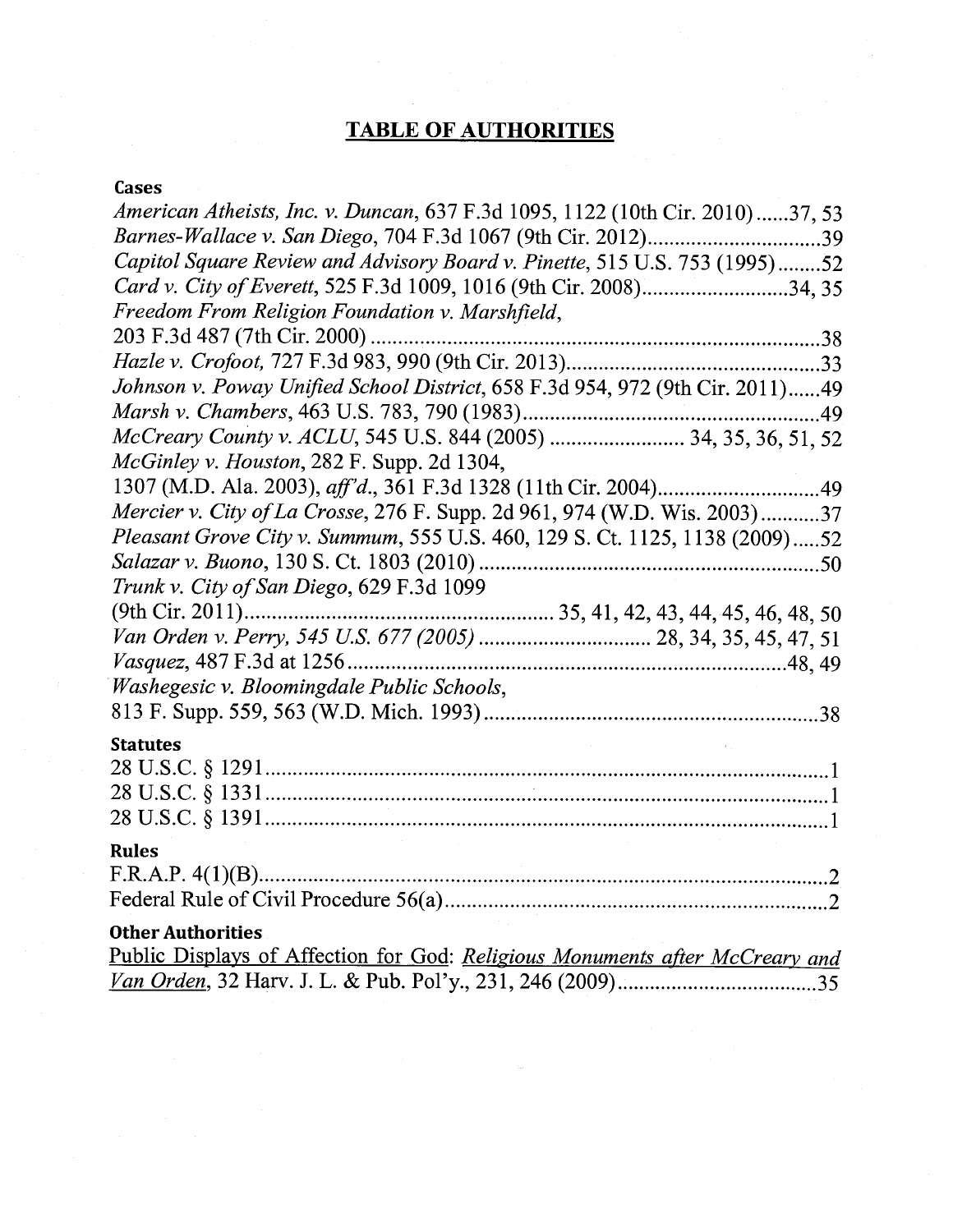# TABLE OF AUTHORITIES

## Cases

*American Atheists, Inc. v. Duncan*, 637 F.3d 1095, 1122 (10th Cir. 2010)......37, 53

*Barnes-Wallace v. San Diego*, 704 F.3d 1067 (9th Cir. 2012)................................39

*Capitol Square Review and Advisory Board v. Pinette*, 515 U.S. 753 (1995)........52

*Card v. City of Everett*, 525 F.3d 1009, 1016 (9th Cir. 2008)..........................34, 35

*Freedom From Religion Foundation v. Marshfield*, 203 F.3d 487 (7th Cir. 2000)..................................................................................38

*Hazle v. Crofoot*, 727 F.3d 983, 990 (9th Cir. 2013)..............................................33

*Johnson v. Poway Unified School District*, 658 F.3d 954, 972 (9th Cir. 2011)......49

*Marsh v. Chambers*, 463 U.S. 783, 790 (1983)......................................................49

*McCreary County v. ACLU*, 545 U.S. 844 (2005) ........................ 34, 35, 36, 51, 52

*McGinley v. Houston*, 282 F. Supp. 2d 1304, 1307 (M.D. Ala. 2003), *aff'd.*, 361 F.3d 1328 (11th Cir. 2004).............................49

*Mercier v. City of La Crosse*, 276 F. Supp. 2d 961, 974 (W.D. Wis. 2003)...........37

*Pleasant Grove City v. Summum*, 555 U.S. 460, 129 S. Ct. 1125, 1138 (2009).....52

*Salazar v. Buono*, 130 S. Ct. 1803 (2010)..............................................................50

*Trunk v. City of San Diego*, 629 F.3d 1099 (9th Cir. 2011)........................................................ 35, 41, 42, 43, 44, 45, 46, 48, 50

*Van Orden v. Perry, 545 U.S. 677 (2005)* ............................... 28, 34, 35, 45, 47, 51

*Vasquez*, 487 F.3d at 1256...............................................................................48, 49

*Washegesic v. Bloomingdale Public Schools*, 813 F. Supp. 559, 563 (W.D. Mich. 1993)..............................................................38

## Statutes

28 U.S.C. § 1291........................................................................................................1

28 U.S.C. § 1331........................................................................................................1

28 U.S.C. § 1391........................................................................................................1

## Rules

F.R.A.P. 4(1)(B)..........................................................................................................2

Federal Rule of Civil Procedure 56(a)......................................................................2

## Other Authorities

Public Displays of Affection for God: *Religious Monuments after McCreary and Van Orden*, 32 Harv. J. L. & Pub. Pol'y., 231, 246 (2009)....................................35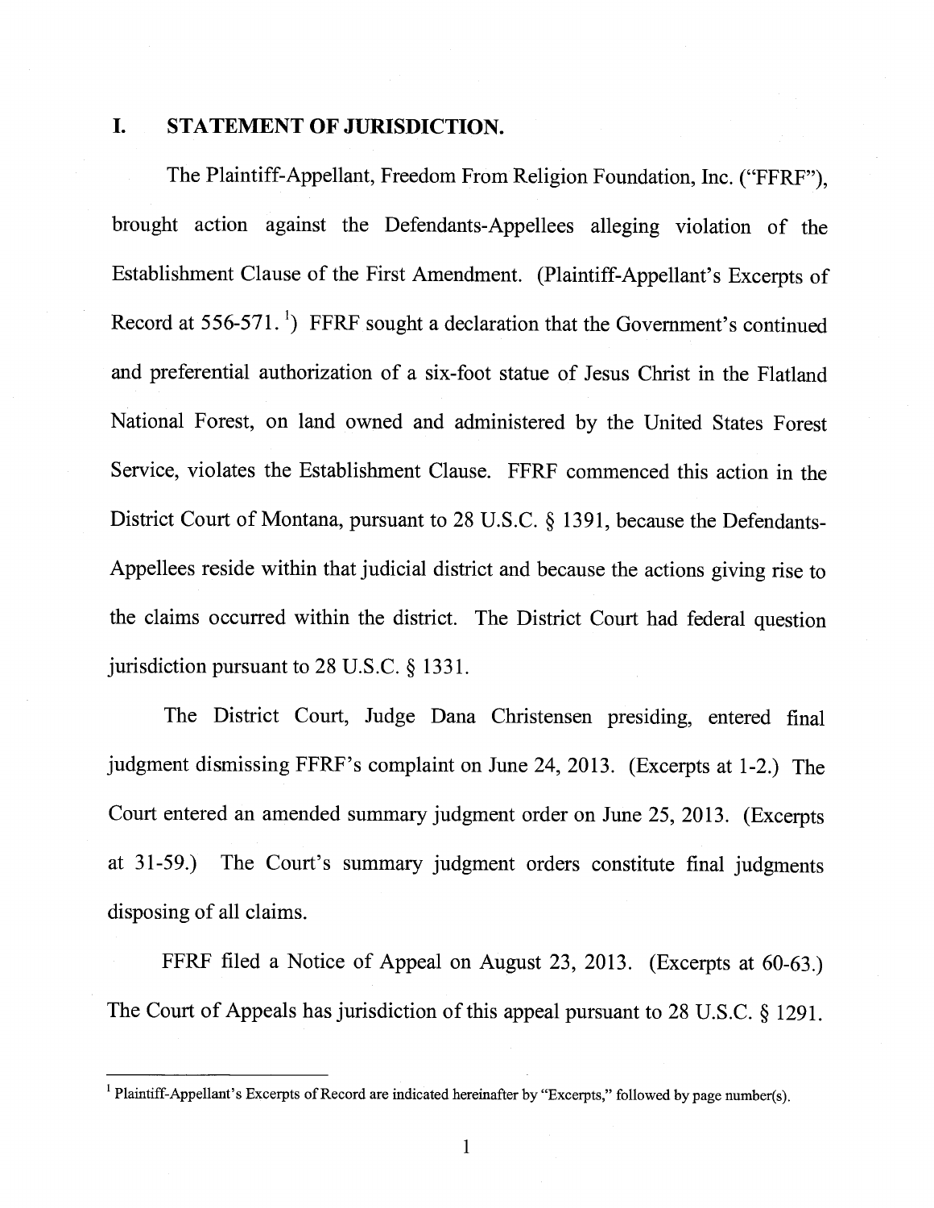## I. STATEMENT OF JURISDICTION.

The Plaintiff-Appellant, Freedom From Religion Foundation, Inc. ("FFRF"), brought action against the Defendants-Appellees alleging violation of the Establishment Clause of the First Amendment. (Plaintiff-Appellant's Excerpts of Record at 556-571. [1]) FFRF sought a declaration that the Government's continued and preferential authorization of a six-foot statue of Jesus Christ in the Flatland National Forest, on land owned and administered by the United States Forest Service, violates the Establishment Clause. FFRF commenced this action in the District Court of Montana, pursuant to 28 U.S.C. § 1391, because the Defendants-Appellees reside within that judicial district and because the actions giving rise to the claims occurred within the district. The District Court had federal question jurisdiction pursuant to 28 U.S.C. § 1331.

The District Court, Judge Dana Christensen presiding, entered final judgment dismissing FFRF's complaint on June 24, 2013. (Excerpts at 1-2.) The Court entered an amended summary judgment order on June 25, 2013. (Excerpts at 31-59.) The Court's summary judgment orders constitute final judgments disposing of all claims.

FFRF filed a Notice of Appeal on August 23, 2013. (Excerpts at 60-63.) The Court of Appeals has jurisdiction of this appeal pursuant to 28 U.S.C. § 1291.

---

[1] Plaintiff-Appellant's Excerpts of Record are indicated hereinafter by "Excerpts," followed by page number(s).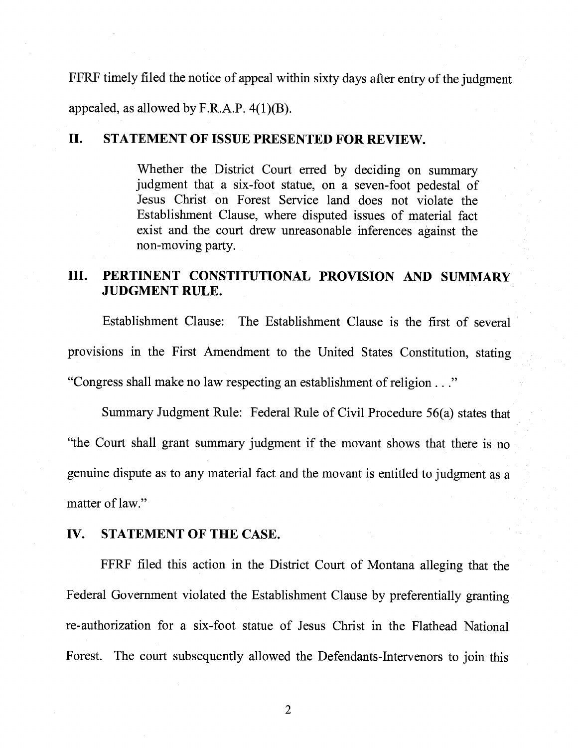FFRF timely filed the notice of appeal within sixty days after entry of the judgment appealed, as allowed by F.R.A.P. 4(1)(B).

## II. STATEMENT OF ISSUE PRESENTED FOR REVIEW.

> Whether the District Court erred by deciding on summary judgment that a six-foot statue, on a seven-foot pedestal of Jesus Christ on Forest Service land does not violate the Establishment Clause, where disputed issues of material fact exist and the court drew unreasonable inferences against the non-moving party.

## III. PERTINENT CONSTITUTIONAL PROVISION AND SUMMARY JUDGMENT RULE.

Establishment Clause: The Establishment Clause is the first of several provisions in the First Amendment to the United States Constitution, stating "Congress shall make no law respecting an establishment of religion . . ."

Summary Judgment Rule: Federal Rule of Civil Procedure 56(a) states that "the Court shall grant summary judgment if the movant shows that there is no genuine dispute as to any material fact and the movant is entitled to judgment as a matter of law."

## IV. STATEMENT OF THE CASE.

FFRF filed this action in the District Court of Montana alleging that the Federal Government violated the Establishment Clause by preferentially granting re-authorization for a six-foot statue of Jesus Christ in the Flathead National Forest. The court subsequently allowed the Defendants-Intervenors to join this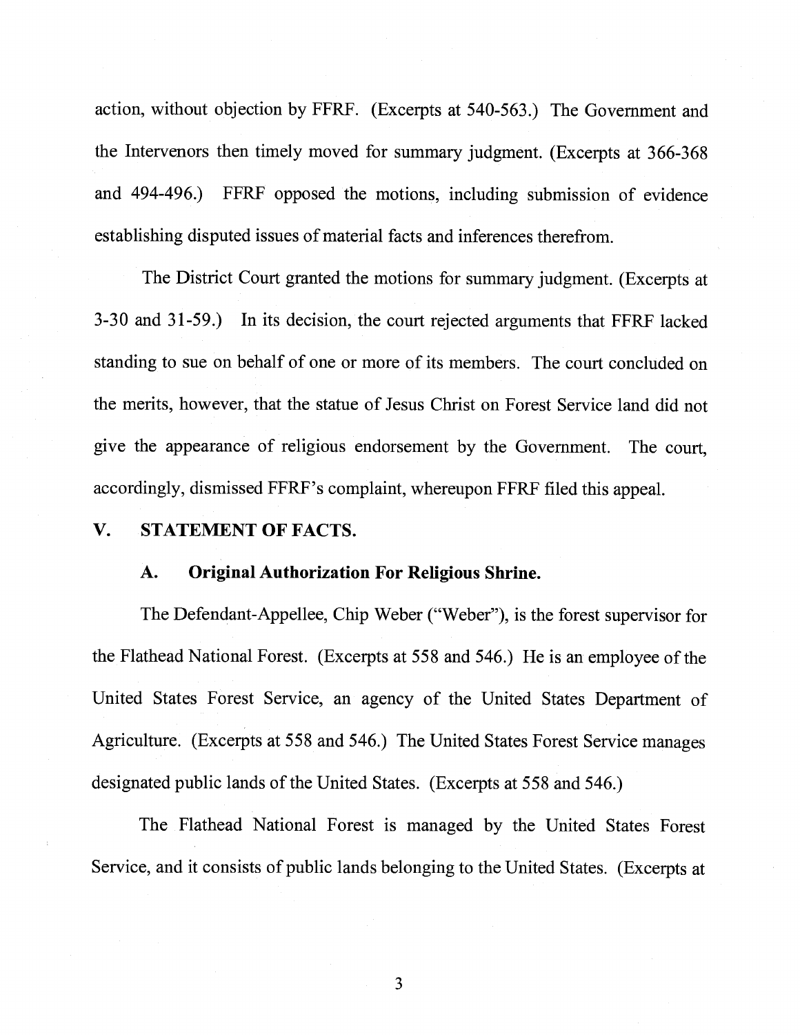action, without objection by FFRF. (Excerpts at 540-563.) The Government and the Intervenors then timely moved for summary judgment. (Excerpts at 366-368 and 494-496.) FFRF opposed the motions, including submission of evidence establishing disputed issues of material facts and inferences therefrom.

The District Court granted the motions for summary judgment. (Excerpts at 3-30 and 31-59.) In its decision, the court rejected arguments that FFRF lacked standing to sue on behalf of one or more of its members. The court concluded on the merits, however, that the statue of Jesus Christ on Forest Service land did not give the appearance of religious endorsement by the Government. The court, accordingly, dismissed FFRF's complaint, whereupon FFRF filed this appeal.

## V. STATEMENT OF FACTS.

### A. Original Authorization For Religious Shrine.

The Defendant-Appellee, Chip Weber ("Weber"), is the forest supervisor for the Flathead National Forest. (Excerpts at 558 and 546.) He is an employee of the United States Forest Service, an agency of the United States Department of Agriculture. (Excerpts at 558 and 546.) The United States Forest Service manages designated public lands of the United States. (Excerpts at 558 and 546.)

The Flathead National Forest is managed by the United States Forest Service, and it consists of public lands belonging to the United States. (Excerpts at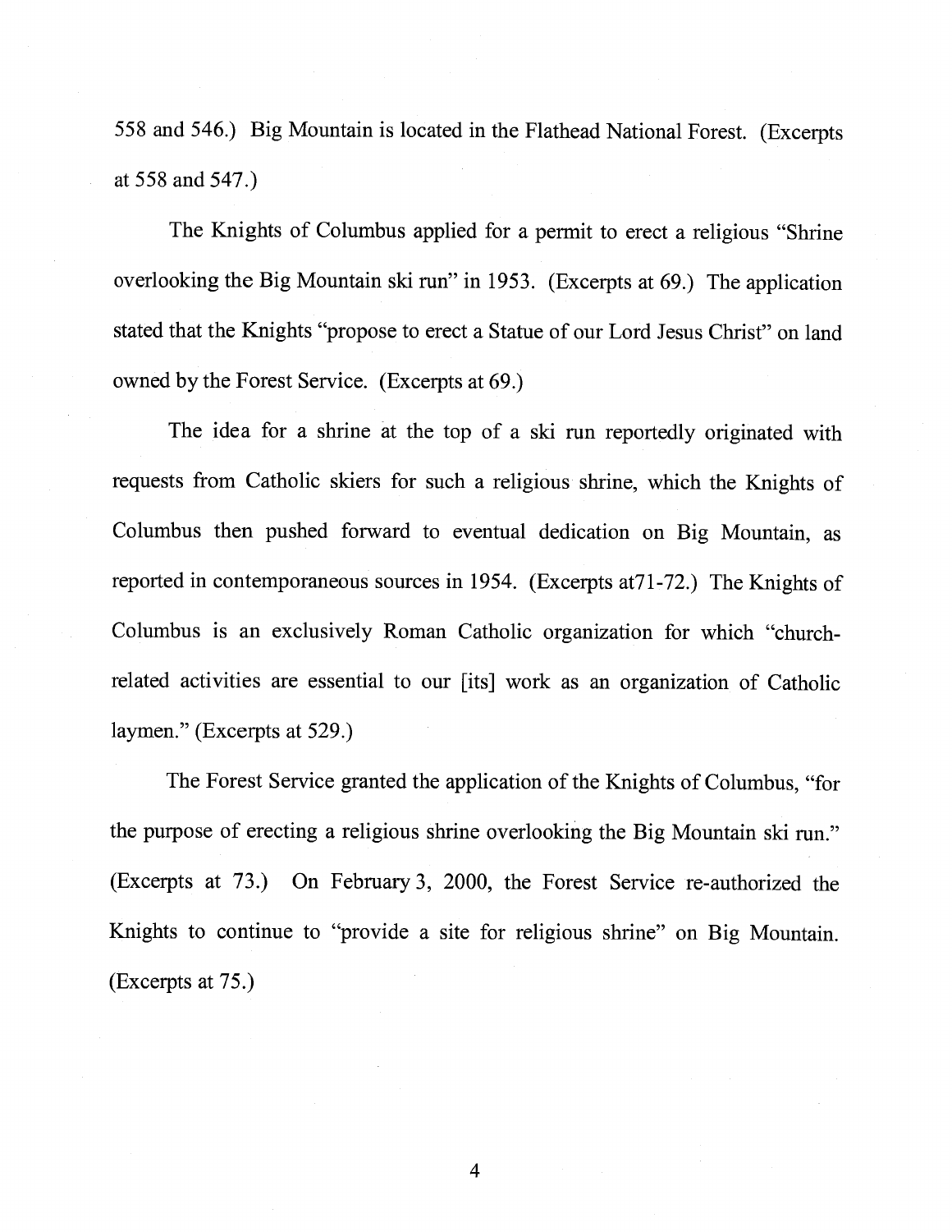558 and 546.) Big Mountain is located in the Flathead National Forest. (Excerpts at 558 and 547.)

The Knights of Columbus applied for a permit to erect a religious "Shrine overlooking the Big Mountain ski run" in 1953. (Excerpts at 69.) The application stated that the Knights "propose to erect a Statue of our Lord Jesus Christ" on land owned by the Forest Service. (Excerpts at 69.)

The idea for a shrine at the top of a ski run reportedly originated with requests from Catholic skiers for such a religious shrine, which the Knights of Columbus then pushed forward to eventual dedication on Big Mountain, as reported in contemporaneous sources in 1954. (Excerpts at71-72.) The Knights of Columbus is an exclusively Roman Catholic organization for which "church-related activities are essential to our [its] work as an organization of Catholic laymen." (Excerpts at 529.)

The Forest Service granted the application of the Knights of Columbus, "for the purpose of erecting a religious shrine overlooking the Big Mountain ski run." (Excerpts at 73.) On February 3, 2000, the Forest Service re-authorized the Knights to continue to "provide a site for religious shrine" on Big Mountain. (Excerpts at 75.)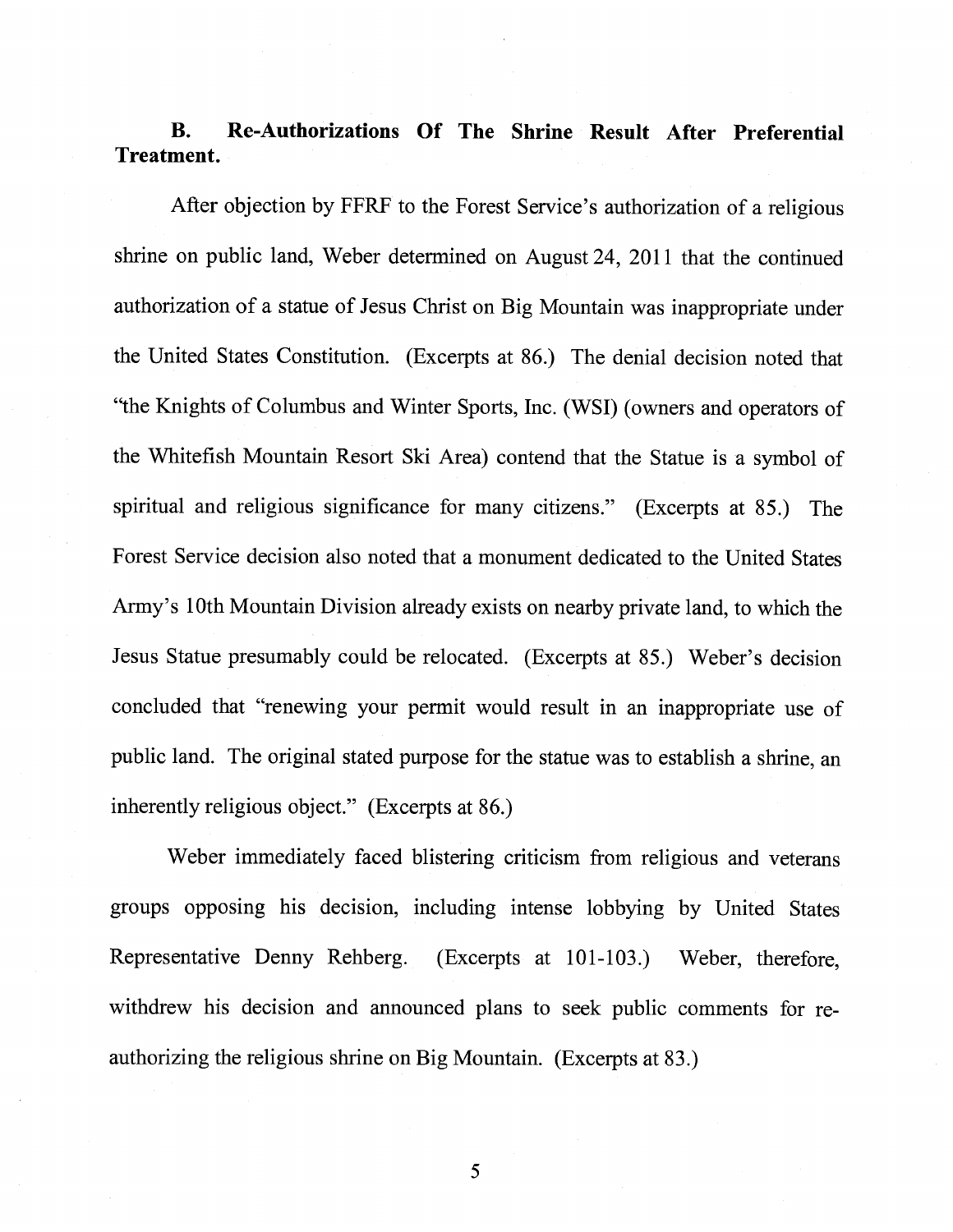### B. Re-Authorizations Of The Shrine Result After Preferential Treatment.

After objection by FFRF to the Forest Service's authorization of a religious shrine on public land, Weber determined on August 24, 2011 that the continued authorization of a statue of Jesus Christ on Big Mountain was inappropriate under the United States Constitution. (Excerpts at 86.) The denial decision noted that "the Knights of Columbus and Winter Sports, Inc. (WSI) (owners and operators of the Whitefish Mountain Resort Ski Area) contend that the Statue is a symbol of spiritual and religious significance for many citizens." (Excerpts at 85.) The Forest Service decision also noted that a monument dedicated to the United States Army's 10th Mountain Division already exists on nearby private land, to which the Jesus Statue presumably could be relocated. (Excerpts at 85.) Weber's decision concluded that "renewing your permit would result in an inappropriate use of public land. The original stated purpose for the statue was to establish a shrine, an inherently religious object." (Excerpts at 86.)

Weber immediately faced blistering criticism from religious and veterans groups opposing his decision, including intense lobbying by United States Representative Denny Rehberg. (Excerpts at 101-103.) Weber, therefore, withdrew his decision and announced plans to seek public comments for re-authorizing the religious shrine on Big Mountain. (Excerpts at 83.)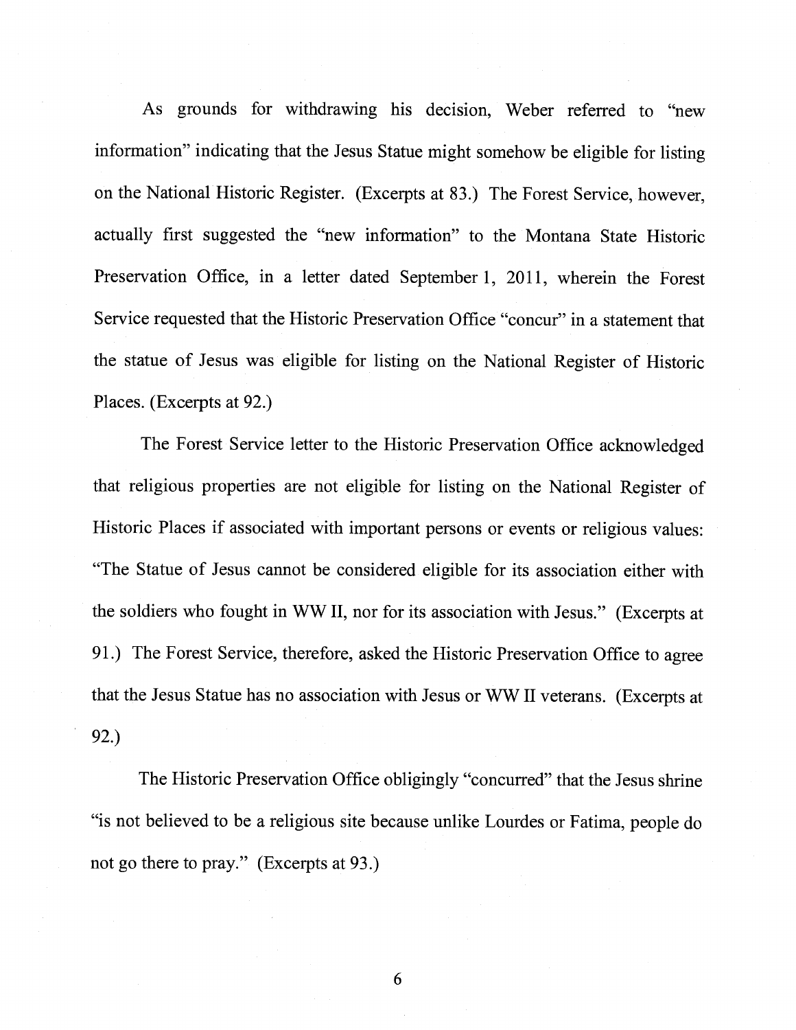As grounds for withdrawing his decision, Weber referred to "new information" indicating that the Jesus Statue might somehow be eligible for listing on the National Historic Register. (Excerpts at 83.) The Forest Service, however, actually first suggested the "new information" to the Montana State Historic Preservation Office, in a letter dated September 1, 2011, wherein the Forest Service requested that the Historic Preservation Office "concur" in a statement that the statue of Jesus was eligible for listing on the National Register of Historic Places. (Excerpts at 92.)

The Forest Service letter to the Historic Preservation Office acknowledged that religious properties are not eligible for listing on the National Register of Historic Places if associated with important persons or events or religious values: "The Statue of Jesus cannot be considered eligible for its association either with the soldiers who fought in WW II, nor for its association with Jesus." (Excerpts at 91.) The Forest Service, therefore, asked the Historic Preservation Office to agree that the Jesus Statue has no association with Jesus or WW II veterans. (Excerpts at 92.)

The Historic Preservation Office obligingly "concurred" that the Jesus shrine "is not believed to be a religious site because unlike Lourdes or Fatima, people do not go there to pray." (Excerpts at 93.)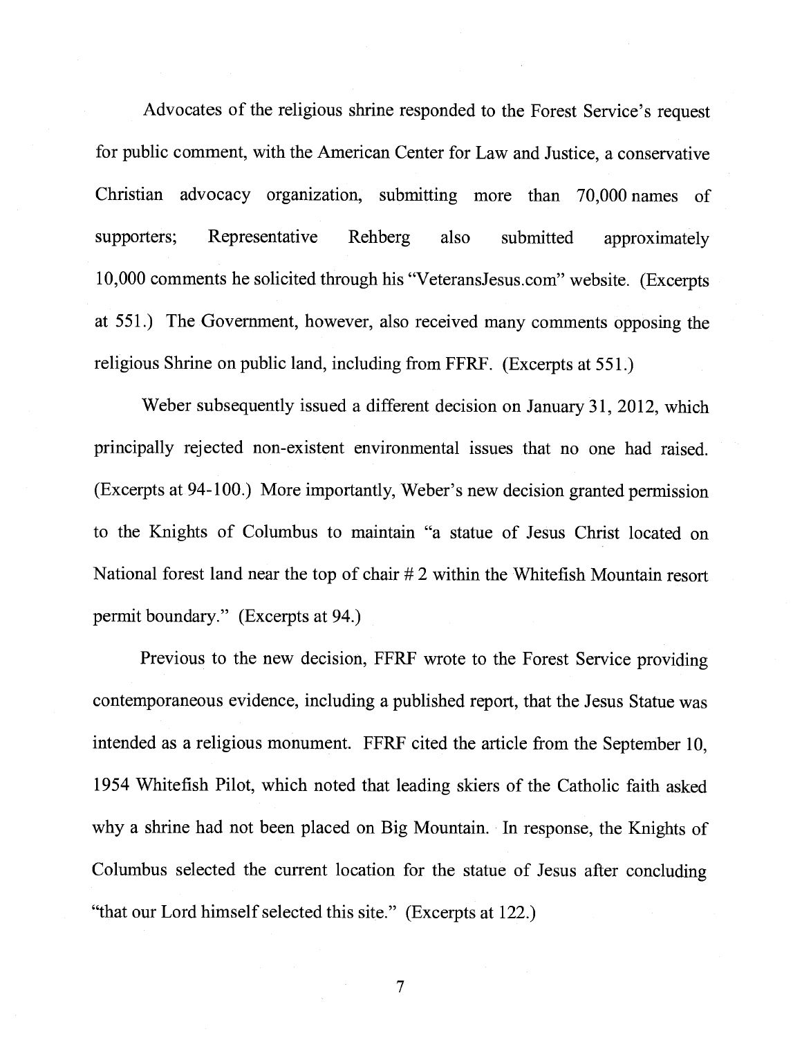Advocates of the religious shrine responded to the Forest Service's request for public comment, with the American Center for Law and Justice, a conservative Christian advocacy organization, submitting more than 70,000 names of supporters; Representative Rehberg also submitted approximately 10,000 comments he solicited through his "VeteransJesus.com" website. (Excerpts at 551.) The Government, however, also received many comments opposing the religious Shrine on public land, including from FFRF. (Excerpts at 551.)

Weber subsequently issued a different decision on January 31, 2012, which principally rejected non-existent environmental issues that no one had raised. (Excerpts at 94-100.) More importantly, Weber's new decision granted permission to the Knights of Columbus to maintain "a statue of Jesus Christ located on National forest land near the top of chair # 2 within the Whitefish Mountain resort permit boundary." (Excerpts at 94.)

Previous to the new decision, FFRF wrote to the Forest Service providing contemporaneous evidence, including a published report, that the Jesus Statue was intended as a religious monument. FFRF cited the article from the September 10, 1954 Whitefish Pilot, which noted that leading skiers of the Catholic faith asked why a shrine had not been placed on Big Mountain. In response, the Knights of Columbus selected the current location for the statue of Jesus after concluding "that our Lord himself selected this site." (Excerpts at 122.)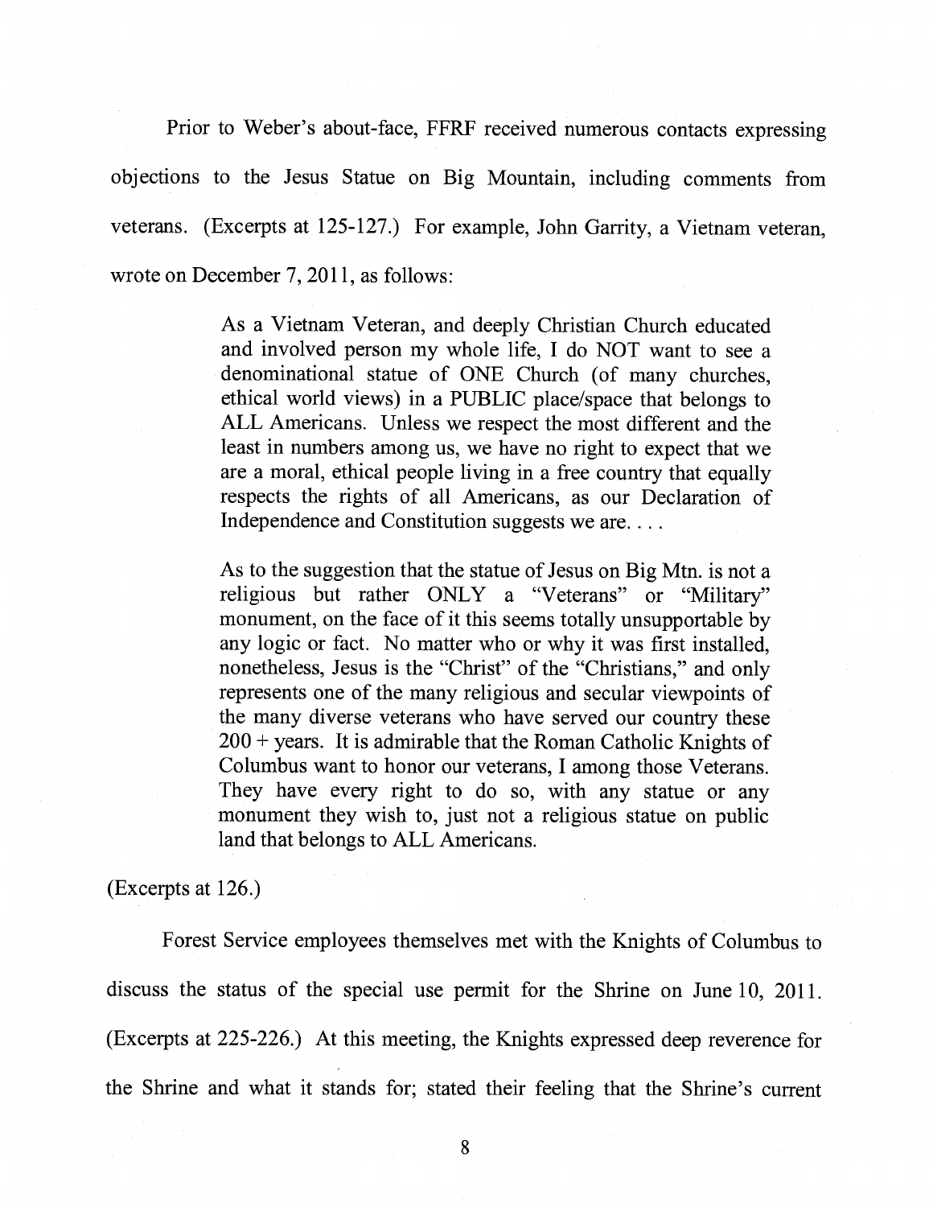Prior to Weber's about-face, FFRF received numerous contacts expressing objections to the Jesus Statue on Big Mountain, including comments from veterans. (Excerpts at 125-127.) For example, John Garrity, a Vietnam veteran, wrote on December 7, 2011, as follows:

> As a Vietnam Veteran, and deeply Christian Church educated and involved person my whole life, I do NOT want to see a denominational statue of ONE Church (of many churches, ethical world views) in a PUBLIC place/space that belongs to ALL Americans. Unless we respect the most different and the least in numbers among us, we have no right to expect that we are a moral, ethical people living in a free country that equally respects the rights of all Americans, as our Declaration of Independence and Constitution suggests we are. . . .
>
> As to the suggestion that the statue of Jesus on Big Mtn. is not a religious but rather ONLY a "Veterans" or "Military" monument, on the face of it this seems totally unsupportable by any logic or fact. No matter who or why it was first installed, nonetheless, Jesus is the "Christ" of the "Christians," and only represents one of the many religious and secular viewpoints of the many diverse veterans who have served our country these 200 + years. It is admirable that the Roman Catholic Knights of Columbus want to honor our veterans, I among those Veterans. They have every right to do so, with any statue or any monument they wish to, just not a religious statue on public land that belongs to ALL Americans.

(Excerpts at 126.)

Forest Service employees themselves met with the Knights of Columbus to discuss the status of the special use permit for the Shrine on June 10, 2011. (Excerpts at 225-226.) At this meeting, the Knights expressed deep reverence for the Shrine and what it stands for; stated their feeling that the Shrine's current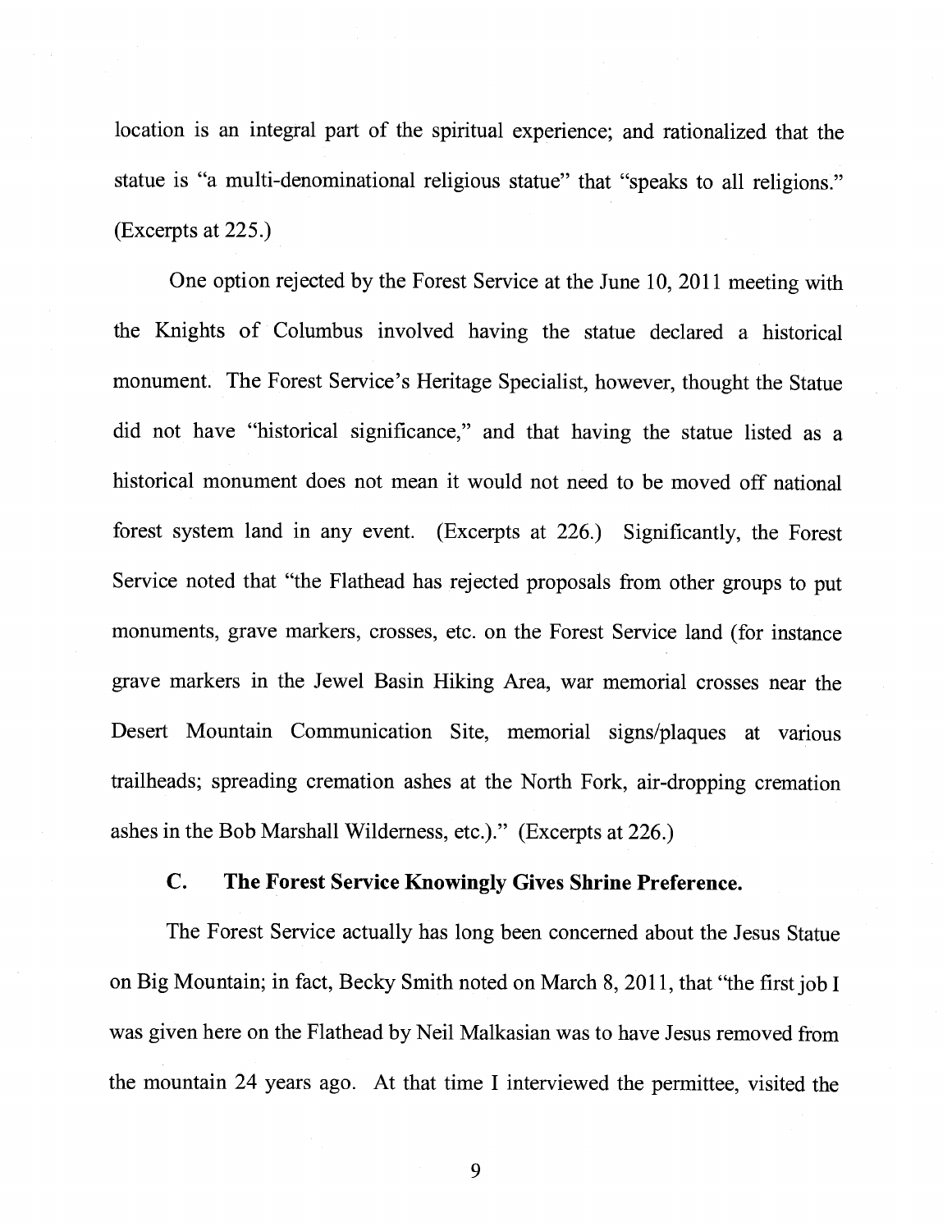location is an integral part of the spiritual experience; and rationalized that the statue is "a multi-denominational religious statue" that "speaks to all religions." (Excerpts at 225.)

One option rejected by the Forest Service at the June 10, 2011 meeting with the Knights of Columbus involved having the statue declared a historical monument. The Forest Service's Heritage Specialist, however, thought the Statue did not have "historical significance," and that having the statue listed as a historical monument does not mean it would not need to be moved off national forest system land in any event. (Excerpts at 226.) Significantly, the Forest Service noted that "the Flathead has rejected proposals from other groups to put monuments, grave markers, crosses, etc. on the Forest Service land (for instance grave markers in the Jewel Basin Hiking Area, war memorial crosses near the Desert Mountain Communication Site, memorial signs/plaques at various trailheads; spreading cremation ashes at the North Fork, air-dropping cremation ashes in the Bob Marshall Wilderness, etc.)." (Excerpts at 226.)

### C. The Forest Service Knowingly Gives Shrine Preference.

The Forest Service actually has long been concerned about the Jesus Statue on Big Mountain; in fact, Becky Smith noted on March 8, 2011, that "the first job I was given here on the Flathead by Neil Malkasian was to have Jesus removed from the mountain 24 years ago. At that time I interviewed the permittee, visited the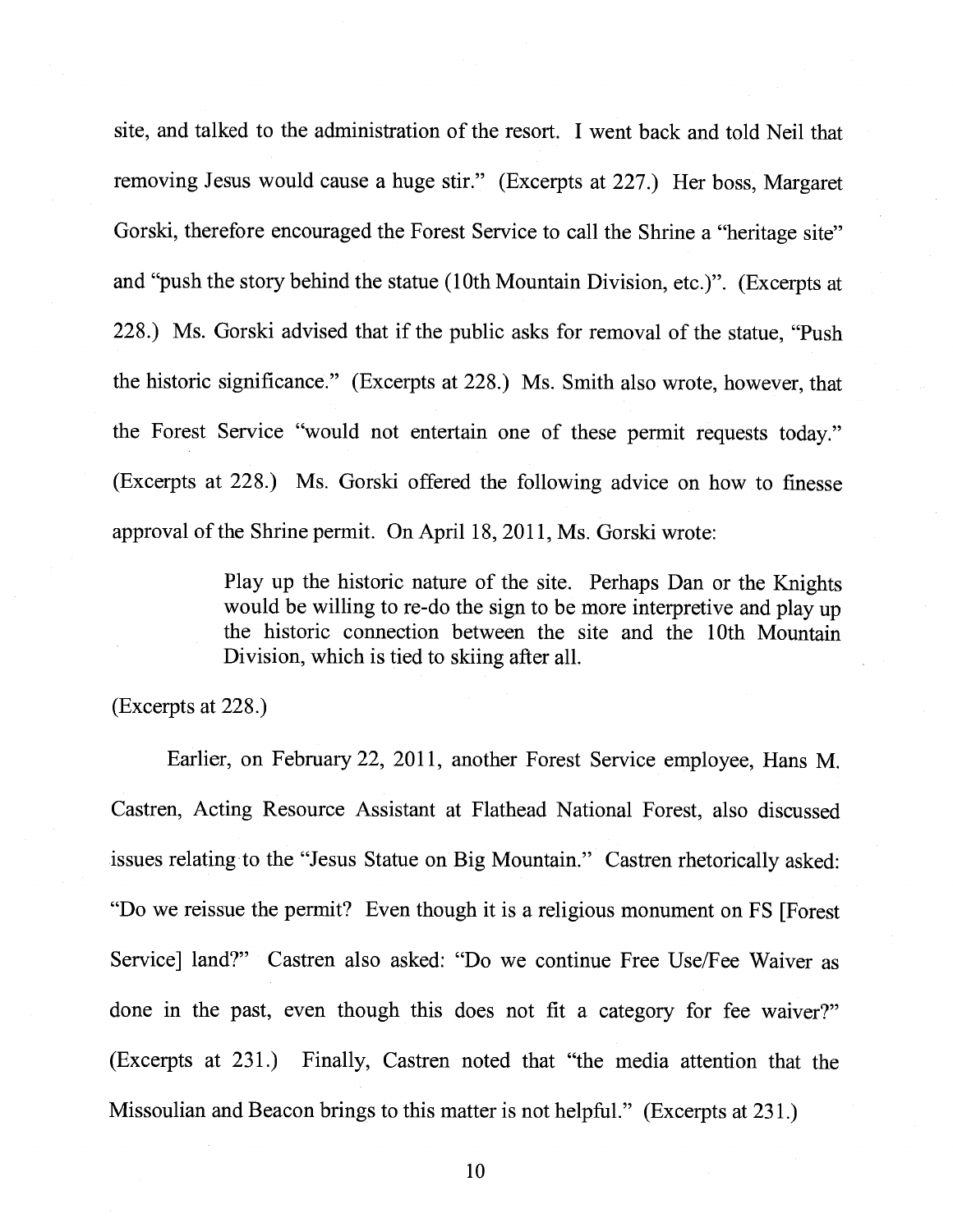site, and talked to the administration of the resort. I went back and told Neil that removing Jesus would cause a huge stir." (Excerpts at 227.) Her boss, Margaret Gorski, therefore encouraged the Forest Service to call the Shrine a "heritage site" and "push the story behind the statue (10th Mountain Division, etc.)". (Excerpts at 228.) Ms. Gorski advised that if the public asks for removal of the statue, "Push the historic significance." (Excerpts at 228.) Ms. Smith also wrote, however, that the Forest Service "would not entertain one of these permit requests today." (Excerpts at 228.) Ms. Gorski offered the following advice on how to finesse approval of the Shrine permit. On April 18, 2011, Ms. Gorski wrote:

> Play up the historic nature of the site. Perhaps Dan or the Knights would be willing to re-do the sign to be more interpretive and play up the historic connection between the site and the 10th Mountain Division, which is tied to skiing after all.

(Excerpts at 228.)

Earlier, on February 22, 2011, another Forest Service employee, Hans M. Castren, Acting Resource Assistant at Flathead National Forest, also discussed issues relating to the "Jesus Statue on Big Mountain." Castren rhetorically asked: "Do we reissue the permit? Even though it is a religious monument on FS [Forest Service] land?" Castren also asked: "Do we continue Free Use/Fee Waiver as done in the past, even though this does not fit a category for fee waiver?" (Excerpts at 231.) Finally, Castren noted that "the media attention that the Missoulian and Beacon brings to this matter is not helpful." (Excerpts at 231.)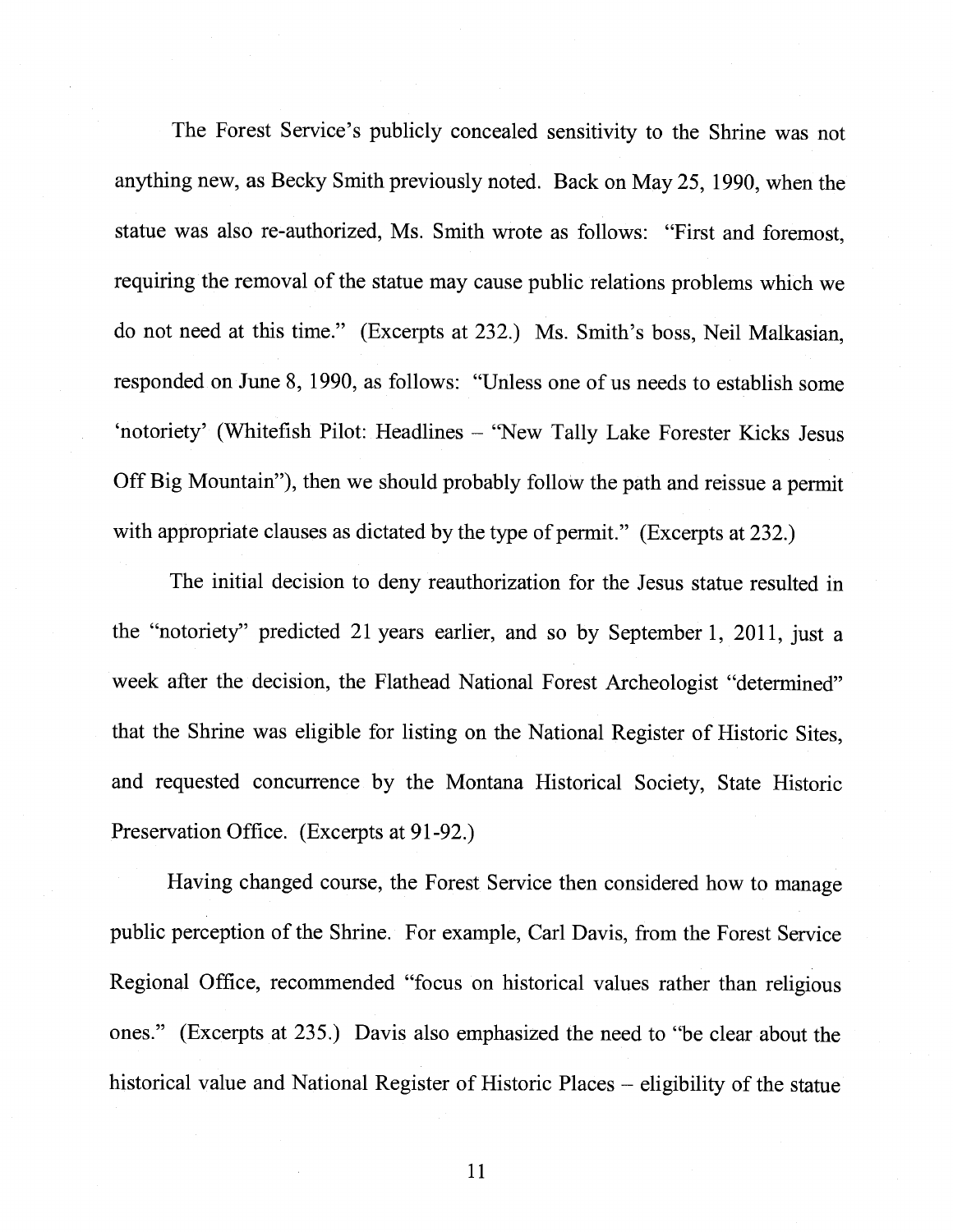The Forest Service's publicly concealed sensitivity to the Shrine was not anything new, as Becky Smith previously noted. Back on May 25, 1990, when the statue was also re-authorized, Ms. Smith wrote as follows: "First and foremost, requiring the removal of the statue may cause public relations problems which we do not need at this time." (Excerpts at 232.) Ms. Smith's boss, Neil Malkasian, responded on June 8, 1990, as follows: "Unless one of us needs to establish some 'notoriety' (Whitefish Pilot: Headlines – "New Tally Lake Forester Kicks Jesus Off Big Mountain"), then we should probably follow the path and reissue a permit with appropriate clauses as dictated by the type of permit." (Excerpts at 232.)

The initial decision to deny reauthorization for the Jesus statue resulted in the "notoriety" predicted 21 years earlier, and so by September 1, 2011, just a week after the decision, the Flathead National Forest Archeologist "determined" that the Shrine was eligible for listing on the National Register of Historic Sites, and requested concurrence by the Montana Historical Society, State Historic Preservation Office. (Excerpts at 91-92.)

Having changed course, the Forest Service then considered how to manage public perception of the Shrine. For example, Carl Davis, from the Forest Service Regional Office, recommended "focus on historical values rather than religious ones." (Excerpts at 235.) Davis also emphasized the need to "be clear about the historical value and National Register of Historic Places – eligibility of the statue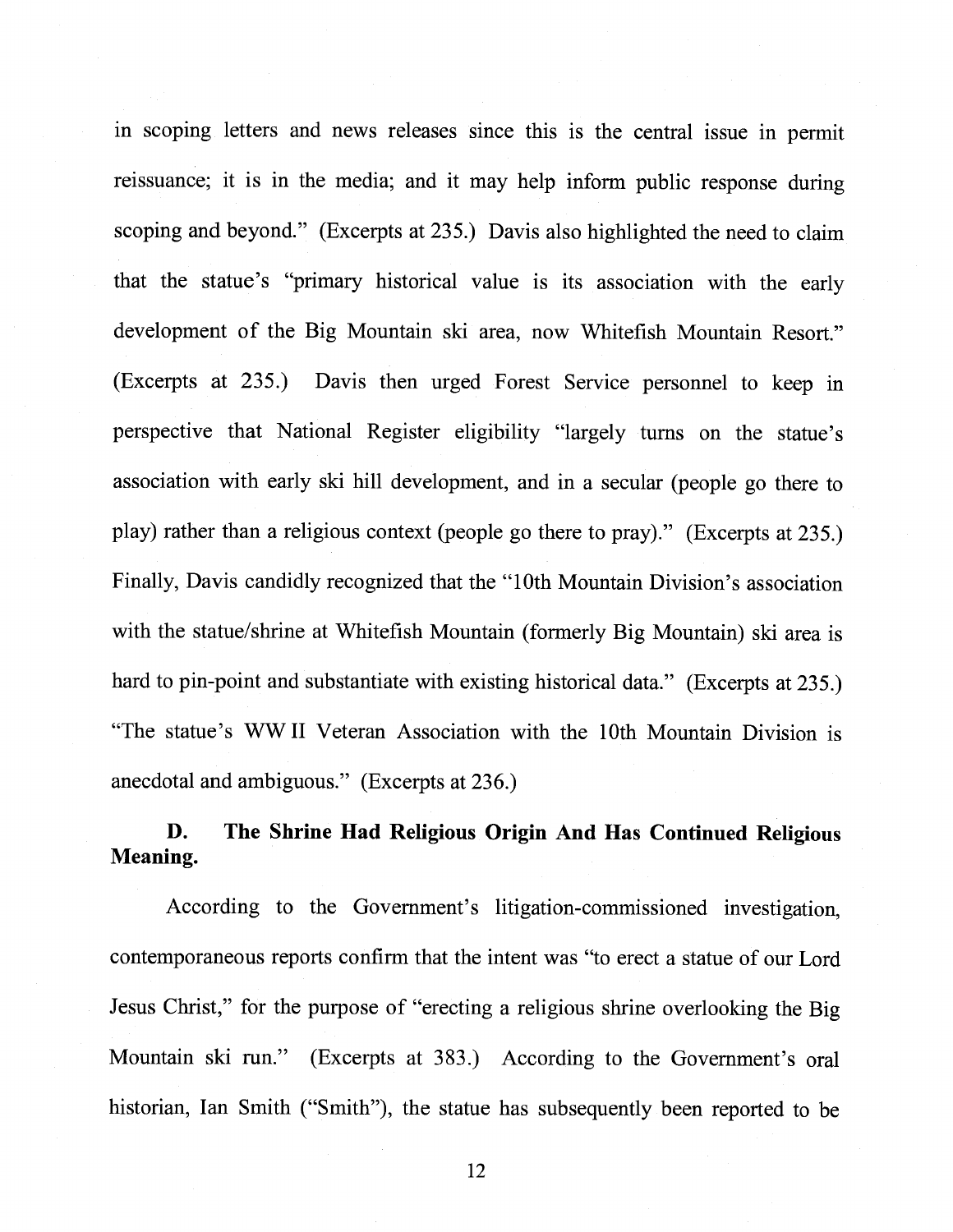in scoping letters and news releases since this is the central issue in permit reissuance; it is in the media; and it may help inform public response during scoping and beyond." (Excerpts at 235.) Davis also highlighted the need to claim that the statue's "primary historical value is its association with the early development of the Big Mountain ski area, now Whitefish Mountain Resort." (Excerpts at 235.) Davis then urged Forest Service personnel to keep in perspective that National Register eligibility "largely turns on the statue's association with early ski hill development, and in a secular (people go there to play) rather than a religious context (people go there to pray)." (Excerpts at 235.) Finally, Davis candidly recognized that the "10th Mountain Division's association with the statue/shrine at Whitefish Mountain (formerly Big Mountain) ski area is hard to pin-point and substantiate with existing historical data." (Excerpts at 235.) "The statue's WW II Veteran Association with the 10th Mountain Division is anecdotal and ambiguous." (Excerpts at 236.)

### D. The Shrine Had Religious Origin And Has Continued Religious Meaning.

According to the Government's litigation-commissioned investigation, contemporaneous reports confirm that the intent was "to erect a statue of our Lord Jesus Christ," for the purpose of "erecting a religious shrine overlooking the Big Mountain ski run." (Excerpts at 383.) According to the Government's oral historian, Ian Smith ("Smith"), the statue has subsequently been reported to be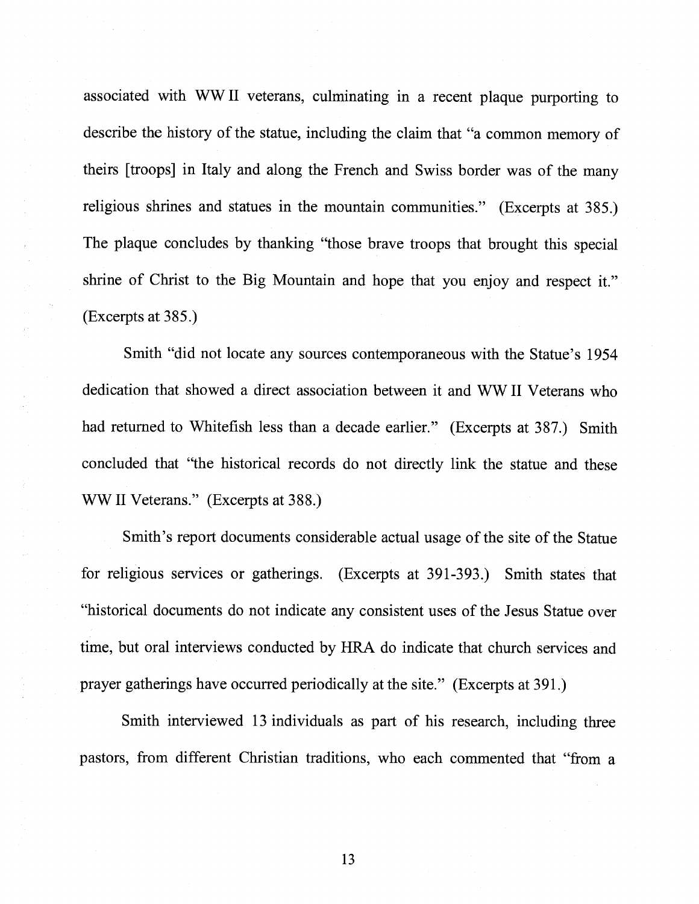associated with WW II veterans, culminating in a recent plaque purporting to describe the history of the statue, including the claim that "a common memory of theirs [troops] in Italy and along the French and Swiss border was of the many religious shrines and statues in the mountain communities." (Excerpts at 385.) The plaque concludes by thanking "those brave troops that brought this special shrine of Christ to the Big Mountain and hope that you enjoy and respect it." (Excerpts at 385.)

Smith "did not locate any sources contemporaneous with the Statue's 1954 dedication that showed a direct association between it and WW II Veterans who had returned to Whitefish less than a decade earlier." (Excerpts at 387.) Smith concluded that "the historical records do not directly link the statue and these WW II Veterans." (Excerpts at 388.)

Smith's report documents considerable actual usage of the site of the Statue for religious services or gatherings. (Excerpts at 391-393.) Smith states that "historical documents do not indicate any consistent uses of the Jesus Statue over time, but oral interviews conducted by HRA do indicate that church services and prayer gatherings have occurred periodically at the site." (Excerpts at 391.)

Smith interviewed 13 individuals as part of his research, including three pastors, from different Christian traditions, who each commented that "from a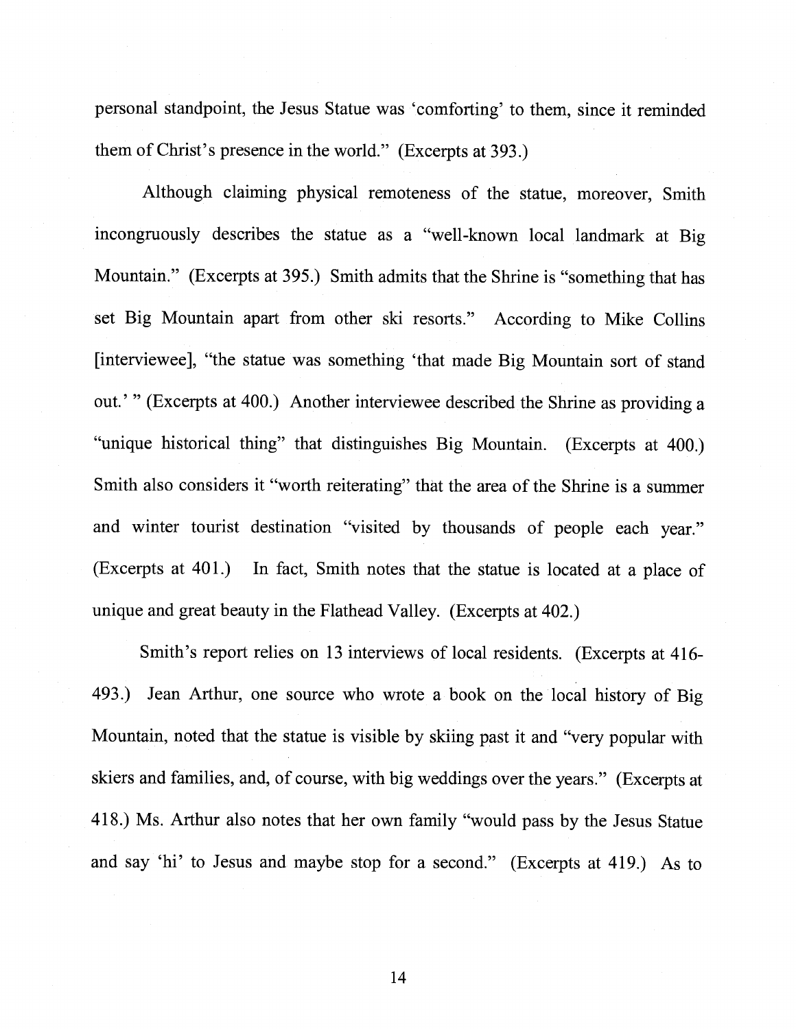personal standpoint, the Jesus Statue was 'comforting' to them, since it reminded them of Christ's presence in the world." (Excerpts at 393.)

Although claiming physical remoteness of the statue, moreover, Smith incongruously describes the statue as a "well-known local landmark at Big Mountain." (Excerpts at 395.) Smith admits that the Shrine is "something that has set Big Mountain apart from other ski resorts." According to Mike Collins [interviewee], "the statue was something 'that made Big Mountain sort of stand out.' " (Excerpts at 400.) Another interviewee described the Shrine as providing a "unique historical thing" that distinguishes Big Mountain. (Excerpts at 400.) Smith also considers it "worth reiterating" that the area of the Shrine is a summer and winter tourist destination "visited by thousands of people each year." (Excerpts at 401.) In fact, Smith notes that the statue is located at a place of unique and great beauty in the Flathead Valley. (Excerpts at 402.)

Smith's report relies on 13 interviews of local residents. (Excerpts at 416-493.) Jean Arthur, one source who wrote a book on the local history of Big Mountain, noted that the statue is visible by skiing past it and "very popular with skiers and families, and, of course, with big weddings over the years." (Excerpts at 418.) Ms. Arthur also notes that her own family "would pass by the Jesus Statue and say 'hi' to Jesus and maybe stop for a second." (Excerpts at 419.) As to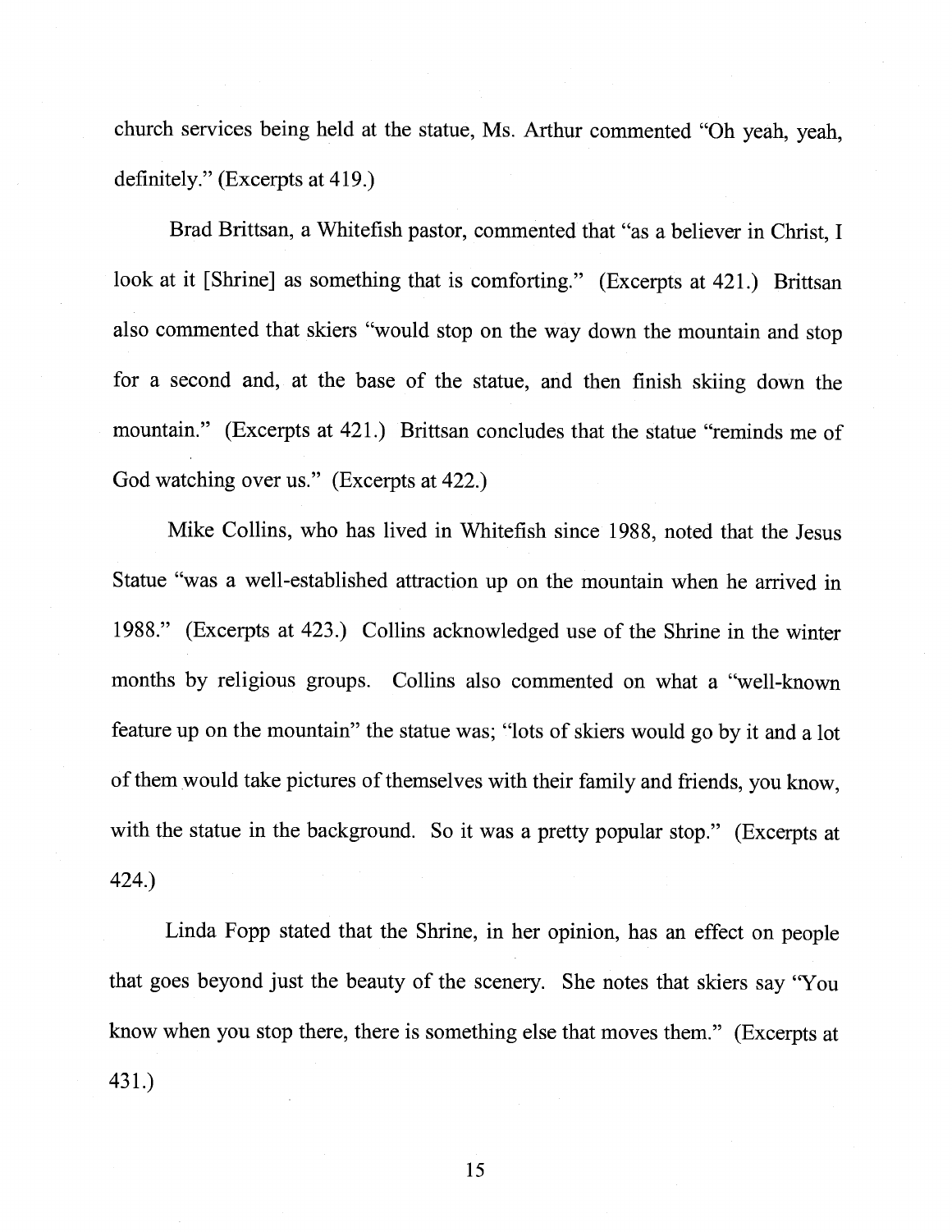church services being held at the statue, Ms. Arthur commented "Oh yeah, yeah, definitely." (Excerpts at 419.)

Brad Brittsan, a Whitefish pastor, commented that "as a believer in Christ, I look at it [Shrine] as something that is comforting." (Excerpts at 421.) Brittsan also commented that skiers "would stop on the way down the mountain and stop for a second and, at the base of the statue, and then finish skiing down the mountain." (Excerpts at 421.) Brittsan concludes that the statue "reminds me of God watching over us." (Excerpts at 422.)

Mike Collins, who has lived in Whitefish since 1988, noted that the Jesus Statue "was a well-established attraction up on the mountain when he arrived in 1988." (Excerpts at 423.) Collins acknowledged use of the Shrine in the winter months by religious groups. Collins also commented on what a "well-known feature up on the mountain" the statue was; "lots of skiers would go by it and a lot of them would take pictures of themselves with their family and friends, you know, with the statue in the background. So it was a pretty popular stop." (Excerpts at 424.)

Linda Fopp stated that the Shrine, in her opinion, has an effect on people that goes beyond just the beauty of the scenery. She notes that skiers say "You know when you stop there, there is something else that moves them." (Excerpts at 431.)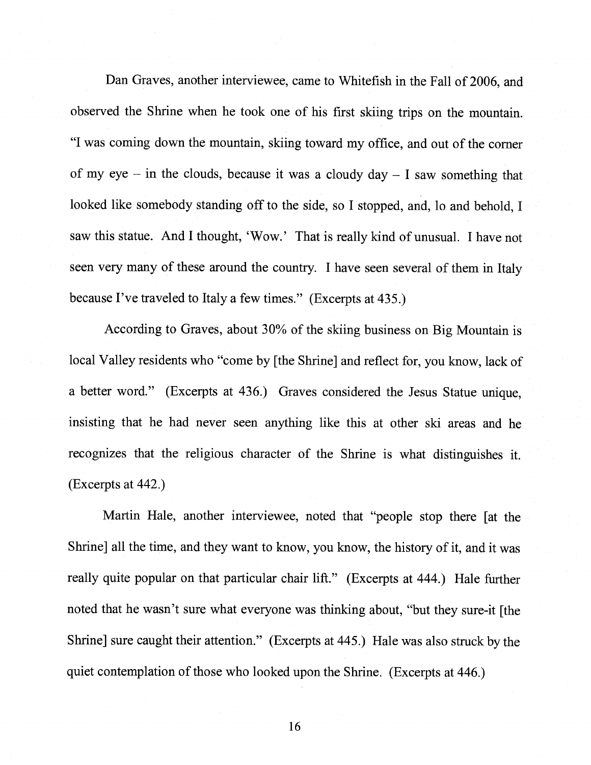Dan Graves, another interviewee, came to Whitefish in the Fall of 2006, and observed the Shrine when he took one of his first skiing trips on the mountain. "I was coming down the mountain, skiing toward my office, and out of the corner of my eye – in the clouds, because it was a cloudy day – I saw something that looked like somebody standing off to the side, so I stopped, and, lo and behold, I saw this statue. And I thought, 'Wow.' That is really kind of unusual. I have not seen very many of these around the country. I have seen several of them in Italy because I've traveled to Italy a few times." (Excerpts at 435.)

According to Graves, about 30% of the skiing business on Big Mountain is local Valley residents who "come by [the Shrine] and reflect for, you know, lack of a better word." (Excerpts at 436.) Graves considered the Jesus Statue unique, insisting that he had never seen anything like this at other ski areas and he recognizes that the religious character of the Shrine is what distinguishes it. (Excerpts at 442.)

Martin Hale, another interviewee, noted that "people stop there [at the Shrine] all the time, and they want to know, you know, the history of it, and it was really quite popular on that particular chair lift." (Excerpts at 444.) Hale further noted that he wasn't sure what everyone was thinking about, "but they sure-it [the Shrine] sure caught their attention." (Excerpts at 445.) Hale was also struck by the quiet contemplation of those who looked upon the Shrine. (Excerpts at 446.)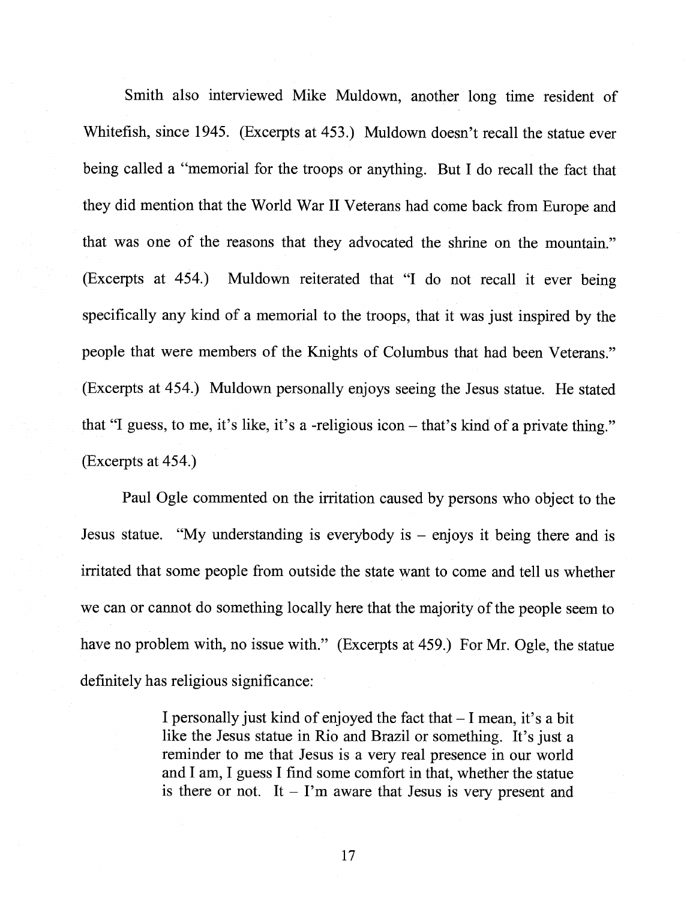Smith also interviewed Mike Muldown, another long time resident of Whitefish, since 1945. (Excerpts at 453.) Muldown doesn't recall the statue ever being called a "memorial for the troops or anything. But I do recall the fact that they did mention that the World War II Veterans had come back from Europe and that was one of the reasons that they advocated the shrine on the mountain." (Excerpts at 454.) Muldown reiterated that "I do not recall it ever being specifically any kind of a memorial to the troops, that it was just inspired by the people that were members of the Knights of Columbus that had been Veterans." (Excerpts at 454.) Muldown personally enjoys seeing the Jesus statue. He stated that "I guess, to me, it's like, it's a -religious icon – that's kind of a private thing." (Excerpts at 454.)

Paul Ogle commented on the irritation caused by persons who object to the Jesus statue. "My understanding is everybody is – enjoys it being there and is irritated that some people from outside the state want to come and tell us whether we can or cannot do something locally here that the majority of the people seem to have no problem with, no issue with." (Excerpts at 459.) For Mr. Ogle, the statue definitely has religious significance:

> I personally just kind of enjoyed the fact that – I mean, it's a bit like the Jesus statue in Rio and Brazil or something. It's just a reminder to me that Jesus is a very real presence in our world and I am, I guess I find some comfort in that, whether the statue is there or not. It – I'm aware that Jesus is very present and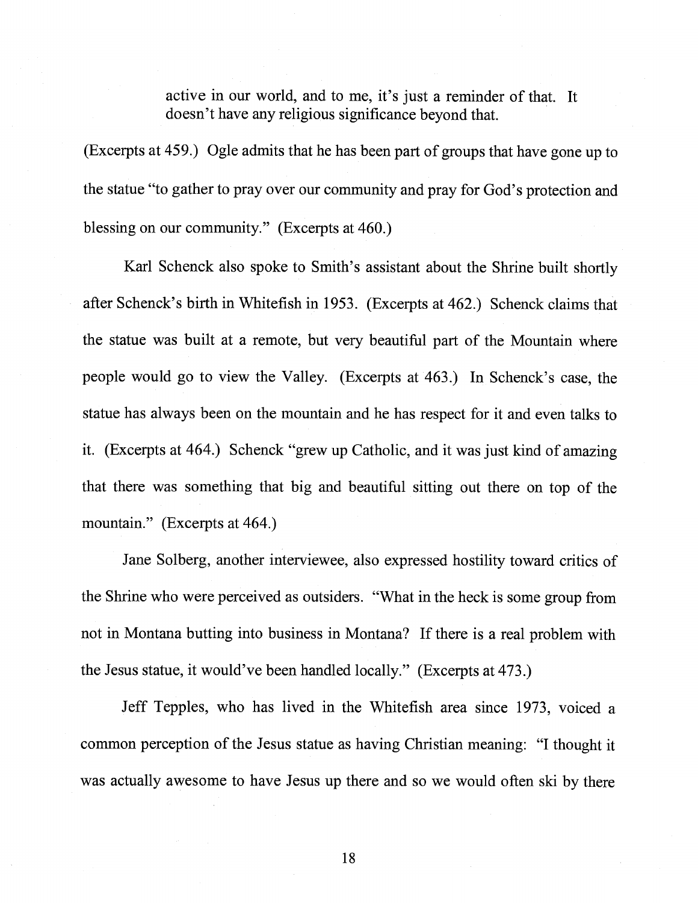> active in our world, and to me, it's just a reminder of that. It doesn't have any religious significance beyond that.

(Excerpts at 459.) Ogle admits that he has been part of groups that have gone up to the statue "to gather to pray over our community and pray for God's protection and blessing on our community." (Excerpts at 460.)

Karl Schenck also spoke to Smith's assistant about the Shrine built shortly after Schenck's birth in Whitefish in 1953. (Excerpts at 462.) Schenck claims that the statue was built at a remote, but very beautiful part of the Mountain where people would go to view the Valley. (Excerpts at 463.) In Schenck's case, the statue has always been on the mountain and he has respect for it and even talks to it. (Excerpts at 464.) Schenck "grew up Catholic, and it was just kind of amazing that there was something that big and beautiful sitting out there on top of the mountain." (Excerpts at 464.)

Jane Solberg, another interviewee, also expressed hostility toward critics of the Shrine who were perceived as outsiders. "What in the heck is some group from not in Montana butting into business in Montana? If there is a real problem with the Jesus statue, it would've been handled locally." (Excerpts at 473.)

Jeff Tepples, who has lived in the Whitefish area since 1973, voiced a common perception of the Jesus statue as having Christian meaning: "I thought it was actually awesome to have Jesus up there and so we would often ski by there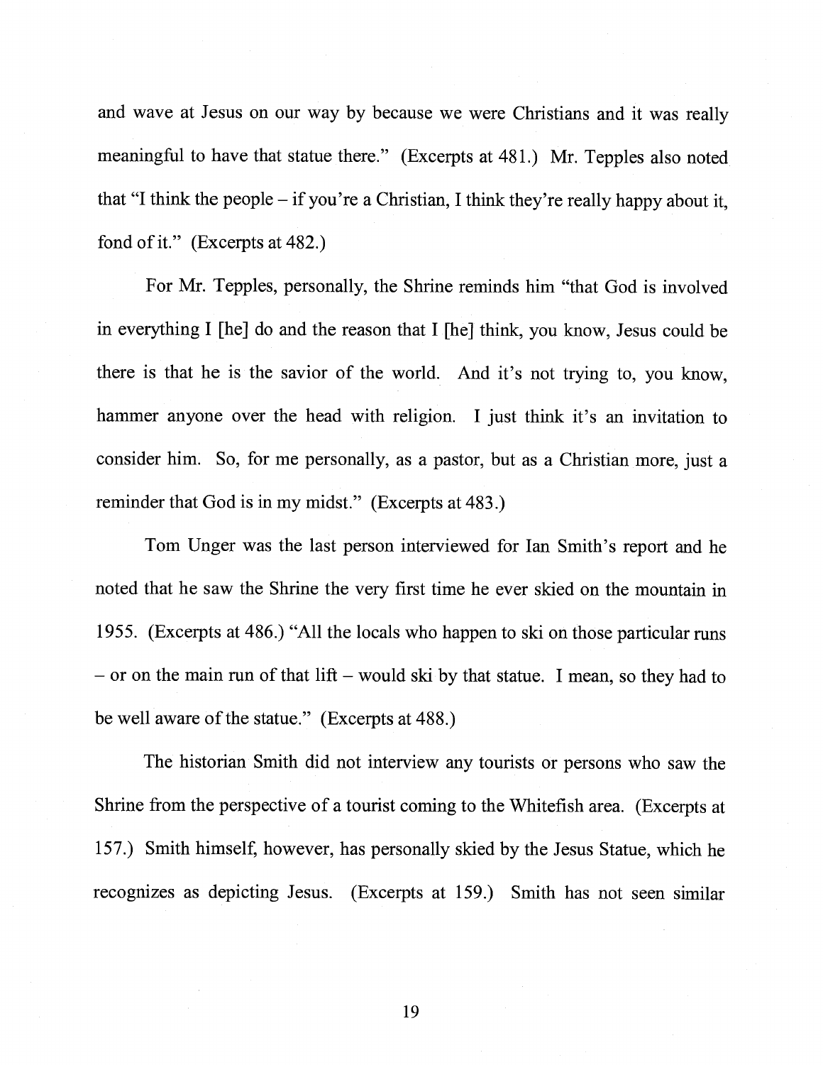and wave at Jesus on our way by because we were Christians and it was really meaningful to have that statue there." (Excerpts at 481.) Mr. Tepples also noted that "I think the people – if you're a Christian, I think they're really happy about it, fond of it." (Excerpts at 482.)

For Mr. Tepples, personally, the Shrine reminds him "that God is involved in everything I [he] do and the reason that I [he] think, you know, Jesus could be there is that he is the savior of the world. And it's not trying to, you know, hammer anyone over the head with religion. I just think it's an invitation to consider him. So, for me personally, as a pastor, but as a Christian more, just a reminder that God is in my midst." (Excerpts at 483.)

Tom Unger was the last person interviewed for Ian Smith's report and he noted that he saw the Shrine the very first time he ever skied on the mountain in 1955. (Excerpts at 486.) "All the locals who happen to ski on those particular runs – or on the main run of that lift – would ski by that statue. I mean, so they had to be well aware of the statue." (Excerpts at 488.)

The historian Smith did not interview any tourists or persons who saw the Shrine from the perspective of a tourist coming to the Whitefish area. (Excerpts at 157.) Smith himself, however, has personally skied by the Jesus Statue, which he recognizes as depicting Jesus. (Excerpts at 159.) Smith has not seen similar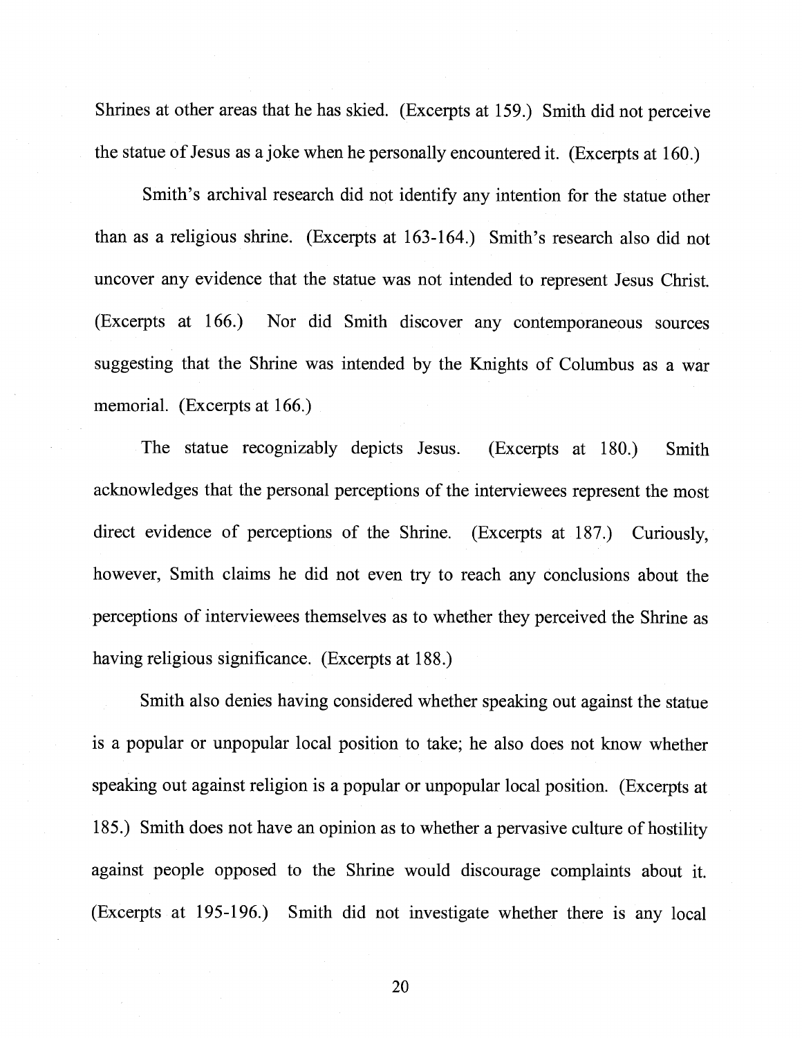Shrines at other areas that he has skied. (Excerpts at 159.) Smith did not perceive the statue of Jesus as a joke when he personally encountered it. (Excerpts at 160.)

Smith's archival research did not identify any intention for the statue other than as a religious shrine. (Excerpts at 163-164.) Smith's research also did not uncover any evidence that the statue was not intended to represent Jesus Christ. (Excerpts at 166.) Nor did Smith discover any contemporaneous sources suggesting that the Shrine was intended by the Knights of Columbus as a war memorial. (Excerpts at 166.)

The statue recognizably depicts Jesus. (Excerpts at 180.) Smith acknowledges that the personal perceptions of the interviewees represent the most direct evidence of perceptions of the Shrine. (Excerpts at 187.) Curiously, however, Smith claims he did not even try to reach any conclusions about the perceptions of interviewees themselves as to whether they perceived the Shrine as having religious significance. (Excerpts at 188.)

Smith also denies having considered whether speaking out against the statue is a popular or unpopular local position to take; he also does not know whether speaking out against religion is a popular or unpopular local position. (Excerpts at 185.) Smith does not have an opinion as to whether a pervasive culture of hostility against people opposed to the Shrine would discourage complaints about it. (Excerpts at 195-196.) Smith did not investigate whether there is any local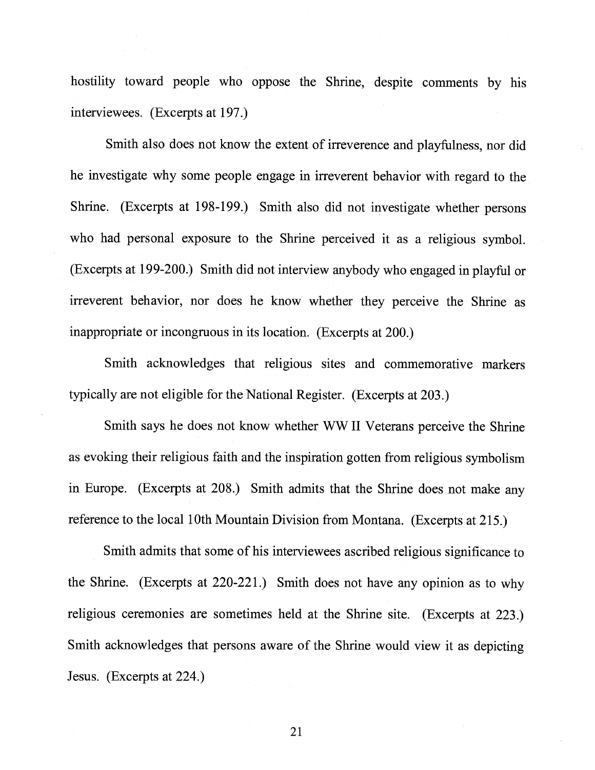hostility toward people who oppose the Shrine, despite comments by his interviewees. (Excerpts at 197.)

Smith also does not know the extent of irreverence and playfulness, nor did he investigate why some people engage in irreverent behavior with regard to the Shrine. (Excerpts at 198-199.) Smith also did not investigate whether persons who had personal exposure to the Shrine perceived it as a religious symbol. (Excerpts at 199-200.) Smith did not interview anybody who engaged in playful or irreverent behavior, nor does he know whether they perceive the Shrine as inappropriate or incongruous in its location. (Excerpts at 200.)

Smith acknowledges that religious sites and commemorative markers typically are not eligible for the National Register. (Excerpts at 203.)

Smith says he does not know whether WW II Veterans perceive the Shrine as evoking their religious faith and the inspiration gotten from religious symbolism in Europe. (Excerpts at 208.) Smith admits that the Shrine does not make any reference to the local 10th Mountain Division from Montana. (Excerpts at 215.)

Smith admits that some of his interviewees ascribed religious significance to the Shrine. (Excerpts at 220-221.) Smith does not have any opinion as to why religious ceremonies are sometimes held at the Shrine site. (Excerpts at 223.) Smith acknowledges that persons aware of the Shrine would view it as depicting Jesus. (Excerpts at 224.)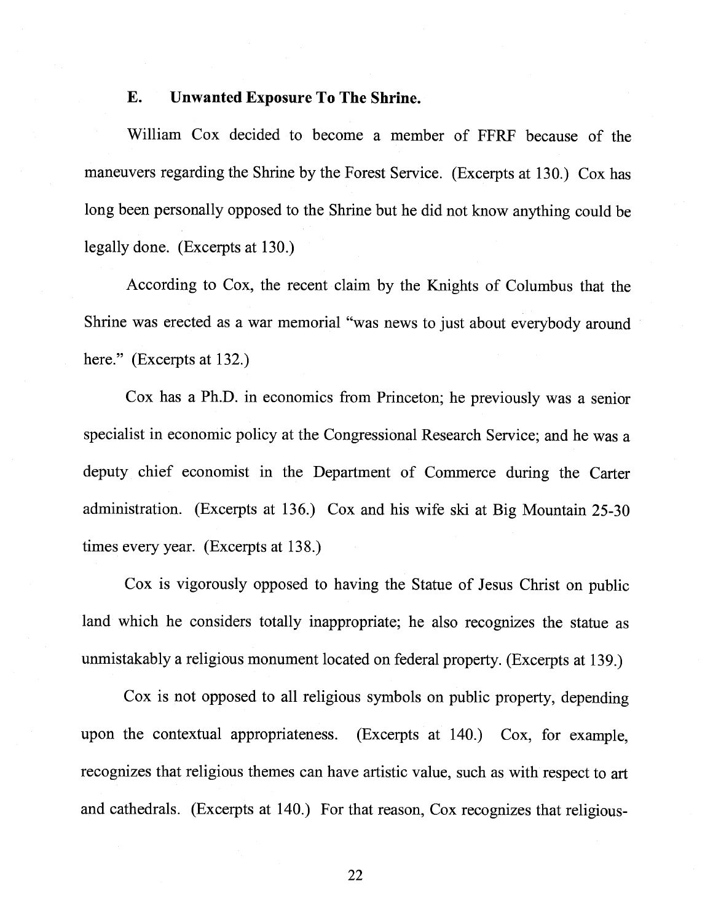### E. Unwanted Exposure To The Shrine.

William Cox decided to become a member of FFRF because of the maneuvers regarding the Shrine by the Forest Service. (Excerpts at 130.) Cox has long been personally opposed to the Shrine but he did not know anything could be legally done. (Excerpts at 130.)

According to Cox, the recent claim by the Knights of Columbus that the Shrine was erected as a war memorial "was news to just about everybody around here." (Excerpts at 132.)

Cox has a Ph.D. in economics from Princeton; he previously was a senior specialist in economic policy at the Congressional Research Service; and he was a deputy chief economist in the Department of Commerce during the Carter administration. (Excerpts at 136.) Cox and his wife ski at Big Mountain 25-30 times every year. (Excerpts at 138.)

Cox is vigorously opposed to having the Statue of Jesus Christ on public land which he considers totally inappropriate; he also recognizes the statue as unmistakably a religious monument located on federal property. (Excerpts at 139.)

Cox is not opposed to all religious symbols on public property, depending upon the contextual appropriateness. (Excerpts at 140.) Cox, for example, recognizes that religious themes can have artistic value, such as with respect to art and cathedrals. (Excerpts at 140.) For that reason, Cox recognizes that religious-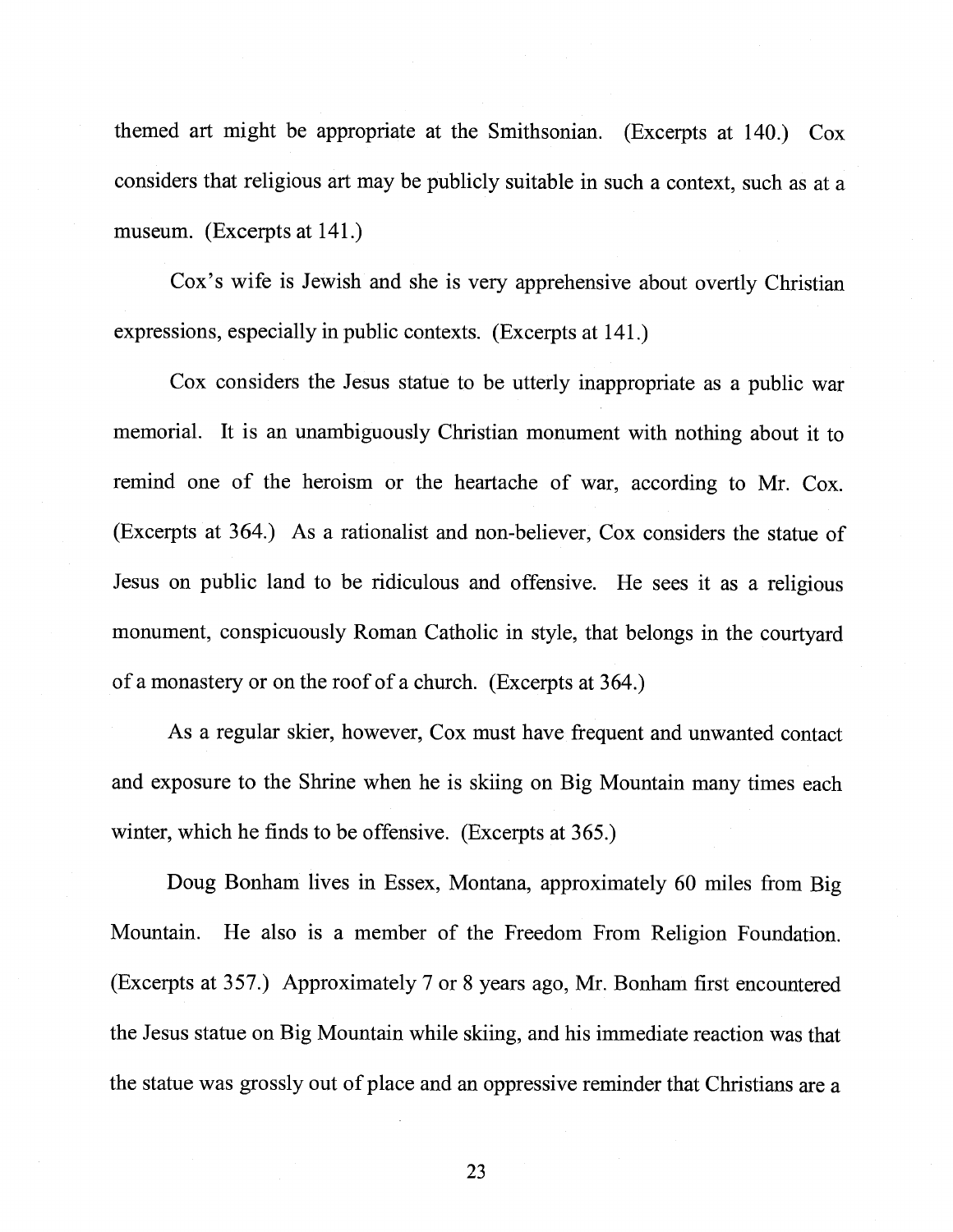themed art might be appropriate at the Smithsonian. (Excerpts at 140.) Cox considers that religious art may be publicly suitable in such a context, such as at a museum. (Excerpts at 141.)

Cox's wife is Jewish and she is very apprehensive about overtly Christian expressions, especially in public contexts. (Excerpts at 141.)

Cox considers the Jesus statue to be utterly inappropriate as a public war memorial. It is an unambiguously Christian monument with nothing about it to remind one of the heroism or the heartache of war, according to Mr. Cox. (Excerpts at 364.) As a rationalist and non-believer, Cox considers the statue of Jesus on public land to be ridiculous and offensive. He sees it as a religious monument, conspicuously Roman Catholic in style, that belongs in the courtyard of a monastery or on the roof of a church. (Excerpts at 364.)

As a regular skier, however, Cox must have frequent and unwanted contact and exposure to the Shrine when he is skiing on Big Mountain many times each winter, which he finds to be offensive. (Excerpts at 365.)

Doug Bonham lives in Essex, Montana, approximately 60 miles from Big Mountain. He also is a member of the Freedom From Religion Foundation. (Excerpts at 357.) Approximately 7 or 8 years ago, Mr. Bonham first encountered the Jesus statue on Big Mountain while skiing, and his immediate reaction was that the statue was grossly out of place and an oppressive reminder that Christians are a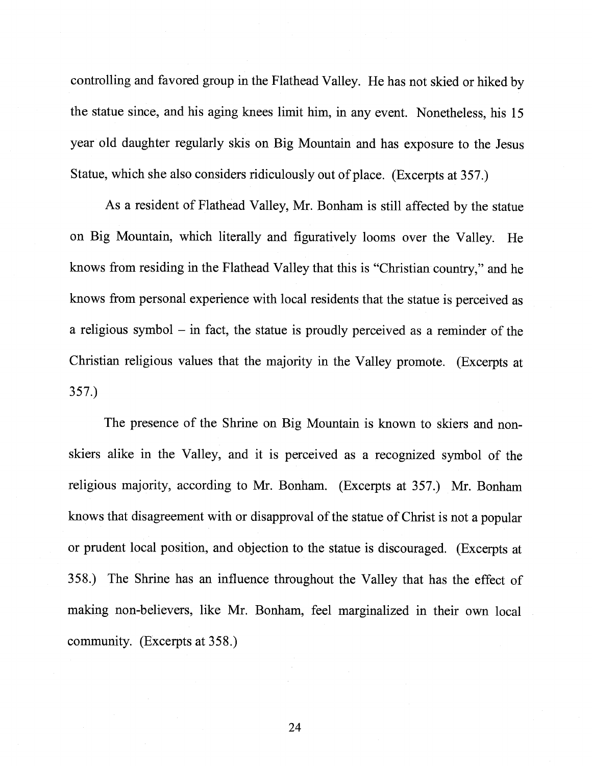controlling and favored group in the Flathead Valley. He has not skied or hiked by the statue since, and his aging knees limit him, in any event. Nonetheless, his 15 year old daughter regularly skis on Big Mountain and has exposure to the Jesus Statue, which she also considers ridiculously out of place. (Excerpts at 357.)

As a resident of Flathead Valley, Mr. Bonham is still affected by the statue on Big Mountain, which literally and figuratively looms over the Valley. He knows from residing in the Flathead Valley that this is "Christian country," and he knows from personal experience with local residents that the statue is perceived as a religious symbol – in fact, the statue is proudly perceived as a reminder of the Christian religious values that the majority in the Valley promote. (Excerpts at 357.)

The presence of the Shrine on Big Mountain is known to skiers and non-skiers alike in the Valley, and it is perceived as a recognized symbol of the religious majority, according to Mr. Bonham. (Excerpts at 357.) Mr. Bonham knows that disagreement with or disapproval of the statue of Christ is not a popular or prudent local position, and objection to the statue is discouraged. (Excerpts at 358.) The Shrine has an influence throughout the Valley that has the effect of making non-believers, like Mr. Bonham, feel marginalized in their own local community. (Excerpts at 358.)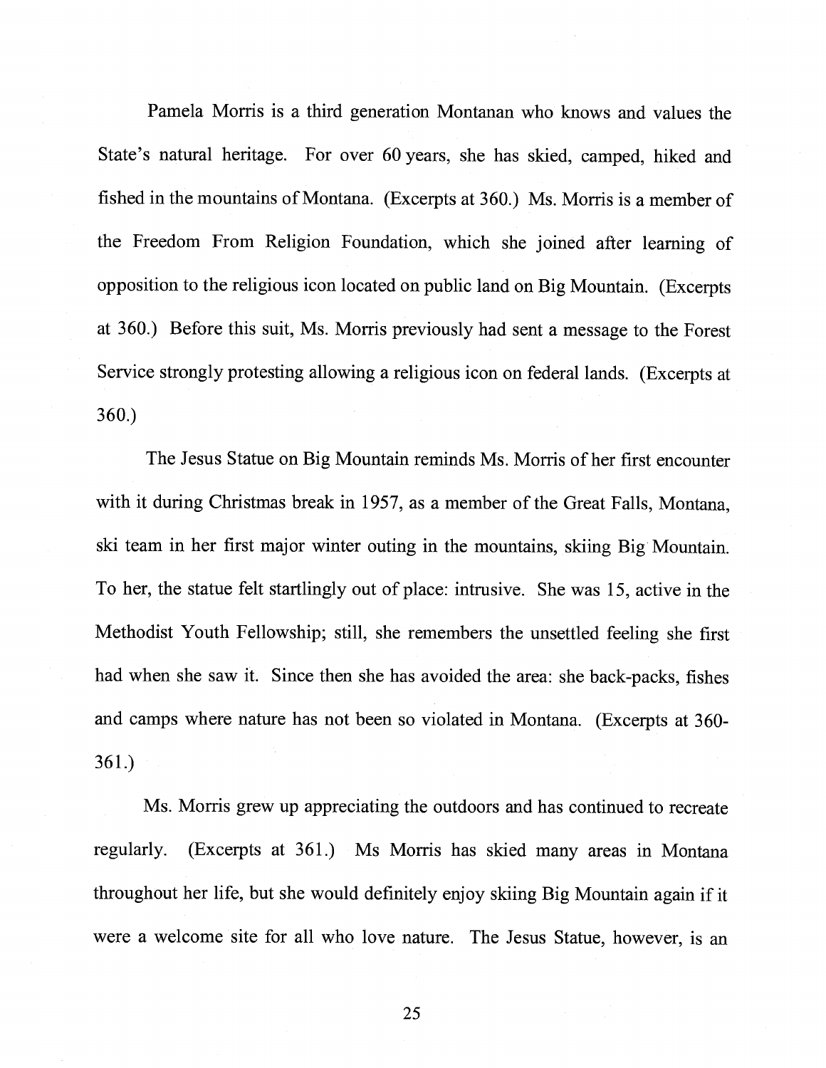Pamela Morris is a third generation Montanan who knows and values the State's natural heritage. For over 60 years, she has skied, camped, hiked and fished in the mountains of Montana. (Excerpts at 360.) Ms. Morris is a member of the Freedom From Religion Foundation, which she joined after learning of opposition to the religious icon located on public land on Big Mountain. (Excerpts at 360.) Before this suit, Ms. Morris previously had sent a message to the Forest Service strongly protesting allowing a religious icon on federal lands. (Excerpts at 360.)

The Jesus Statue on Big Mountain reminds Ms. Morris of her first encounter with it during Christmas break in 1957, as a member of the Great Falls, Montana, ski team in her first major winter outing in the mountains, skiing Big Mountain. To her, the statue felt startlingly out of place: intrusive. She was 15, active in the Methodist Youth Fellowship; still, she remembers the unsettled feeling she first had when she saw it. Since then she has avoided the area: she back-packs, fishes and camps where nature has not been so violated in Montana. (Excerpts at 360-361.)

Ms. Morris grew up appreciating the outdoors and has continued to recreate regularly. (Excerpts at 361.) Ms Morris has skied many areas in Montana throughout her life, but she would definitely enjoy skiing Big Mountain again if it were a welcome site for all who love nature. The Jesus Statue, however, is an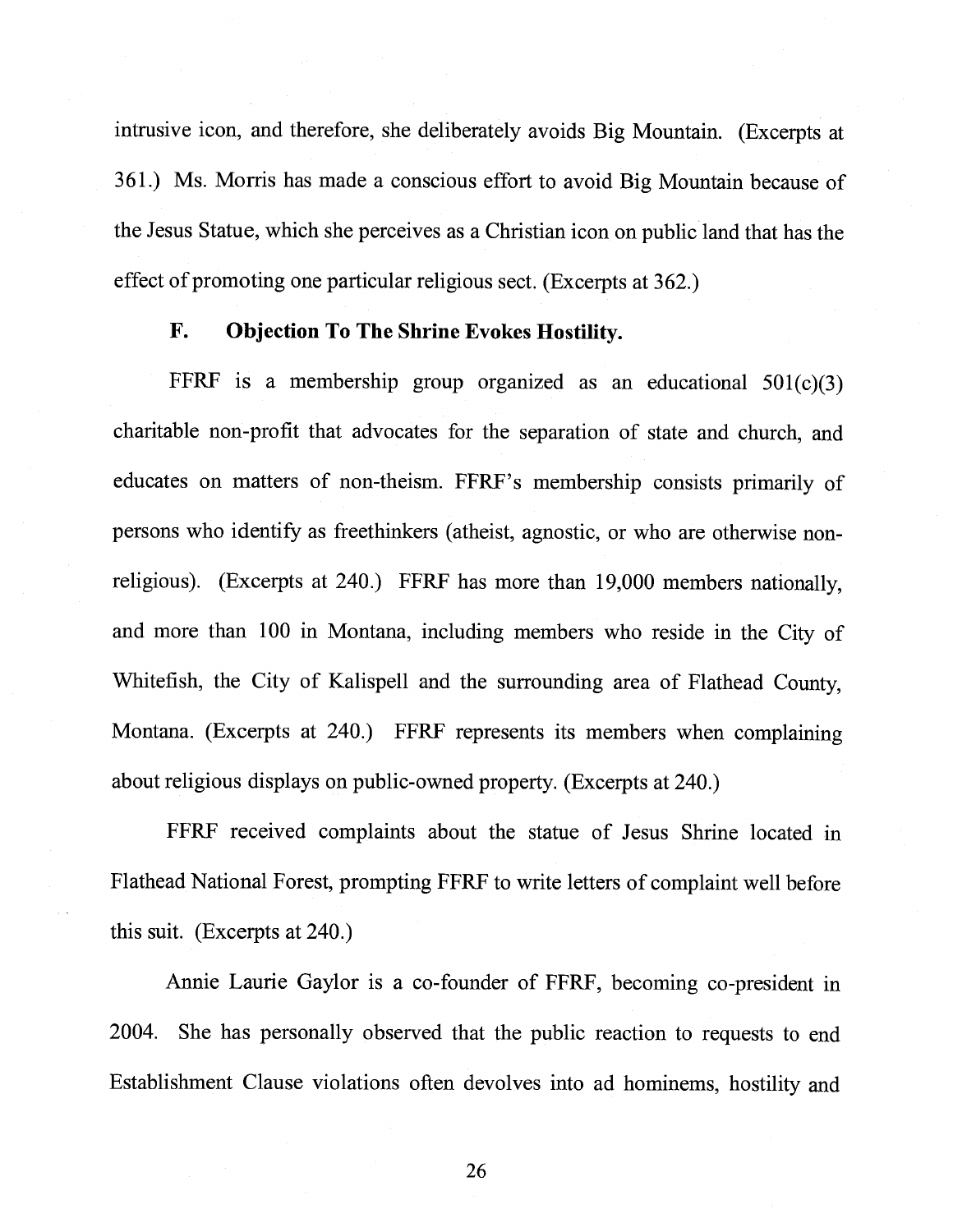intrusive icon, and therefore, she deliberately avoids Big Mountain. (Excerpts at 361.) Ms. Morris has made a conscious effort to avoid Big Mountain because of the Jesus Statue, which she perceives as a Christian icon on public land that has the effect of promoting one particular religious sect. (Excerpts at 362.)

### F. Objection To The Shrine Evokes Hostility.

FFRF is a membership group organized as an educational 501(c)(3) charitable non-profit that advocates for the separation of state and church, and educates on matters of non-theism. FFRF's membership consists primarily of persons who identify as freethinkers (atheist, agnostic, or who are otherwise non-religious). (Excerpts at 240.) FFRF has more than 19,000 members nationally, and more than 100 in Montana, including members who reside in the City of Whitefish, the City of Kalispell and the surrounding area of Flathead County, Montana. (Excerpts at 240.) FFRF represents its members when complaining about religious displays on public-owned property. (Excerpts at 240.)

FFRF received complaints about the statue of Jesus Shrine located in Flathead National Forest, prompting FFRF to write letters of complaint well before this suit. (Excerpts at 240.)

Annie Laurie Gaylor is a co-founder of FFRF, becoming co-president in 2004. She has personally observed that the public reaction to requests to end Establishment Clause violations often devolves into ad hominems, hostility and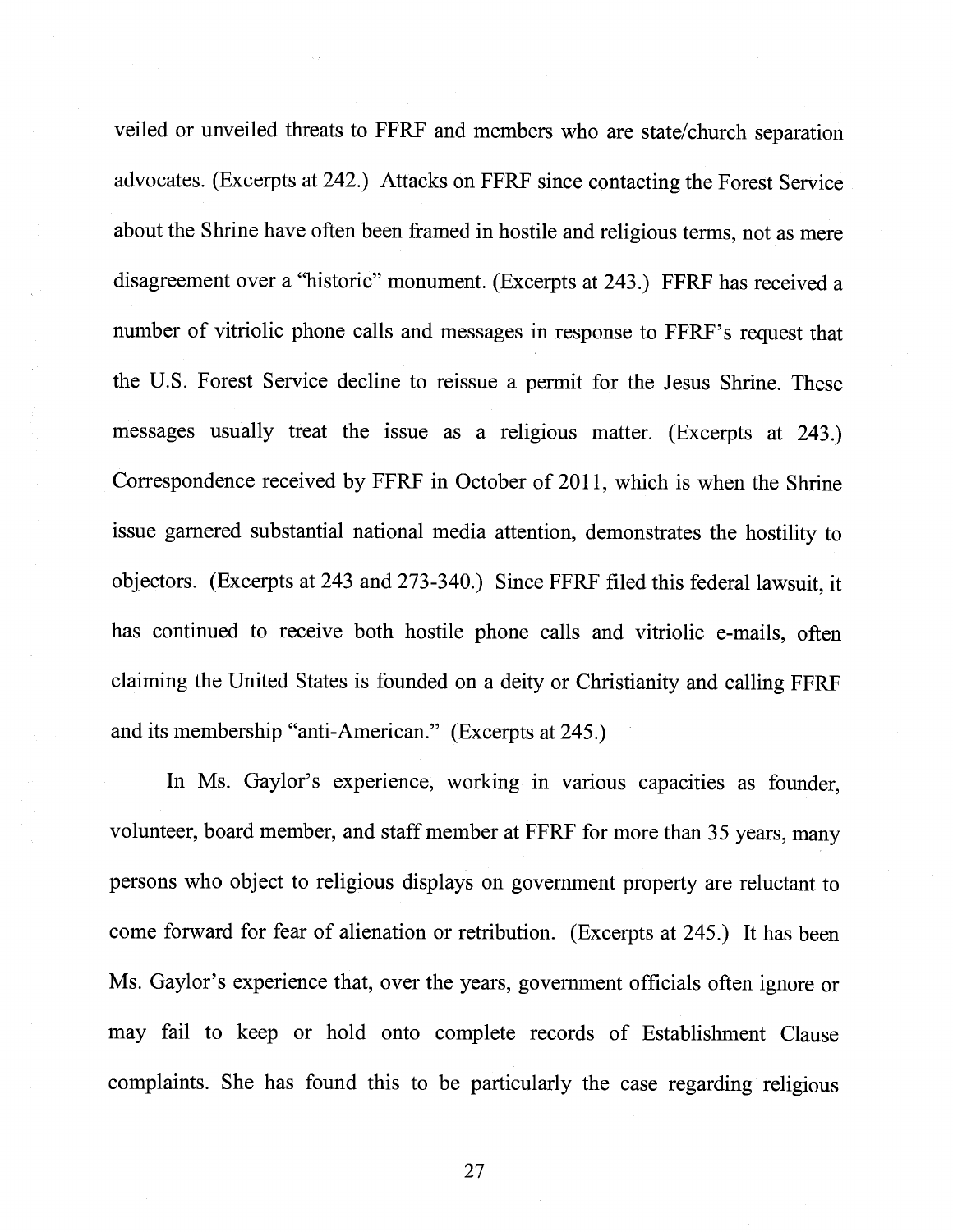veiled or unveiled threats to FFRF and members who are state/church separation advocates. (Excerpts at 242.) Attacks on FFRF since contacting the Forest Service about the Shrine have often been framed in hostile and religious terms, not as mere disagreement over a "historic" monument. (Excerpts at 243.) FFRF has received a number of vitriolic phone calls and messages in response to FFRF's request that the U.S. Forest Service decline to reissue a permit for the Jesus Shrine. These messages usually treat the issue as a religious matter. (Excerpts at 243.) Correspondence received by FFRF in October of 2011, which is when the Shrine issue garnered substantial national media attention, demonstrates the hostility to objectors. (Excerpts at 243 and 273-340.) Since FFRF filed this federal lawsuit, it has continued to receive both hostile phone calls and vitriolic e-mails, often claiming the United States is founded on a deity or Christianity and calling FFRF and its membership "anti-American." (Excerpts at 245.)

In Ms. Gaylor's experience, working in various capacities as founder, volunteer, board member, and staff member at FFRF for more than 35 years, many persons who object to religious displays on government property are reluctant to come forward for fear of alienation or retribution. (Excerpts at 245.) It has been Ms. Gaylor's experience that, over the years, government officials often ignore or may fail to keep or hold onto complete records of Establishment Clause complaints. She has found this to be particularly the case regarding religious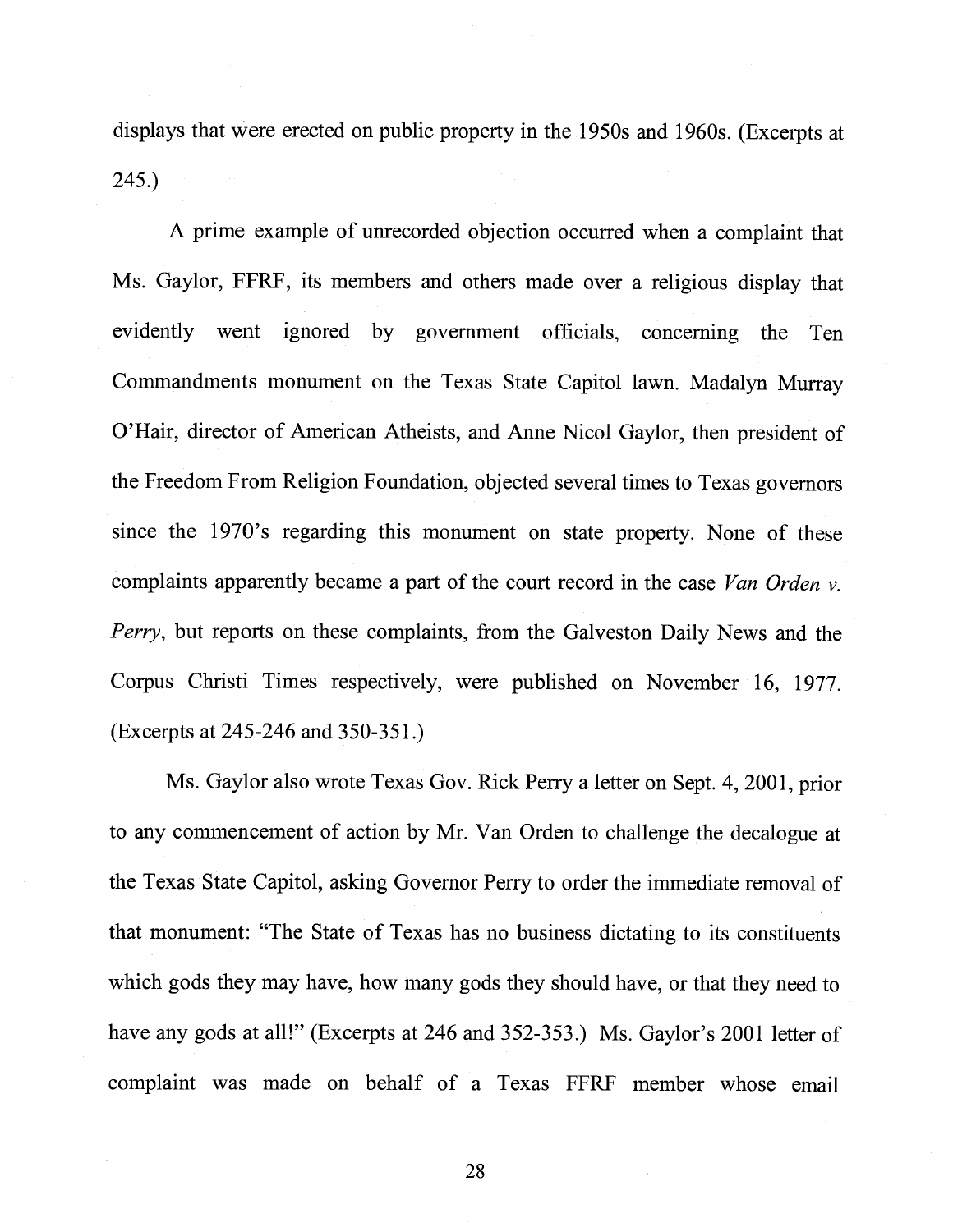displays that were erected on public property in the 1950s and 1960s. (Excerpts at 245.)

A prime example of unrecorded objection occurred when a complaint that Ms. Gaylor, FFRF, its members and others made over a religious display that evidently went ignored by government officials, concerning the Ten Commandments monument on the Texas State Capitol lawn. Madalyn Murray O'Hair, director of American Atheists, and Anne Nicol Gaylor, then president of the Freedom From Religion Foundation, objected several times to Texas governors since the 1970's regarding this monument on state property. None of these complaints apparently became a part of the court record in the case *Van Orden v. Perry*, but reports on these complaints, from the Galveston Daily News and the Corpus Christi Times respectively, were published on November 16, 1977. (Excerpts at 245-246 and 350-351.)

Ms. Gaylor also wrote Texas Gov. Rick Perry a letter on Sept. 4, 2001, prior to any commencement of action by Mr. Van Orden to challenge the decalogue at the Texas State Capitol, asking Governor Perry to order the immediate removal of that monument: "The State of Texas has no business dictating to its constituents which gods they may have, how many gods they should have, or that they need to have any gods at all!" (Excerpts at 246 and 352-353.) Ms. Gaylor's 2001 letter of complaint was made on behalf of a Texas FFRF member whose email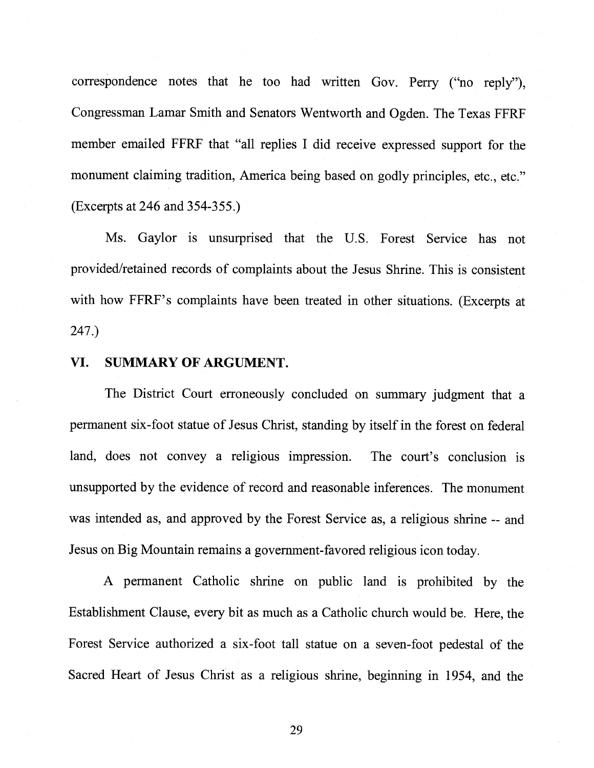correspondence notes that he too had written Gov. Perry ("no reply"), Congressman Lamar Smith and Senators Wentworth and Ogden. The Texas FFRF member emailed FFRF that "all replies I did receive expressed support for the monument claiming tradition, America being based on godly principles, etc., etc." (Excerpts at 246 and 354-355.)

Ms. Gaylor is unsurprised that the U.S. Forest Service has not provided/retained records of complaints about the Jesus Shrine. This is consistent with how FFRF's complaints have been treated in other situations. (Excerpts at 247.)

## VI. SUMMARY OF ARGUMENT.

The District Court erroneously concluded on summary judgment that a permanent six-foot statue of Jesus Christ, standing by itself in the forest on federal land, does not convey a religious impression. The court's conclusion is unsupported by the evidence of record and reasonable inferences. The monument was intended as, and approved by the Forest Service as, a religious shrine -- and Jesus on Big Mountain remains a government-favored religious icon today.

A permanent Catholic shrine on public land is prohibited by the Establishment Clause, every bit as much as a Catholic church would be. Here, the Forest Service authorized a six-foot tall statue on a seven-foot pedestal of the Sacred Heart of Jesus Christ as a religious shrine, beginning in 1954, and the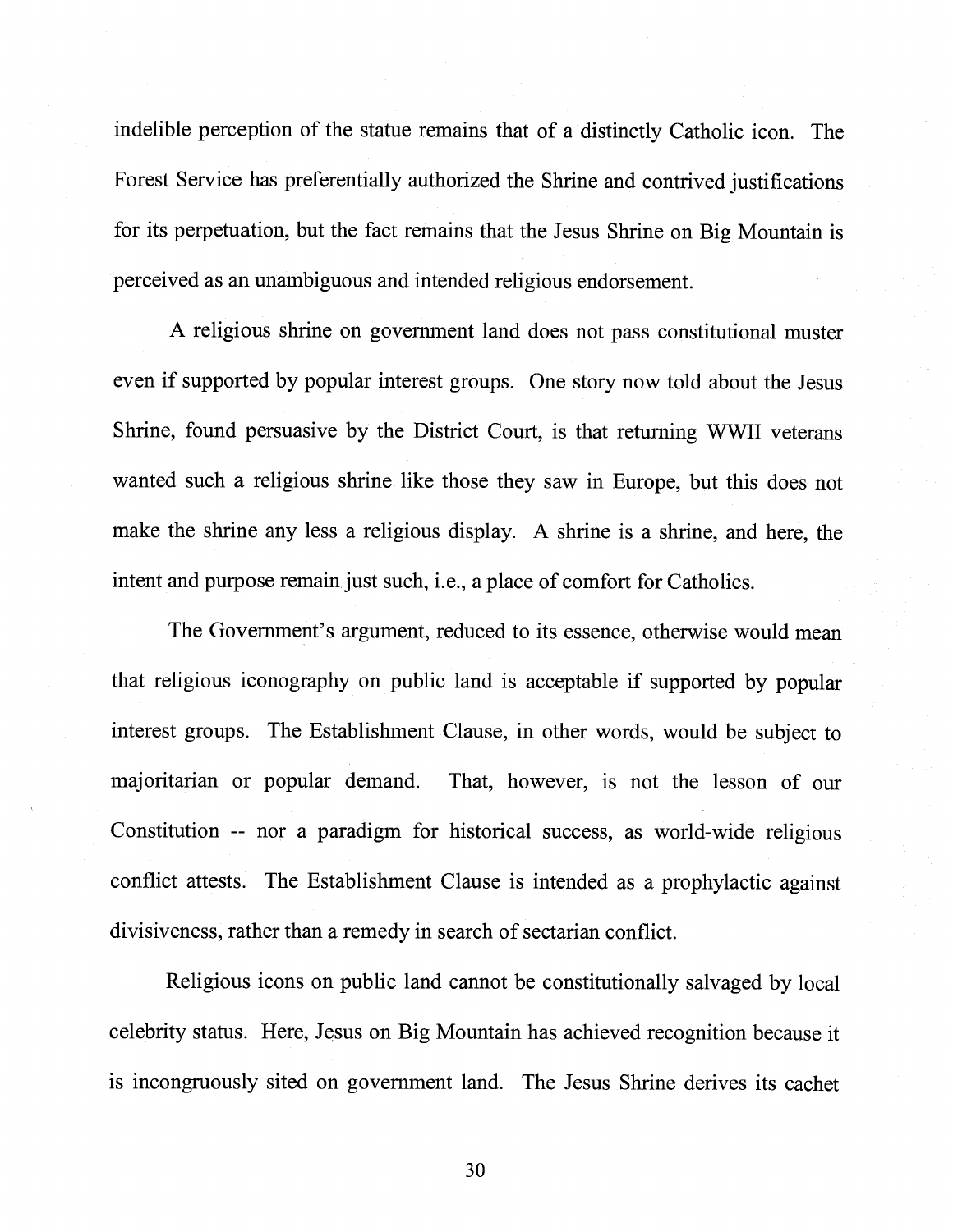indelible perception of the statue remains that of a distinctly Catholic icon. The Forest Service has preferentially authorized the Shrine and contrived justifications for its perpetuation, but the fact remains that the Jesus Shrine on Big Mountain is perceived as an unambiguous and intended religious endorsement.

A religious shrine on government land does not pass constitutional muster even if supported by popular interest groups. One story now told about the Jesus Shrine, found persuasive by the District Court, is that returning WWII veterans wanted such a religious shrine like those they saw in Europe, but this does not make the shrine any less a religious display. A shrine is a shrine, and here, the intent and purpose remain just such, i.e., a place of comfort for Catholics.

The Government's argument, reduced to its essence, otherwise would mean that religious iconography on public land is acceptable if supported by popular interest groups. The Establishment Clause, in other words, would be subject to majoritarian or popular demand. That, however, is not the lesson of our Constitution -- nor a paradigm for historical success, as world-wide religious conflict attests. The Establishment Clause is intended as a prophylactic against divisiveness, rather than a remedy in search of sectarian conflict.

Religious icons on public land cannot be constitutionally salvaged by local celebrity status. Here, Jesus on Big Mountain has achieved recognition because it is incongruously sited on government land. The Jesus Shrine derives its cachet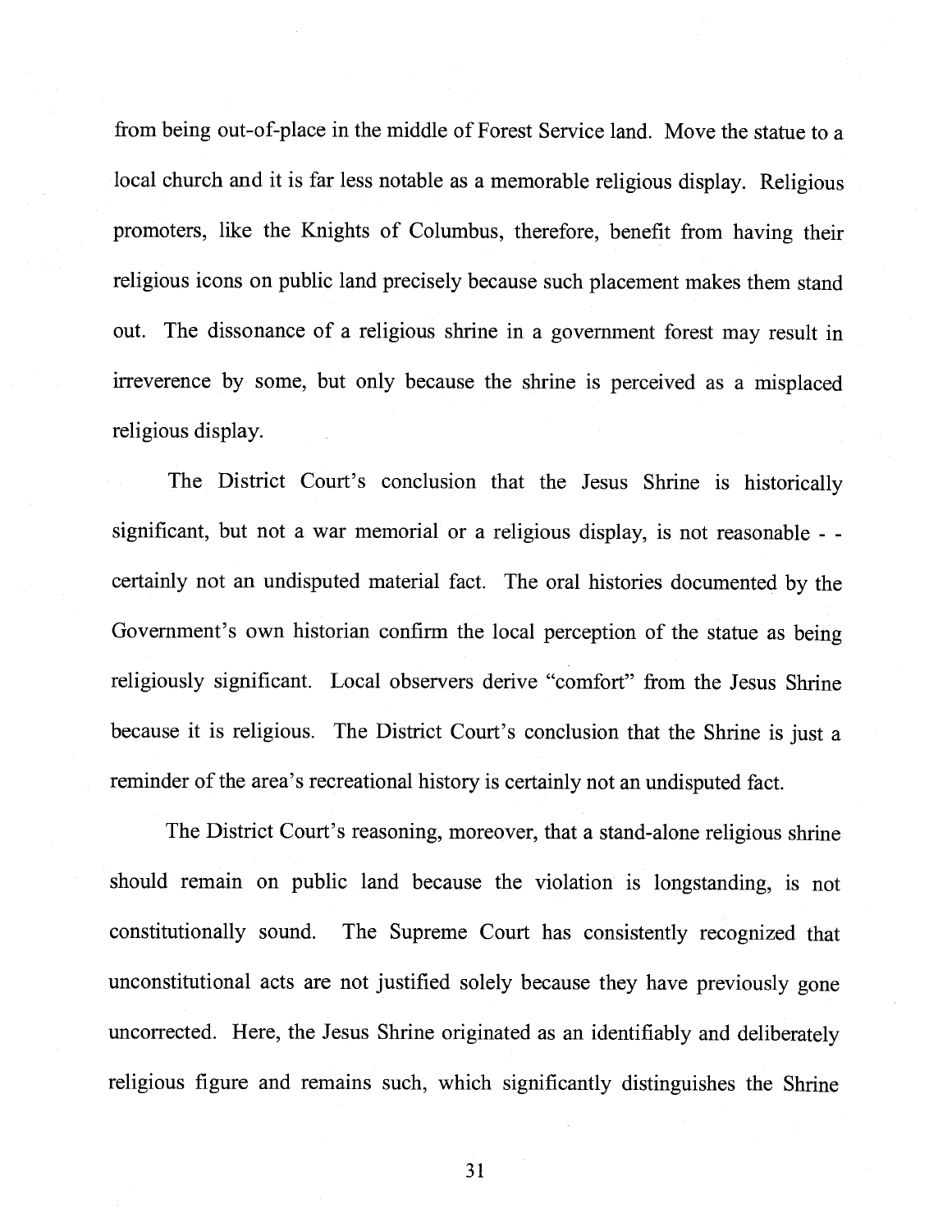from being out-of-place in the middle of Forest Service land. Move the statue to a local church and it is far less notable as a memorable religious display. Religious promoters, like the Knights of Columbus, therefore, benefit from having their religious icons on public land precisely because such placement makes them stand out. The dissonance of a religious shrine in a government forest may result in irreverence by some, but only because the shrine is perceived as a misplaced religious display.

The District Court's conclusion that the Jesus Shrine is historically significant, but not a war memorial or a religious display, is not reasonable - - certainly not an undisputed material fact. The oral histories documented by the Government's own historian confirm the local perception of the statue as being religiously significant. Local observers derive "comfort" from the Jesus Shrine because it is religious. The District Court's conclusion that the Shrine is just a reminder of the area's recreational history is certainly not an undisputed fact.

The District Court's reasoning, moreover, that a stand-alone religious shrine should remain on public land because the violation is longstanding, is not constitutionally sound. The Supreme Court has consistently recognized that unconstitutional acts are not justified solely because they have previously gone uncorrected. Here, the Jesus Shrine originated as an identifiably and deliberately religious figure and remains such, which significantly distinguishes the Shrine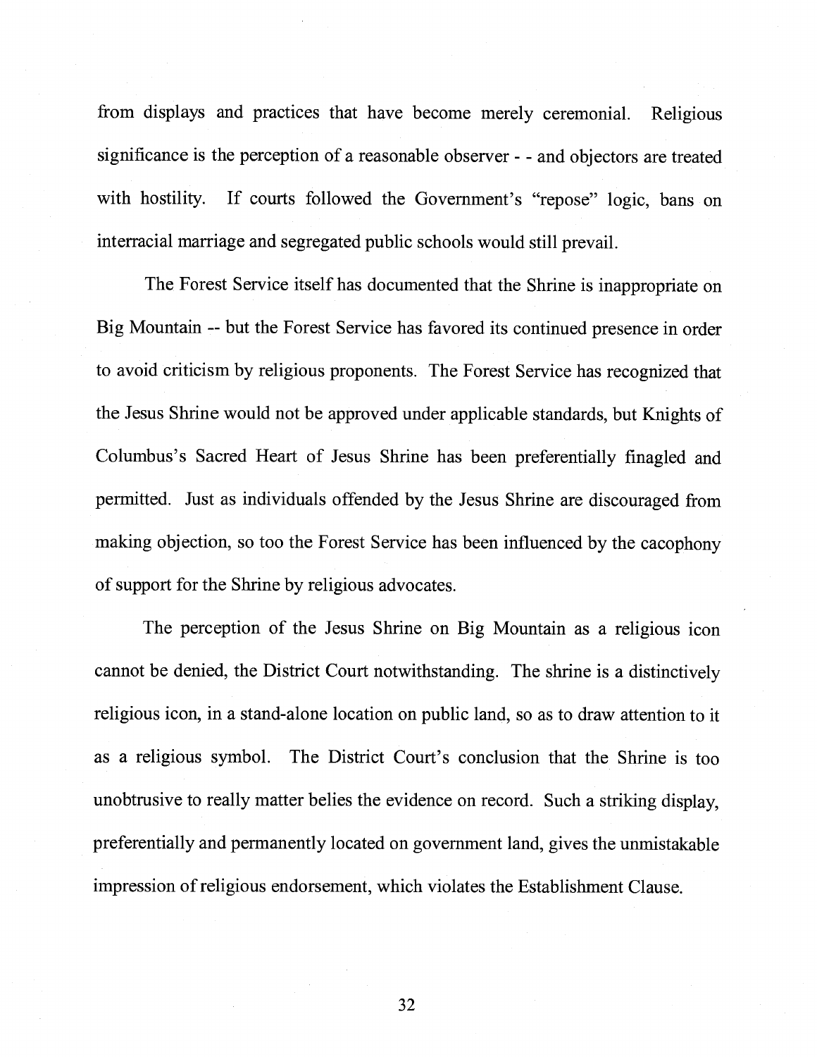from displays and practices that have become merely ceremonial. Religious significance is the perception of a reasonable observer - - and objectors are treated with hostility. If courts followed the Government's "repose" logic, bans on interracial marriage and segregated public schools would still prevail.

The Forest Service itself has documented that the Shrine is inappropriate on Big Mountain -- but the Forest Service has favored its continued presence in order to avoid criticism by religious proponents. The Forest Service has recognized that the Jesus Shrine would not be approved under applicable standards, but Knights of Columbus's Sacred Heart of Jesus Shrine has been preferentially finagled and permitted. Just as individuals offended by the Jesus Shrine are discouraged from making objection, so too the Forest Service has been influenced by the cacophony of support for the Shrine by religious advocates.

The perception of the Jesus Shrine on Big Mountain as a religious icon cannot be denied, the District Court notwithstanding. The shrine is a distinctively religious icon, in a stand-alone location on public land, so as to draw attention to it as a religious symbol. The District Court's conclusion that the Shrine is too unobtrusive to really matter belies the evidence on record. Such a striking display, preferentially and permanently located on government land, gives the unmistakable impression of religious endorsement, which violates the Establishment Clause.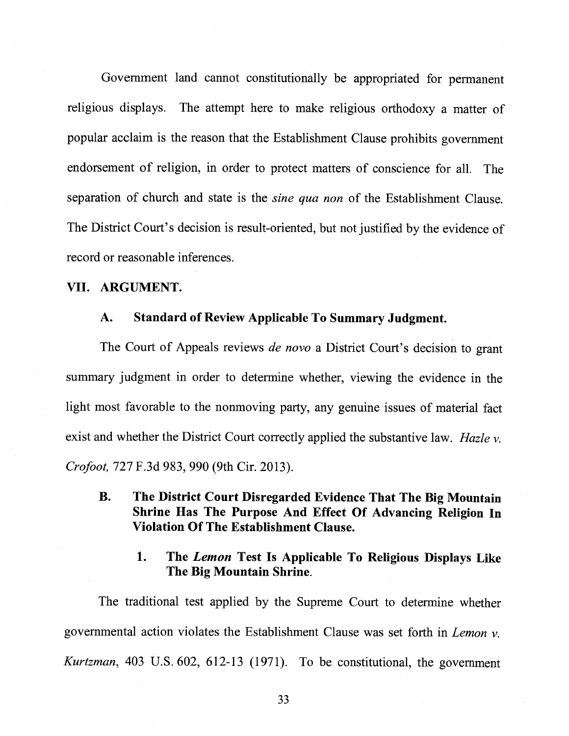Government land cannot constitutionally be appropriated for permanent religious displays. The attempt here to make religious orthodoxy a matter of popular acclaim is the reason that the Establishment Clause prohibits government endorsement of religion, in order to protect matters of conscience for all. The separation of church and state is the *sine qua non* of the Establishment Clause. The District Court's decision is result-oriented, but not justified by the evidence of record or reasonable inferences.

## VII. ARGUMENT.

### A. Standard of Review Applicable To Summary Judgment.

The Court of Appeals reviews *de novo* a District Court's decision to grant summary judgment in order to determine whether, viewing the evidence in the light most favorable to the nonmoving party, any genuine issues of material fact exist and whether the District Court correctly applied the substantive law. *Hazle v. Crofoot,* 727 F.3d 983, 990 (9th Cir. 2013).

### B. The District Court Disregarded Evidence That The Big Mountain Shrine Has The Purpose And Effect Of Advancing Religion In Violation Of The Establishment Clause.

#### 1. The *Lemon* Test Is Applicable To Religious Displays Like The Big Mountain Shrine.

The traditional test applied by the Supreme Court to determine whether governmental action violates the Establishment Clause was set forth in *Lemon v. Kurtzman*, 403 U.S. 602, 612-13 (1971). To be constitutional, the government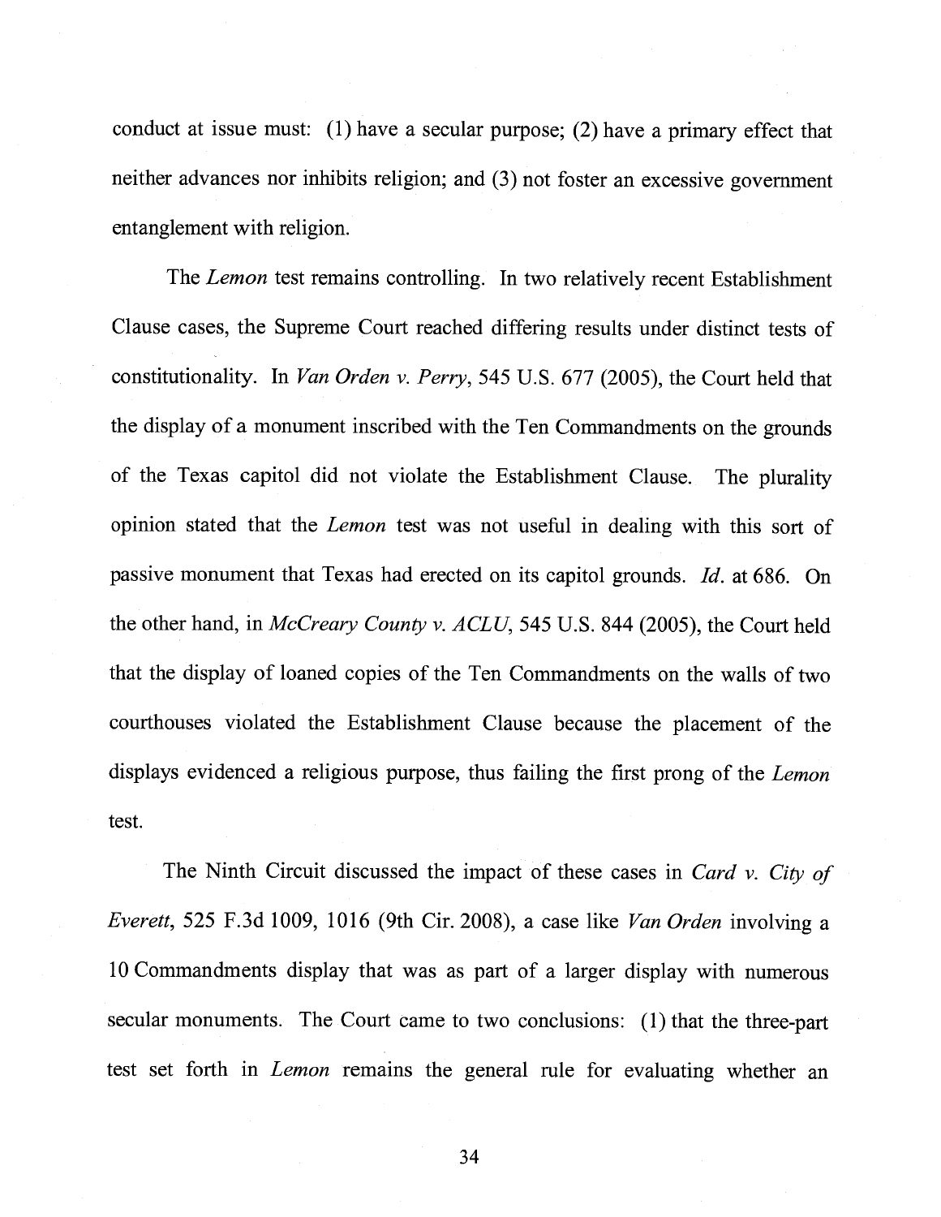conduct at issue must: (1) have a secular purpose; (2) have a primary effect that neither advances nor inhibits religion; and (3) not foster an excessive government entanglement with religion.

The *Lemon* test remains controlling. In two relatively recent Establishment Clause cases, the Supreme Court reached differing results under distinct tests of constitutionality. In *Van Orden v. Perry*, 545 U.S. 677 (2005), the Court held that the display of a monument inscribed with the Ten Commandments on the grounds of the Texas capitol did not violate the Establishment Clause. The plurality opinion stated that the *Lemon* test was not useful in dealing with this sort of passive monument that Texas had erected on its capitol grounds. *Id.* at 686. On the other hand, in *McCreary County v. ACLU*, 545 U.S. 844 (2005), the Court held that the display of loaned copies of the Ten Commandments on the walls of two courthouses violated the Establishment Clause because the placement of the displays evidenced a religious purpose, thus failing the first prong of the *Lemon* test.

The Ninth Circuit discussed the impact of these cases in *Card v. City of Everett*, 525 F.3d 1009, 1016 (9th Cir. 2008), a case like *Van Orden* involving a 10 Commandments display that was as part of a larger display with numerous secular monuments. The Court came to two conclusions: (1) that the three-part test set forth in *Lemon* remains the general rule for evaluating whether an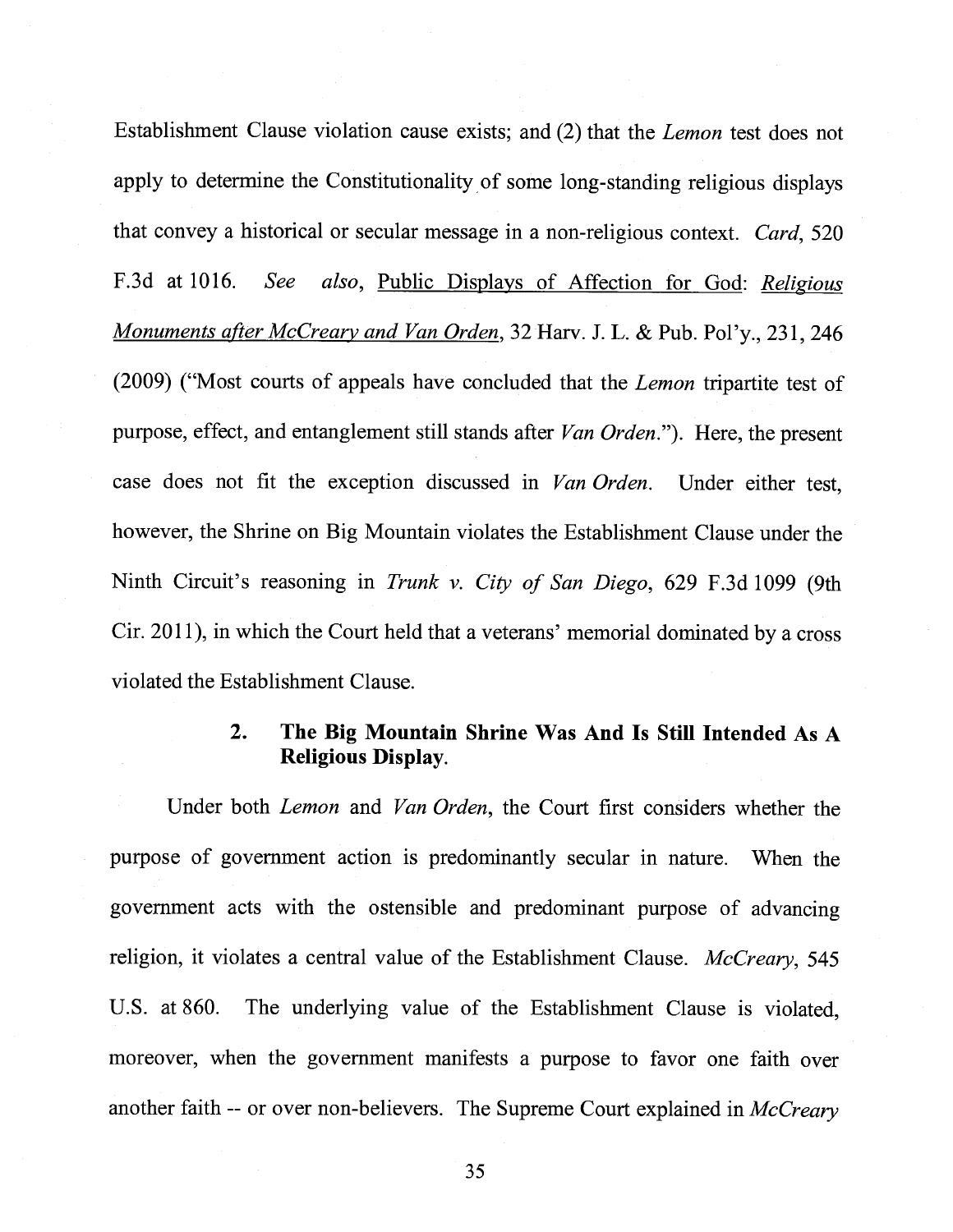Establishment Clause violation cause exists; and (2) that the *Lemon* test does not apply to determine the Constitutionality of some long-standing religious displays that convey a historical or secular message in a non-religious context. *Card*, 520 F.3d at 1016. *See also*, Public Displays of Affection for God: *Religious Monuments after McCreary and Van Orden*, 32 Harv. J. L. & Pub. Pol'y., 231, 246 (2009) ("Most courts of appeals have concluded that the *Lemon* tripartite test of purpose, effect, and entanglement still stands after *Van Orden*."). Here, the present case does not fit the exception discussed in *Van Orden*. Under either test, however, the Shrine on Big Mountain violates the Establishment Clause under the Ninth Circuit's reasoning in *Trunk v. City of San Diego*, 629 F.3d 1099 (9th Cir. 2011), in which the Court held that a veterans' memorial dominated by a cross violated the Establishment Clause.

### 2. The Big Mountain Shrine Was And Is Still Intended As A Religious Display.

Under both *Lemon* and *Van Orden*, the Court first considers whether the purpose of government action is predominantly secular in nature. When the government acts with the ostensible and predominant purpose of advancing religion, it violates a central value of the Establishment Clause. *McCreary*, 545 U.S. at 860. The underlying value of the Establishment Clause is violated, moreover, when the government manifests a purpose to favor one faith over another faith -- or over non-believers. The Supreme Court explained in *McCreary*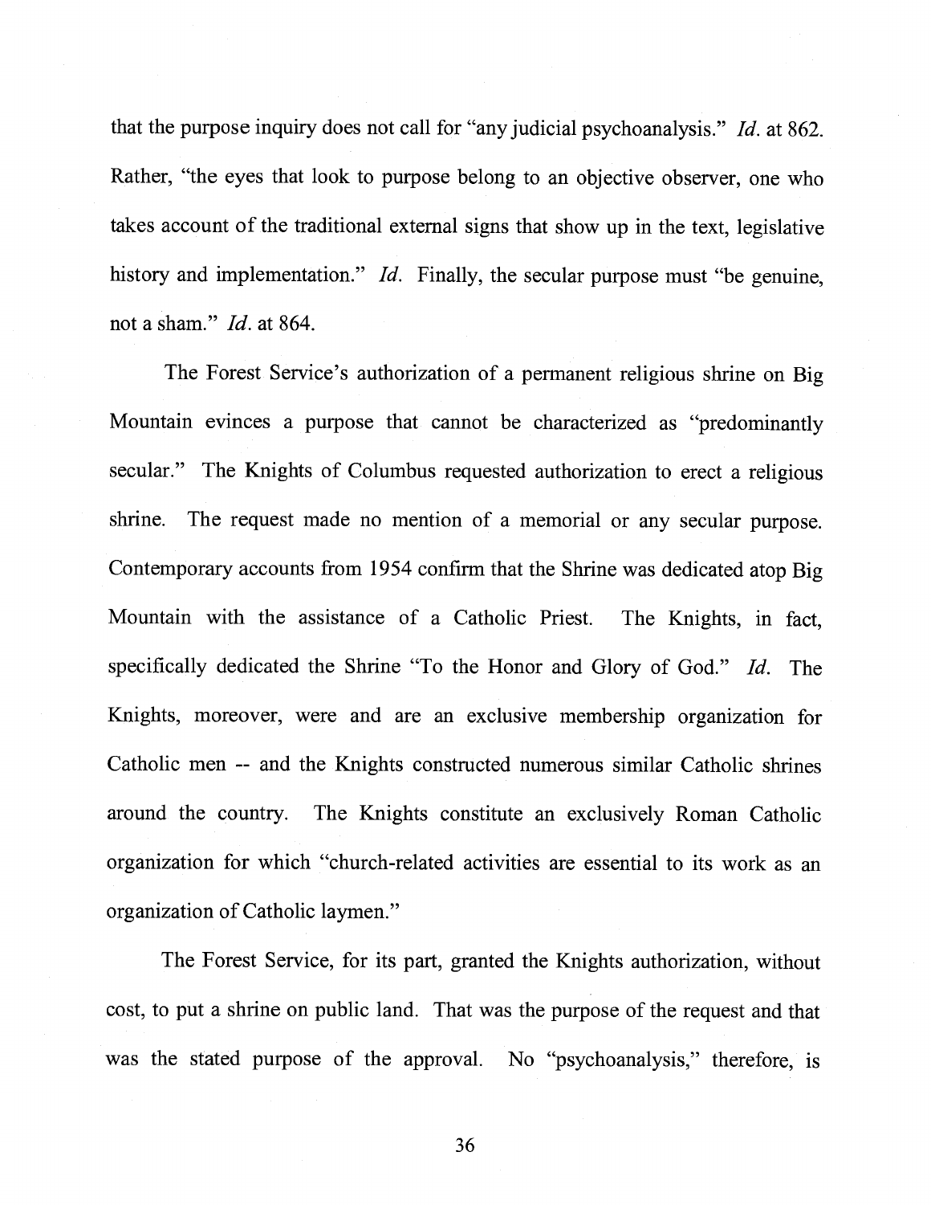that the purpose inquiry does not call for "any judicial psychoanalysis." *Id.* at 862. Rather, "the eyes that look to purpose belong to an objective observer, one who takes account of the traditional external signs that show up in the text, legislative history and implementation." *Id.* Finally, the secular purpose must "be genuine, not a sham." *Id.* at 864.

The Forest Service's authorization of a permanent religious shrine on Big Mountain evinces a purpose that cannot be characterized as "predominantly secular." The Knights of Columbus requested authorization to erect a religious shrine. The request made no mention of a memorial or any secular purpose. Contemporary accounts from 1954 confirm that the Shrine was dedicated atop Big Mountain with the assistance of a Catholic Priest. The Knights, in fact, specifically dedicated the Shrine "To the Honor and Glory of God." *Id.* The Knights, moreover, were and are an exclusive membership organization for Catholic men -- and the Knights constructed numerous similar Catholic shrines around the country. The Knights constitute an exclusively Roman Catholic organization for which "church-related activities are essential to its work as an organization of Catholic laymen."

The Forest Service, for its part, granted the Knights authorization, without cost, to put a shrine on public land. That was the purpose of the request and that was the stated purpose of the approval. No "psychoanalysis," therefore, is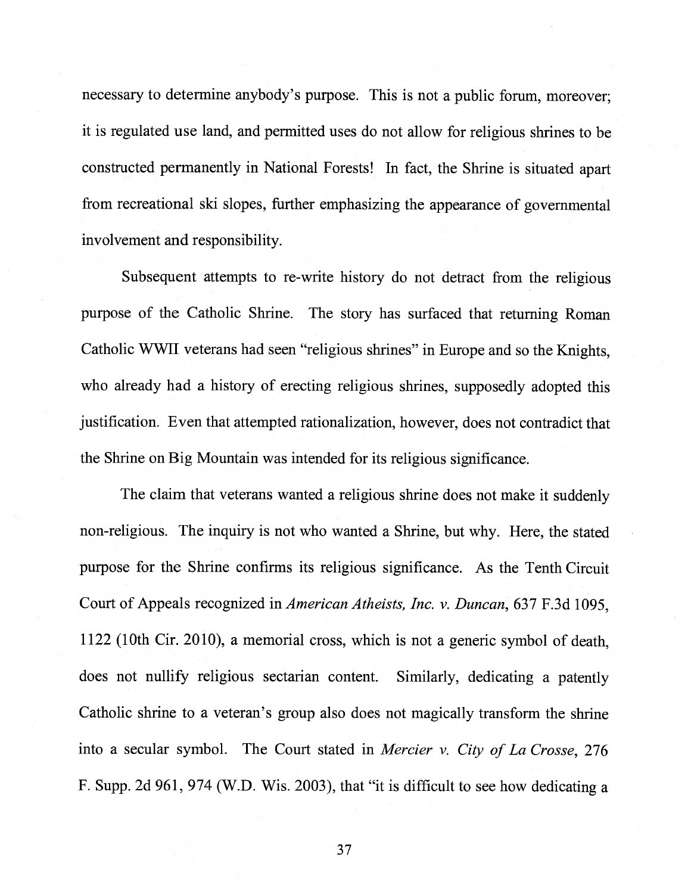necessary to determine anybody's purpose. This is not a public forum, moreover; it is regulated use land, and permitted uses do not allow for religious shrines to be constructed permanently in National Forests! In fact, the Shrine is situated apart from recreational ski slopes, further emphasizing the appearance of governmental involvement and responsibility.

Subsequent attempts to re-write history do not detract from the religious purpose of the Catholic Shrine. The story has surfaced that returning Roman Catholic WWII veterans had seen "religious shrines" in Europe and so the Knights, who already had a history of erecting religious shrines, supposedly adopted this justification. Even that attempted rationalization, however, does not contradict that the Shrine on Big Mountain was intended for its religious significance.

The claim that veterans wanted a religious shrine does not make it suddenly non-religious. The inquiry is not who wanted a Shrine, but why. Here, the stated purpose for the Shrine confirms its religious significance. As the Tenth Circuit Court of Appeals recognized in *American Atheists, Inc. v. Duncan*, 637 F.3d 1095, 1122 (10th Cir. 2010), a memorial cross, which is not a generic symbol of death, does not nullify religious sectarian content. Similarly, dedicating a patently Catholic shrine to a veteran's group also does not magically transform the shrine into a secular symbol. The Court stated in *Mercier v. City of La Crosse*, 276 F. Supp. 2d 961, 974 (W.D. Wis. 2003), that "it is difficult to see how dedicating a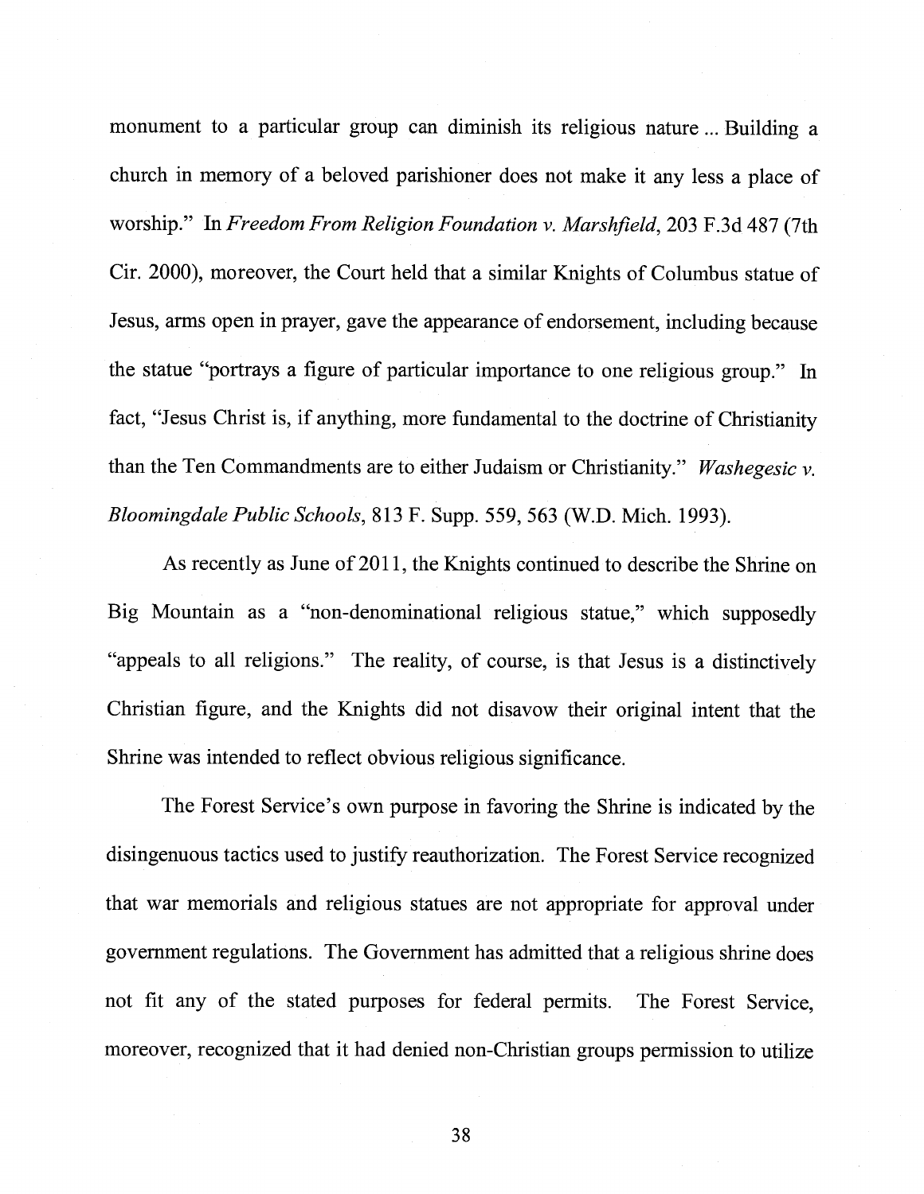monument to a particular group can diminish its religious nature ... Building a church in memory of a beloved parishioner does not make it any less a place of worship." In *Freedom From Religion Foundation v. Marshfield*, 203 F.3d 487 (7th Cir. 2000), moreover, the Court held that a similar Knights of Columbus statue of Jesus, arms open in prayer, gave the appearance of endorsement, including because the statue "portrays a figure of particular importance to one religious group." In fact, "Jesus Christ is, if anything, more fundamental to the doctrine of Christianity than the Ten Commandments are to either Judaism or Christianity." *Washegesic v. Bloomingdale Public Schools*, 813 F. Supp. 559, 563 (W.D. Mich. 1993).

As recently as June of 2011, the Knights continued to describe the Shrine on Big Mountain as a "non-denominational religious statue," which supposedly "appeals to all religions." The reality, of course, is that Jesus is a distinctively Christian figure, and the Knights did not disavow their original intent that the Shrine was intended to reflect obvious religious significance.

The Forest Service's own purpose in favoring the Shrine is indicated by the disingenuous tactics used to justify reauthorization. The Forest Service recognized that war memorials and religious statues are not appropriate for approval under government regulations. The Government has admitted that a religious shrine does not fit any of the stated purposes for federal permits. The Forest Service, moreover, recognized that it had denied non-Christian groups permission to utilize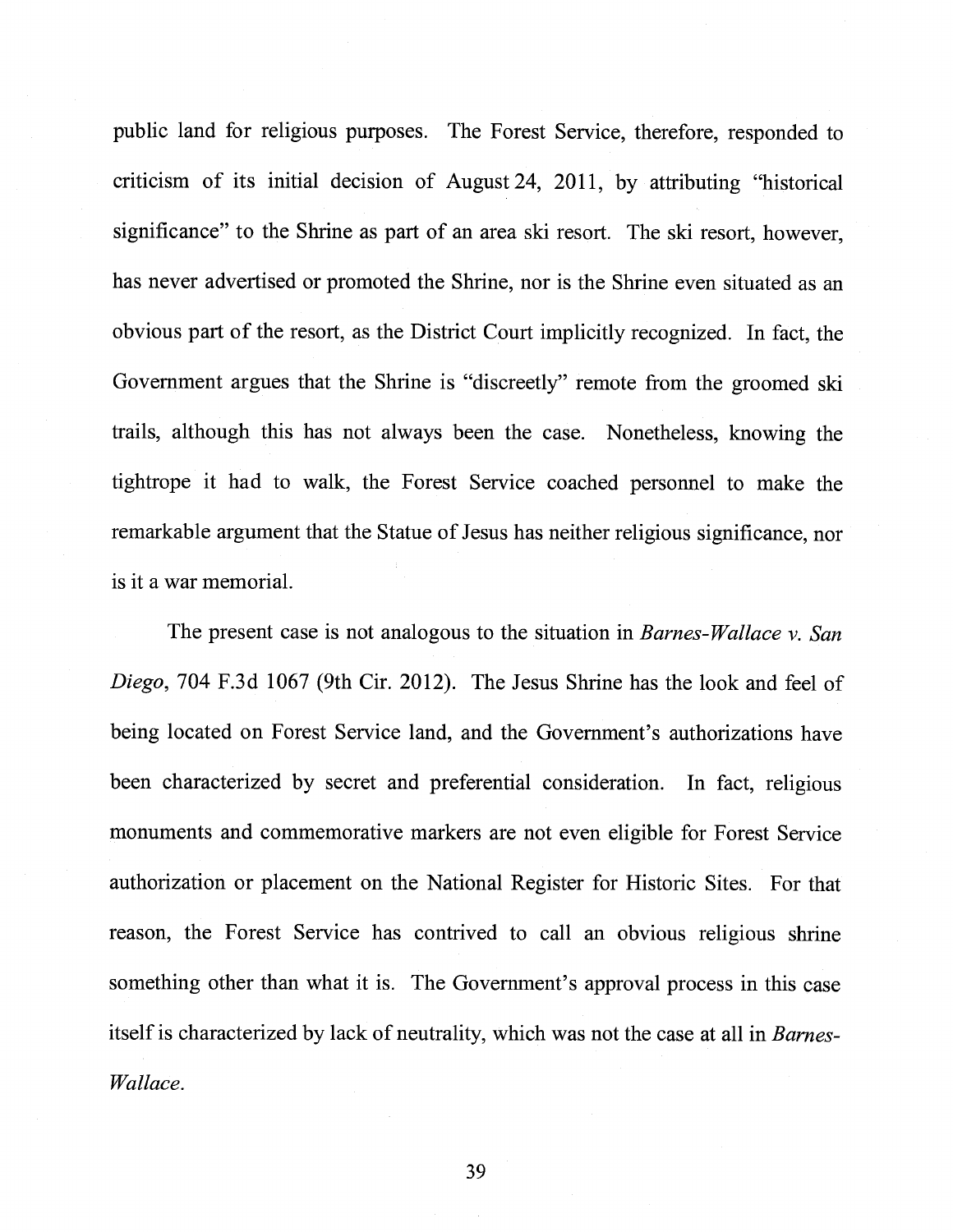public land for religious purposes. The Forest Service, therefore, responded to criticism of its initial decision of August 24, 2011, by attributing "historical significance" to the Shrine as part of an area ski resort. The ski resort, however, has never advertised or promoted the Shrine, nor is the Shrine even situated as an obvious part of the resort, as the District Court implicitly recognized. In fact, the Government argues that the Shrine is "discreetly" remote from the groomed ski trails, although this has not always been the case. Nonetheless, knowing the tightrope it had to walk, the Forest Service coached personnel to make the remarkable argument that the Statue of Jesus has neither religious significance, nor is it a war memorial.

The present case is not analogous to the situation in *Barnes-Wallace v. San Diego*, 704 F.3d 1067 (9th Cir. 2012). The Jesus Shrine has the look and feel of being located on Forest Service land, and the Government's authorizations have been characterized by secret and preferential consideration. In fact, religious monuments and commemorative markers are not even eligible for Forest Service authorization or placement on the National Register for Historic Sites. For that reason, the Forest Service has contrived to call an obvious religious shrine something other than what it is. The Government's approval process in this case itself is characterized by lack of neutrality, which was not the case at all in *Barnes-Wallace*.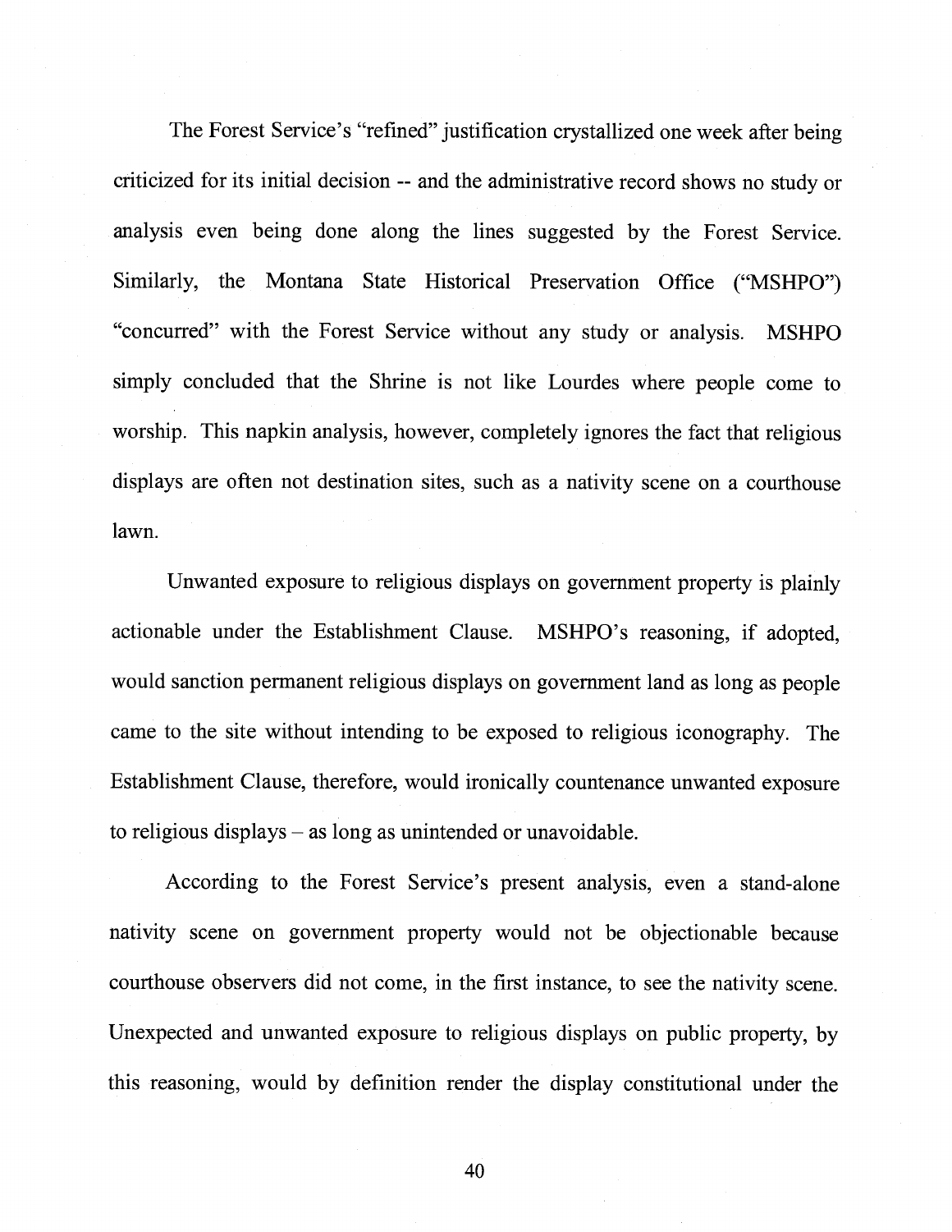The Forest Service's "refined" justification crystallized one week after being criticized for its initial decision -- and the administrative record shows no study or analysis even being done along the lines suggested by the Forest Service. Similarly, the Montana State Historical Preservation Office ("MSHPO") "concurred" with the Forest Service without any study or analysis. MSHPO simply concluded that the Shrine is not like Lourdes where people come to worship. This napkin analysis, however, completely ignores the fact that religious displays are often not destination sites, such as a nativity scene on a courthouse lawn.

Unwanted exposure to religious displays on government property is plainly actionable under the Establishment Clause. MSHPO's reasoning, if adopted, would sanction permanent religious displays on government land as long as people came to the site without intending to be exposed to religious iconography. The Establishment Clause, therefore, would ironically countenance unwanted exposure to religious displays – as long as unintended or unavoidable.

According to the Forest Service's present analysis, even a stand-alone nativity scene on government property would not be objectionable because courthouse observers did not come, in the first instance, to see the nativity scene. Unexpected and unwanted exposure to religious displays on public property, by this reasoning, would by definition render the display constitutional under the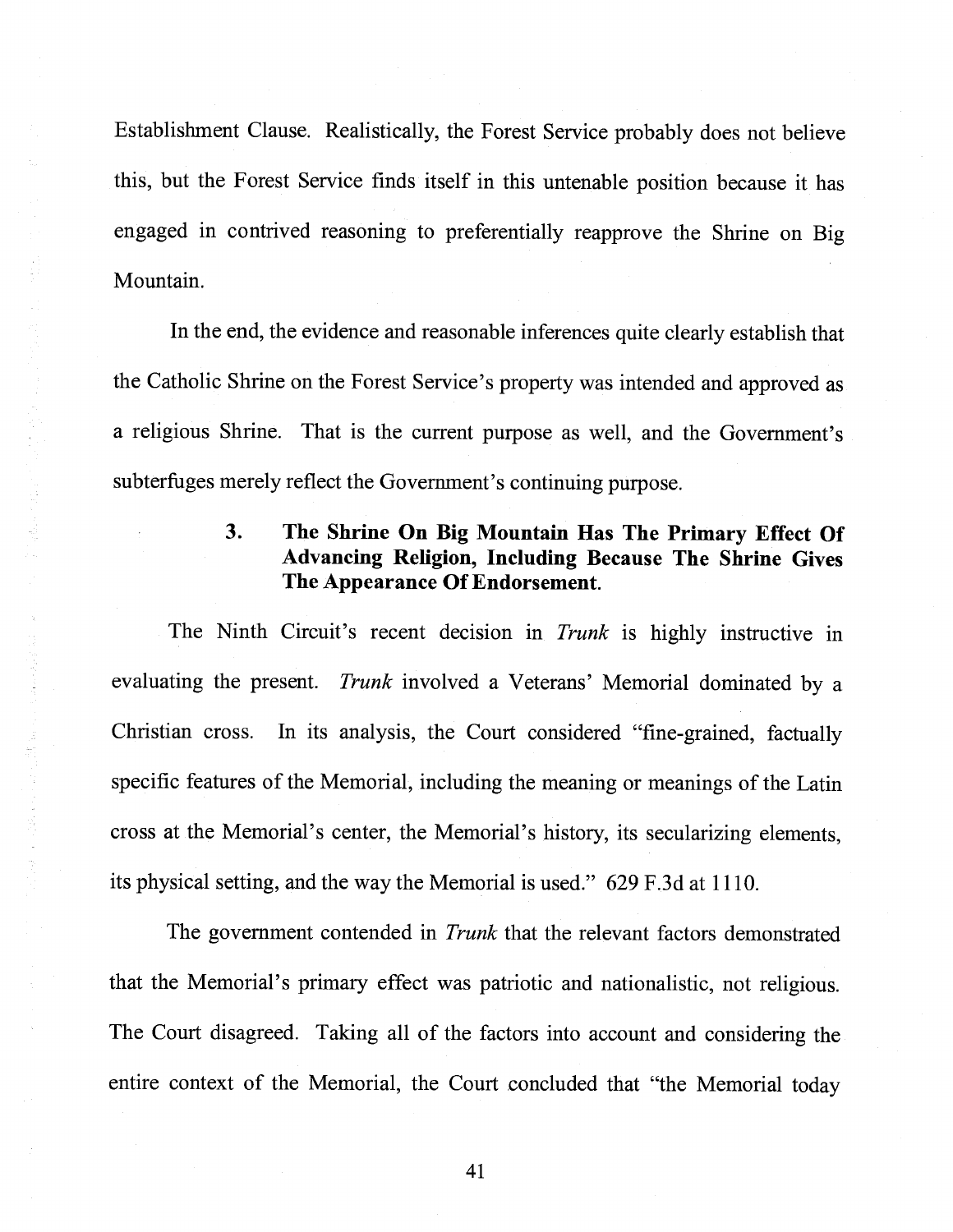Establishment Clause. Realistically, the Forest Service probably does not believe this, but the Forest Service finds itself in this untenable position because it has engaged in contrived reasoning to preferentially reapprove the Shrine on Big Mountain.

In the end, the evidence and reasonable inferences quite clearly establish that the Catholic Shrine on the Forest Service's property was intended and approved as a religious Shrine. That is the current purpose as well, and the Government's subterfuges merely reflect the Government's continuing purpose.

### 3. The Shrine On Big Mountain Has The Primary Effect Of Advancing Religion, Including Because The Shrine Gives The Appearance Of Endorsement.

The Ninth Circuit's recent decision in *Trunk* is highly instructive in evaluating the present. *Trunk* involved a Veterans' Memorial dominated by a Christian cross. In its analysis, the Court considered "fine-grained, factually specific features of the Memorial, including the meaning or meanings of the Latin cross at the Memorial's center, the Memorial's history, its secularizing elements, its physical setting, and the way the Memorial is used." 629 F.3d at 1110.

The government contended in *Trunk* that the relevant factors demonstrated that the Memorial's primary effect was patriotic and nationalistic, not religious. The Court disagreed. Taking all of the factors into account and considering the entire context of the Memorial, the Court concluded that "the Memorial today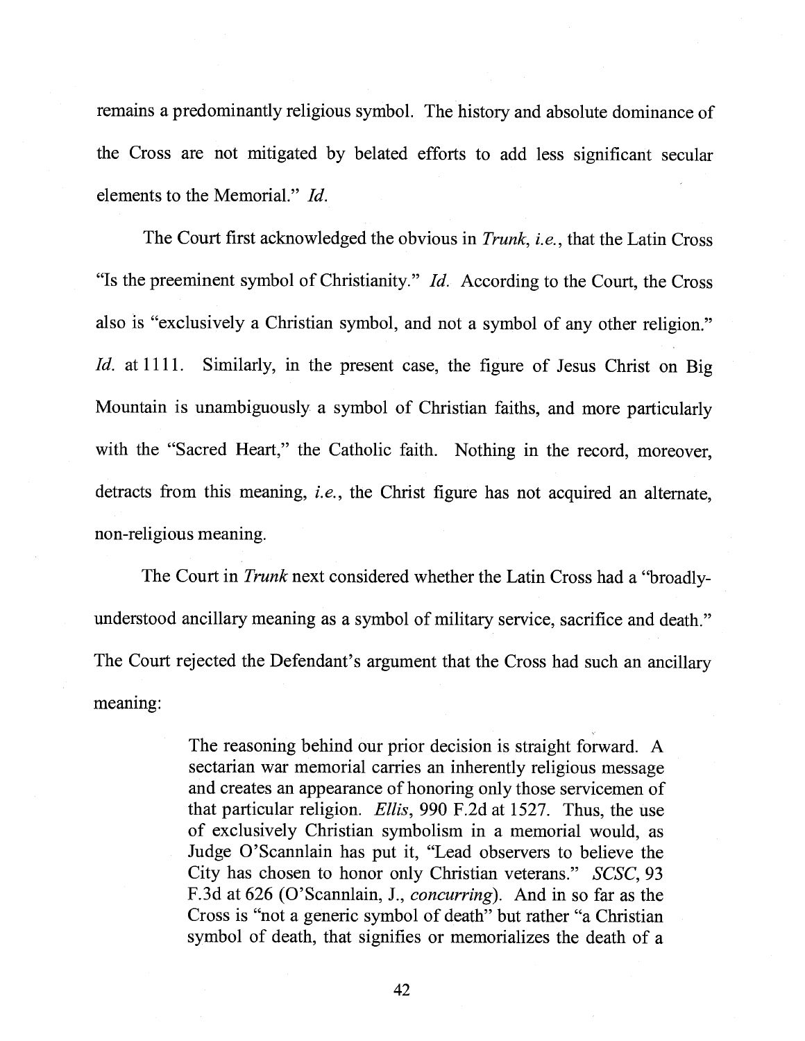remains a predominantly religious symbol. The history and absolute dominance of the Cross are not mitigated by belated efforts to add less significant secular elements to the Memorial." *Id.*

The Court first acknowledged the obvious in *Trunk*, *i.e.*, that the Latin Cross "Is the preeminent symbol of Christianity." *Id.* According to the Court, the Cross also is "exclusively a Christian symbol, and not a symbol of any other religion." *Id.* at 1111. Similarly, in the present case, the figure of Jesus Christ on Big Mountain is unambiguously a symbol of Christian faiths, and more particularly with the "Sacred Heart," the Catholic faith. Nothing in the record, moreover, detracts from this meaning, *i.e.*, the Christ figure has not acquired an alternate, non-religious meaning.

The Court in *Trunk* next considered whether the Latin Cross had a "broadly-understood ancillary meaning as a symbol of military service, sacrifice and death." The Court rejected the Defendant's argument that the Cross had such an ancillary meaning:

> The reasoning behind our prior decision is straight forward. A sectarian war memorial carries an inherently religious message and creates an appearance of honoring only those servicemen of that particular religion. *Ellis*, 990 F.2d at 1527. Thus, the use of exclusively Christian symbolism in a memorial would, as Judge O'Scannlain has put it, "Lead observers to believe the City has chosen to honor only Christian veterans." *SCSC*, 93 F.3d at 626 (O'Scannlain, J., *concurring*). And in so far as the Cross is "not a generic symbol of death" but rather "a Christian symbol of death, that signifies or memorializes the death of a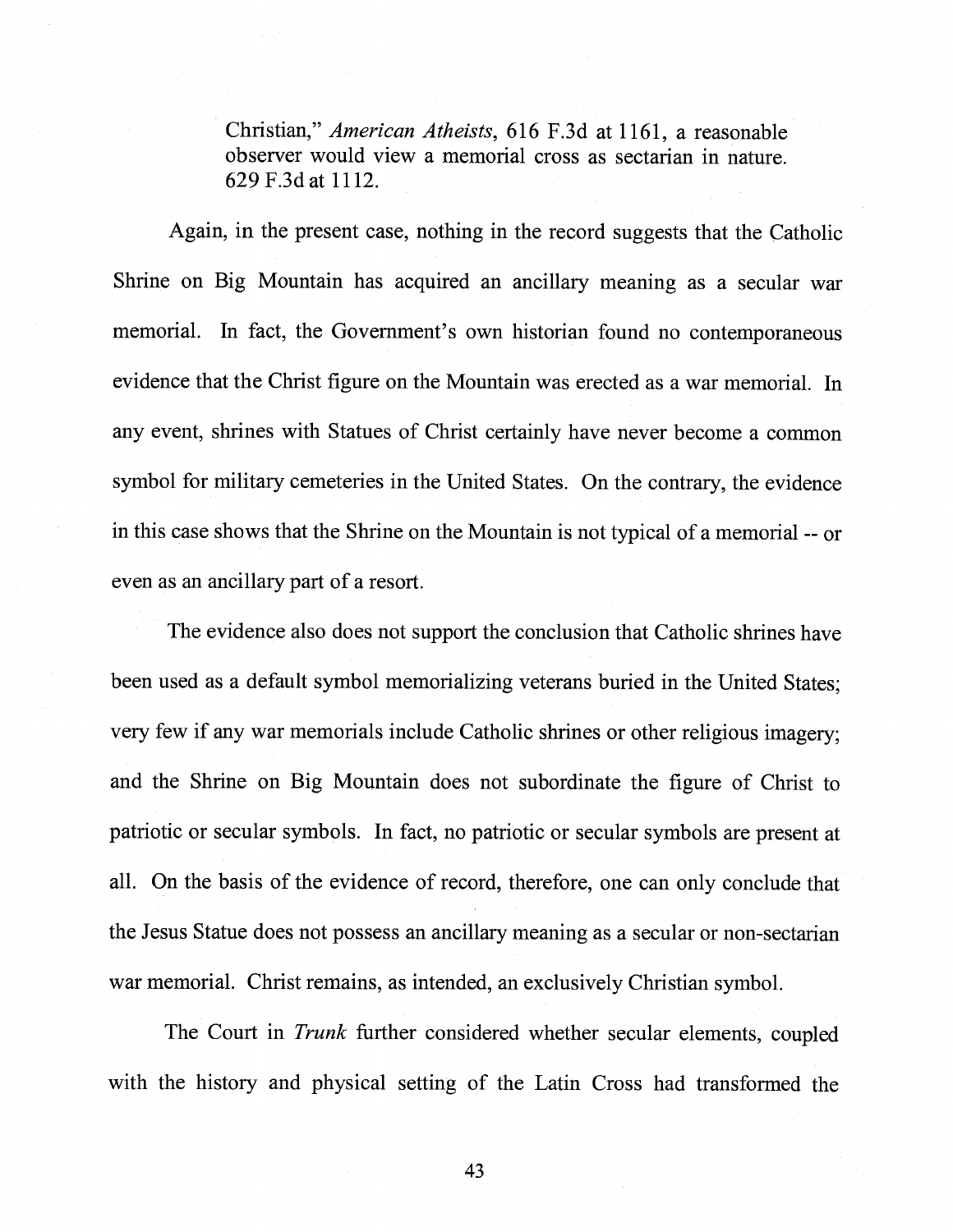> Christian," *American Atheists*, 616 F.3d at 1161, a reasonable observer would view a memorial cross as sectarian in nature. 629 F.3d at 1112.

Again, in the present case, nothing in the record suggests that the Catholic Shrine on Big Mountain has acquired an ancillary meaning as a secular war memorial. In fact, the Government's own historian found no contemporaneous evidence that the Christ figure on the Mountain was erected as a war memorial. In any event, shrines with Statues of Christ certainly have never become a common symbol for military cemeteries in the United States. On the contrary, the evidence in this case shows that the Shrine on the Mountain is not typical of a memorial -- or even as an ancillary part of a resort.

The evidence also does not support the conclusion that Catholic shrines have been used as a default symbol memorializing veterans buried in the United States; very few if any war memorials include Catholic shrines or other religious imagery; and the Shrine on Big Mountain does not subordinate the figure of Christ to patriotic or secular symbols. In fact, no patriotic or secular symbols are present at all. On the basis of the evidence of record, therefore, one can only conclude that the Jesus Statue does not possess an ancillary meaning as a secular or non-sectarian war memorial. Christ remains, as intended, an exclusively Christian symbol.

The Court in *Trunk* further considered whether secular elements, coupled with the history and physical setting of the Latin Cross had transformed the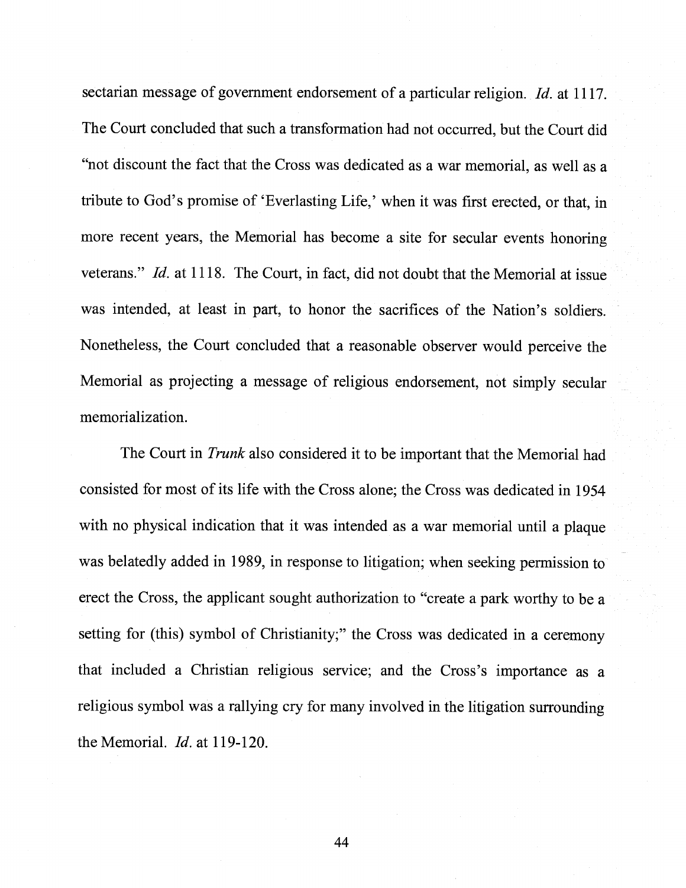sectarian message of government endorsement of a particular religion. *Id.* at 1117. The Court concluded that such a transformation had not occurred, but the Court did "not discount the fact that the Cross was dedicated as a war memorial, as well as a tribute to God's promise of 'Everlasting Life,' when it was first erected, or that, in more recent years, the Memorial has become a site for secular events honoring veterans." *Id.* at 1118. The Court, in fact, did not doubt that the Memorial at issue was intended, at least in part, to honor the sacrifices of the Nation's soldiers. Nonetheless, the Court concluded that a reasonable observer would perceive the Memorial as projecting a message of religious endorsement, not simply secular memorialization.

The Court in *Trunk* also considered it to be important that the Memorial had consisted for most of its life with the Cross alone; the Cross was dedicated in 1954 with no physical indication that it was intended as a war memorial until a plaque was belatedly added in 1989, in response to litigation; when seeking permission to erect the Cross, the applicant sought authorization to "create a park worthy to be a setting for (this) symbol of Christianity;" the Cross was dedicated in a ceremony that included a Christian religious service; and the Cross's importance as a religious symbol was a rallying cry for many involved in the litigation surrounding the Memorial. *Id.* at 119-120.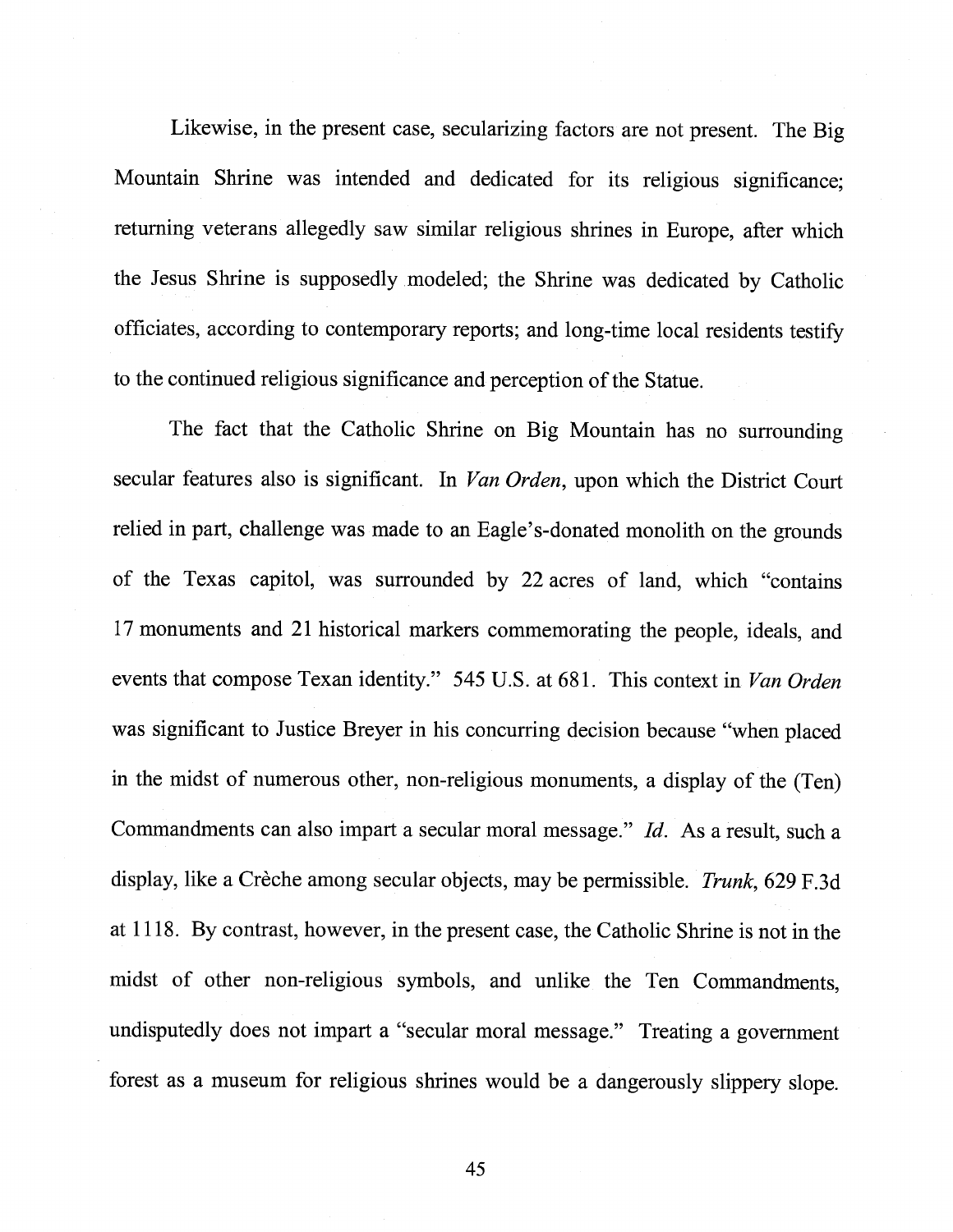Likewise, in the present case, secularizing factors are not present. The Big Mountain Shrine was intended and dedicated for its religious significance; returning veterans allegedly saw similar religious shrines in Europe, after which the Jesus Shrine is supposedly modeled; the Shrine was dedicated by Catholic officiates, according to contemporary reports; and long-time local residents testify to the continued religious significance and perception of the Statue.

The fact that the Catholic Shrine on Big Mountain has no surrounding secular features also is significant. In *Van Orden*, upon which the District Court relied in part, challenge was made to an Eagle's-donated monolith on the grounds of the Texas capitol, was surrounded by 22 acres of land, which "contains 17 monuments and 21 historical markers commemorating the people, ideals, and events that compose Texan identity." 545 U.S. at 681. This context in *Van Orden* was significant to Justice Breyer in his concurring decision because "when placed in the midst of numerous other, non-religious monuments, a display of the (Ten) Commandments can also impart a secular moral message." *Id*. As a result, such a display, like a Crèche among secular objects, may be permissible. *Trunk*, 629 F.3d at 1118. By contrast, however, in the present case, the Catholic Shrine is not in the midst of other non-religious symbols, and unlike the Ten Commandments, undisputedly does not impart a "secular moral message." Treating a government forest as a museum for religious shrines would be a dangerously slippery slope.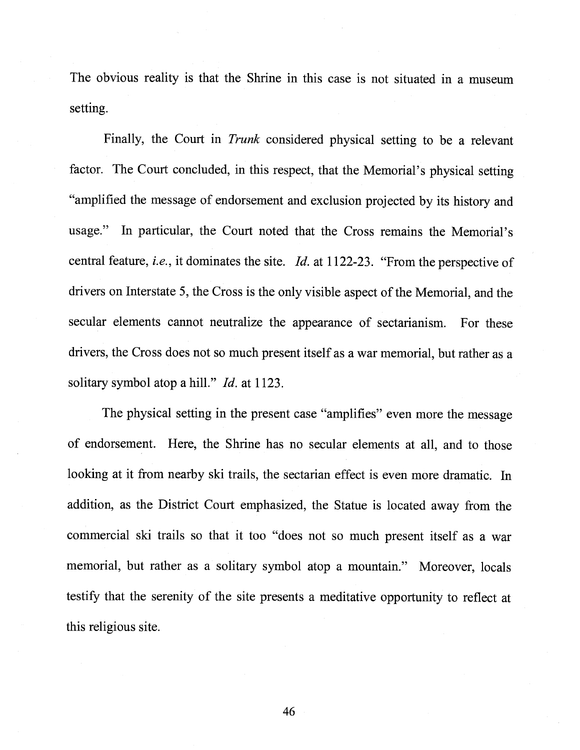The obvious reality is that the Shrine in this case is not situated in a museum setting.

Finally, the Court in *Trunk* considered physical setting to be a relevant factor. The Court concluded, in this respect, that the Memorial's physical setting "amplified the message of endorsement and exclusion projected by its history and usage." In particular, the Court noted that the Cross remains the Memorial's central feature, *i.e.*, it dominates the site. *Id.* at 1122-23. "From the perspective of drivers on Interstate 5, the Cross is the only visible aspect of the Memorial, and the secular elements cannot neutralize the appearance of sectarianism. For these drivers, the Cross does not so much present itself as a war memorial, but rather as a solitary symbol atop a hill." *Id.* at 1123.

The physical setting in the present case "amplifies" even more the message of endorsement. Here, the Shrine has no secular elements at all, and to those looking at it from nearby ski trails, the sectarian effect is even more dramatic. In addition, as the District Court emphasized, the Statue is located away from the commercial ski trails so that it too "does not so much present itself as a war memorial, but rather as a solitary symbol atop a mountain." Moreover, locals testify that the serenity of the site presents a meditative opportunity to reflect at this religious site.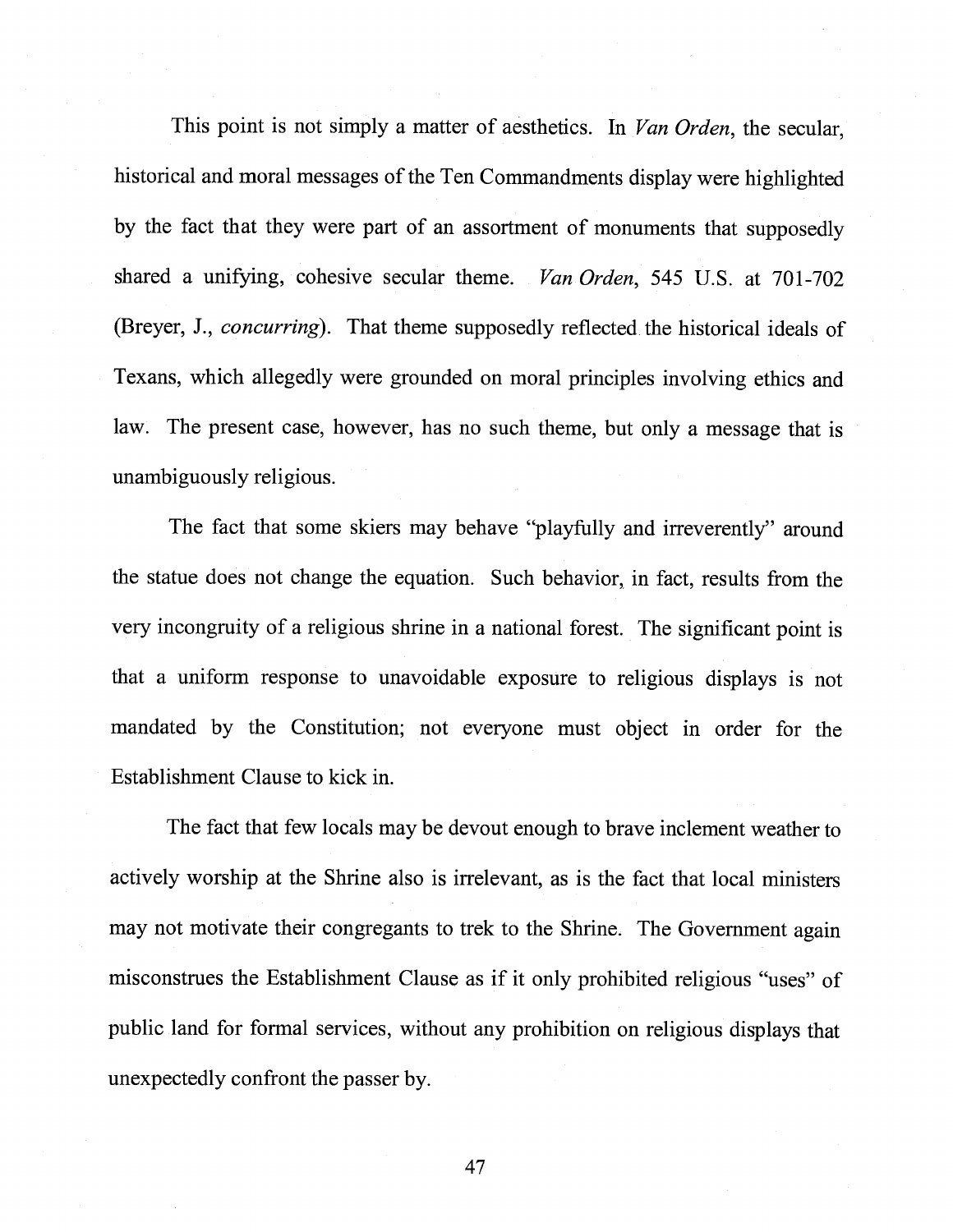This point is not simply a matter of aesthetics. In *Van Orden*, the secular, historical and moral messages of the Ten Commandments display were highlighted by the fact that they were part of an assortment of monuments that supposedly shared a unifying, cohesive secular theme. *Van Orden*, 545 U.S. at 701-702 (Breyer, J., *concurring*). That theme supposedly reflected the historical ideals of Texans, which allegedly were grounded on moral principles involving ethics and law. The present case, however, has no such theme, but only a message that is unambiguously religious.

The fact that some skiers may behave "playfully and irreverently" around the statue does not change the equation. Such behavior, in fact, results from the very incongruity of a religious shrine in a national forest. The significant point is that a uniform response to unavoidable exposure to religious displays is not mandated by the Constitution; not everyone must object in order for the Establishment Clause to kick in.

The fact that few locals may be devout enough to brave inclement weather to actively worship at the Shrine also is irrelevant, as is the fact that local ministers may not motivate their congregants to trek to the Shrine. The Government again misconstrues the Establishment Clause as if it only prohibited religious "uses" of public land for formal services, without any prohibition on religious displays that unexpectedly confront the passer by.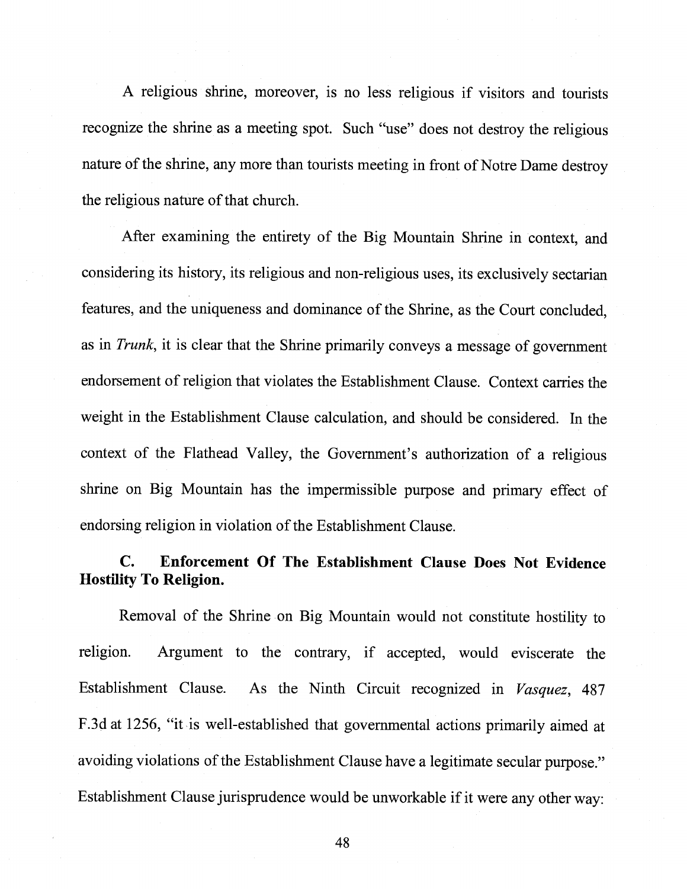A religious shrine, moreover, is no less religious if visitors and tourists recognize the shrine as a meeting spot. Such "use" does not destroy the religious nature of the shrine, any more than tourists meeting in front of Notre Dame destroy the religious nature of that church.

After examining the entirety of the Big Mountain Shrine in context, and considering its history, its religious and non-religious uses, its exclusively sectarian features, and the uniqueness and dominance of the Shrine, as the Court concluded, as in *Trunk*, it is clear that the Shrine primarily conveys a message of government endorsement of religion that violates the Establishment Clause. Context carries the weight in the Establishment Clause calculation, and should be considered. In the context of the Flathead Valley, the Government's authorization of a religious shrine on Big Mountain has the impermissible purpose and primary effect of endorsing religion in violation of the Establishment Clause.

### C. Enforcement Of The Establishment Clause Does Not Evidence Hostility To Religion.

Removal of the Shrine on Big Mountain would not constitute hostility to religion. Argument to the contrary, if accepted, would eviscerate the Establishment Clause. As the Ninth Circuit recognized in *Vasquez*, 487 F.3d at 1256, "it is well-established that governmental actions primarily aimed at avoiding violations of the Establishment Clause have a legitimate secular purpose." Establishment Clause jurisprudence would be unworkable if it were any other way: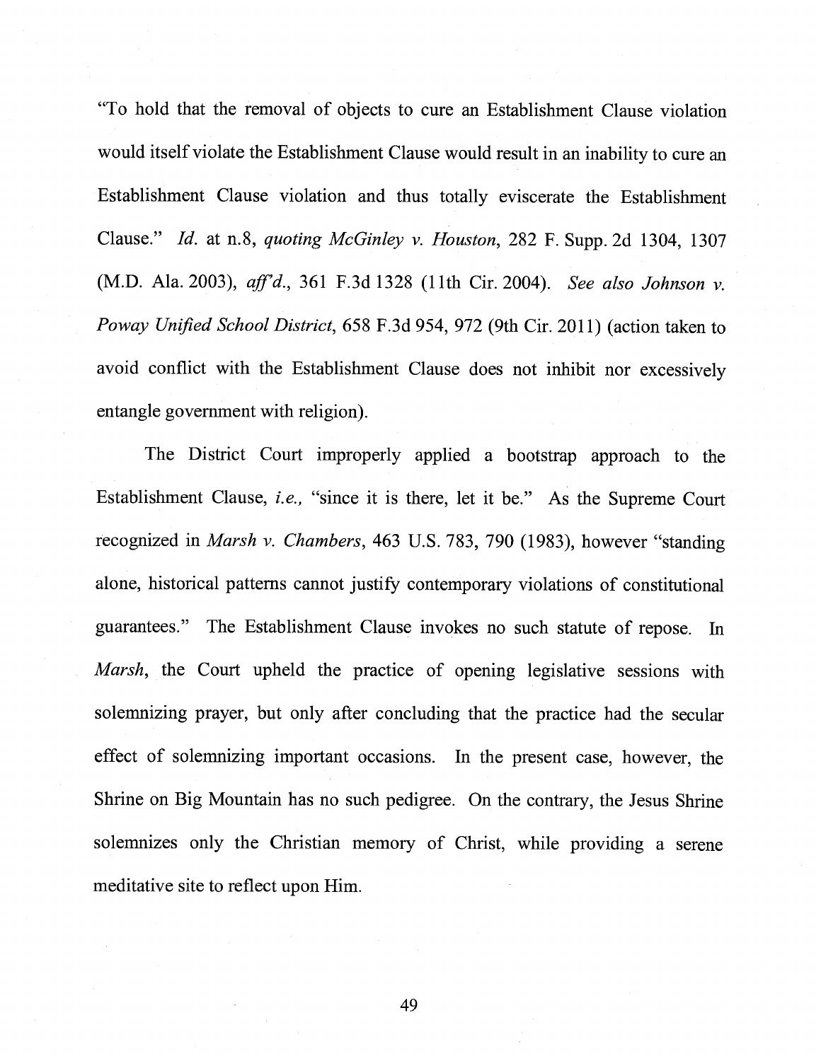"To hold that the removal of objects to cure an Establishment Clause violation would itself violate the Establishment Clause would result in an inability to cure an Establishment Clause violation and thus totally eviscerate the Establishment Clause." *Id.* at n.8, *quoting McGinley v. Houston*, 282 F. Supp. 2d 1304, 1307 (M.D. Ala. 2003), *aff'd.*, 361 F.3d 1328 (11th Cir. 2004). *See also Johnson v. Poway Unified School District*, 658 F.3d 954, 972 (9th Cir. 2011) (action taken to avoid conflict with the Establishment Clause does not inhibit nor excessively entangle government with religion).

The District Court improperly applied a bootstrap approach to the Establishment Clause, *i.e.*, "since it is there, let it be." As the Supreme Court recognized in *Marsh v. Chambers*, 463 U.S. 783, 790 (1983), however "standing alone, historical patterns cannot justify contemporary violations of constitutional guarantees." The Establishment Clause invokes no such statute of repose. In *Marsh*, the Court upheld the practice of opening legislative sessions with solemnizing prayer, but only after concluding that the practice had the secular effect of solemnizing important occasions. In the present case, however, the Shrine on Big Mountain has no such pedigree. On the contrary, the Jesus Shrine solemnizes only the Christian memory of Christ, while providing a serene meditative site to reflect upon Him.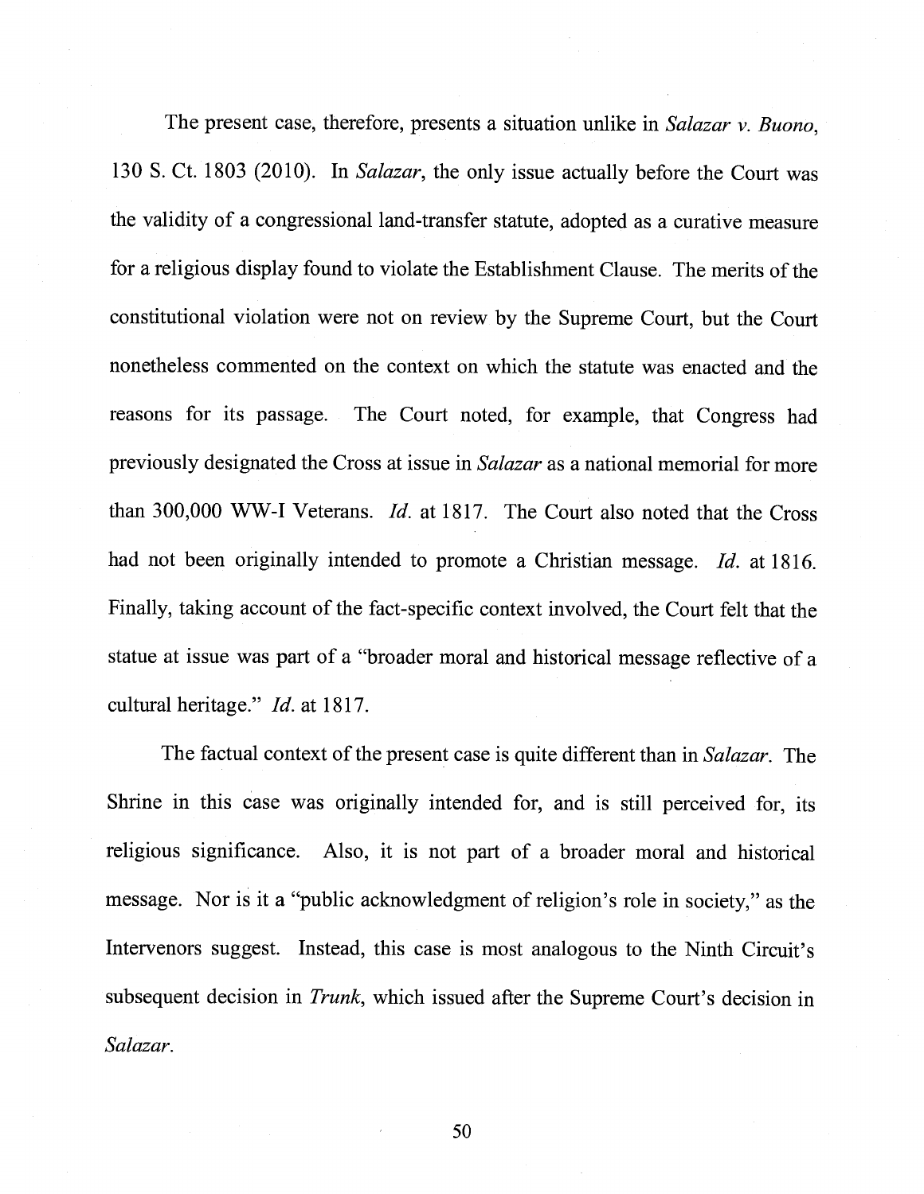The present case, therefore, presents a situation unlike in *Salazar v. Buono*, 130 S. Ct. 1803 (2010). In *Salazar*, the only issue actually before the Court was the validity of a congressional land-transfer statute, adopted as a curative measure for a religious display found to violate the Establishment Clause. The merits of the constitutional violation were not on review by the Supreme Court, but the Court nonetheless commented on the context on which the statute was enacted and the reasons for its passage. The Court noted, for example, that Congress had previously designated the Cross at issue in *Salazar* as a national memorial for more than 300,000 WW-I Veterans. *Id.* at 1817. The Court also noted that the Cross had not been originally intended to promote a Christian message. *Id.* at 1816. Finally, taking account of the fact-specific context involved, the Court felt that the statue at issue was part of a "broader moral and historical message reflective of a cultural heritage." *Id.* at 1817.

The factual context of the present case is quite different than in *Salazar*. The Shrine in this case was originally intended for, and is still perceived for, its religious significance. Also, it is not part of a broader moral and historical message. Nor is it a "public acknowledgment of religion's role in society," as the Intervenors suggest. Instead, this case is most analogous to the Ninth Circuit's subsequent decision in *Trunk*, which issued after the Supreme Court's decision in *Salazar*.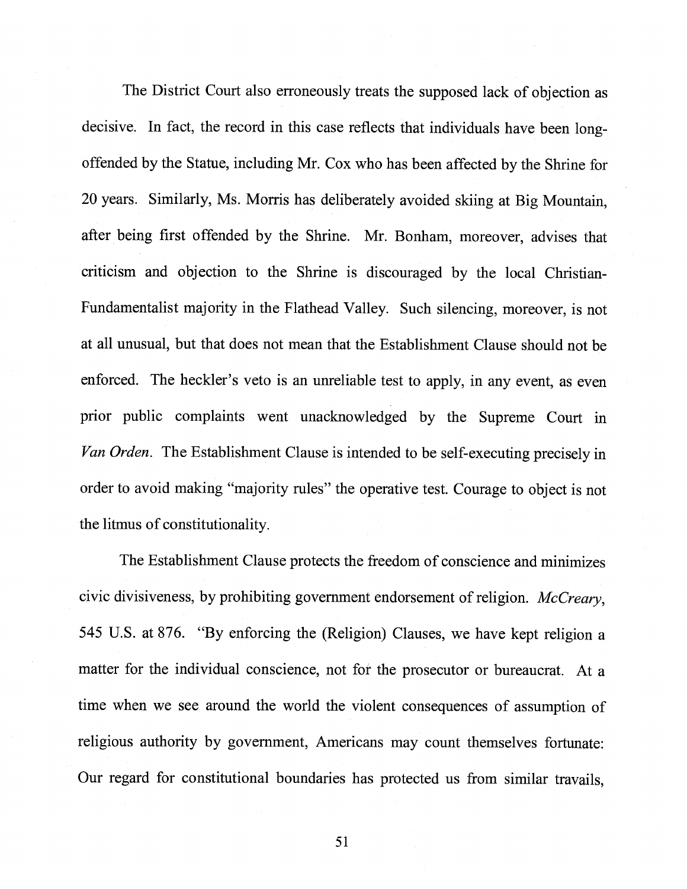The District Court also erroneously treats the supposed lack of objection as decisive. In fact, the record in this case reflects that individuals have been long-offended by the Statue, including Mr. Cox who has been affected by the Shrine for 20 years. Similarly, Ms. Morris has deliberately avoided skiing at Big Mountain, after being first offended by the Shrine. Mr. Bonham, moreover, advises that criticism and objection to the Shrine is discouraged by the local Christian-Fundamentalist majority in the Flathead Valley. Such silencing, moreover, is not at all unusual, but that does not mean that the Establishment Clause should not be enforced. The heckler's veto is an unreliable test to apply, in any event, as even prior public complaints went unacknowledged by the Supreme Court in *Van Orden*. The Establishment Clause is intended to be self-executing precisely in order to avoid making "majority rules" the operative test. Courage to object is not the litmus of constitutionality.

The Establishment Clause protects the freedom of conscience and minimizes civic divisiveness, by prohibiting government endorsement of religion. *McCreary*, 545 U.S. at 876. "By enforcing the (Religion) Clauses, we have kept religion a matter for the individual conscience, not for the prosecutor or bureaucrat. At a time when we see around the world the violent consequences of assumption of religious authority by government, Americans may count themselves fortunate: Our regard for constitutional boundaries has protected us from similar travails,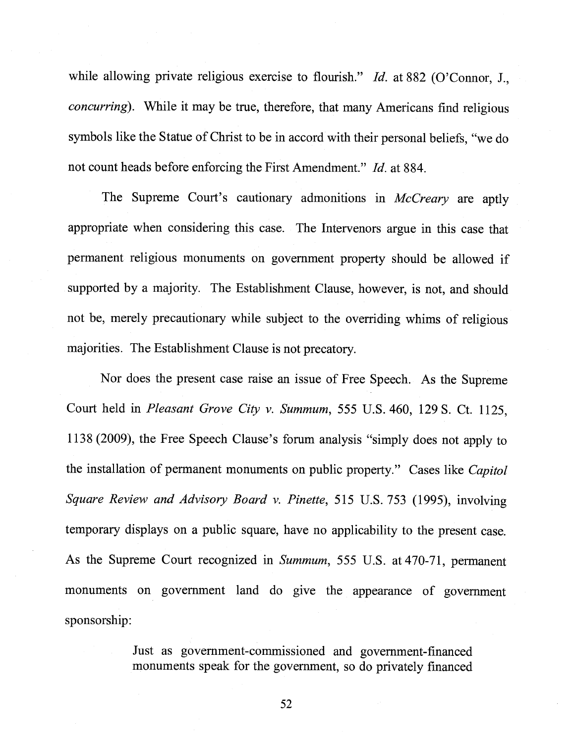while allowing private religious exercise to flourish." *Id.* at 882 (O'Connor, J., *concurring*). While it may be true, therefore, that many Americans find religious symbols like the Statue of Christ to be in accord with their personal beliefs, "we do not count heads before enforcing the First Amendment." *Id.* at 884.

The Supreme Court's cautionary admonitions in *McCreary* are aptly appropriate when considering this case. The Intervenors argue in this case that permanent religious monuments on government property should be allowed if supported by a majority. The Establishment Clause, however, is not, and should not be, merely precautionary while subject to the overriding whims of religious majorities. The Establishment Clause is not precatory.

Nor does the present case raise an issue of Free Speech. As the Supreme Court held in *Pleasant Grove City v. Summum*, 555 U.S. 460, 129 S. Ct. 1125, 1138 (2009), the Free Speech Clause's forum analysis "simply does not apply to the installation of permanent monuments on public property." Cases like *Capitol Square Review and Advisory Board v. Pinette*, 515 U.S. 753 (1995), involving temporary displays on a public square, have no applicability to the present case. As the Supreme Court recognized in *Summum*, 555 U.S. at 470-71, permanent monuments on government land do give the appearance of government sponsorship:

> Just as government-commissioned and government-financed monuments speak for the government, so do privately financed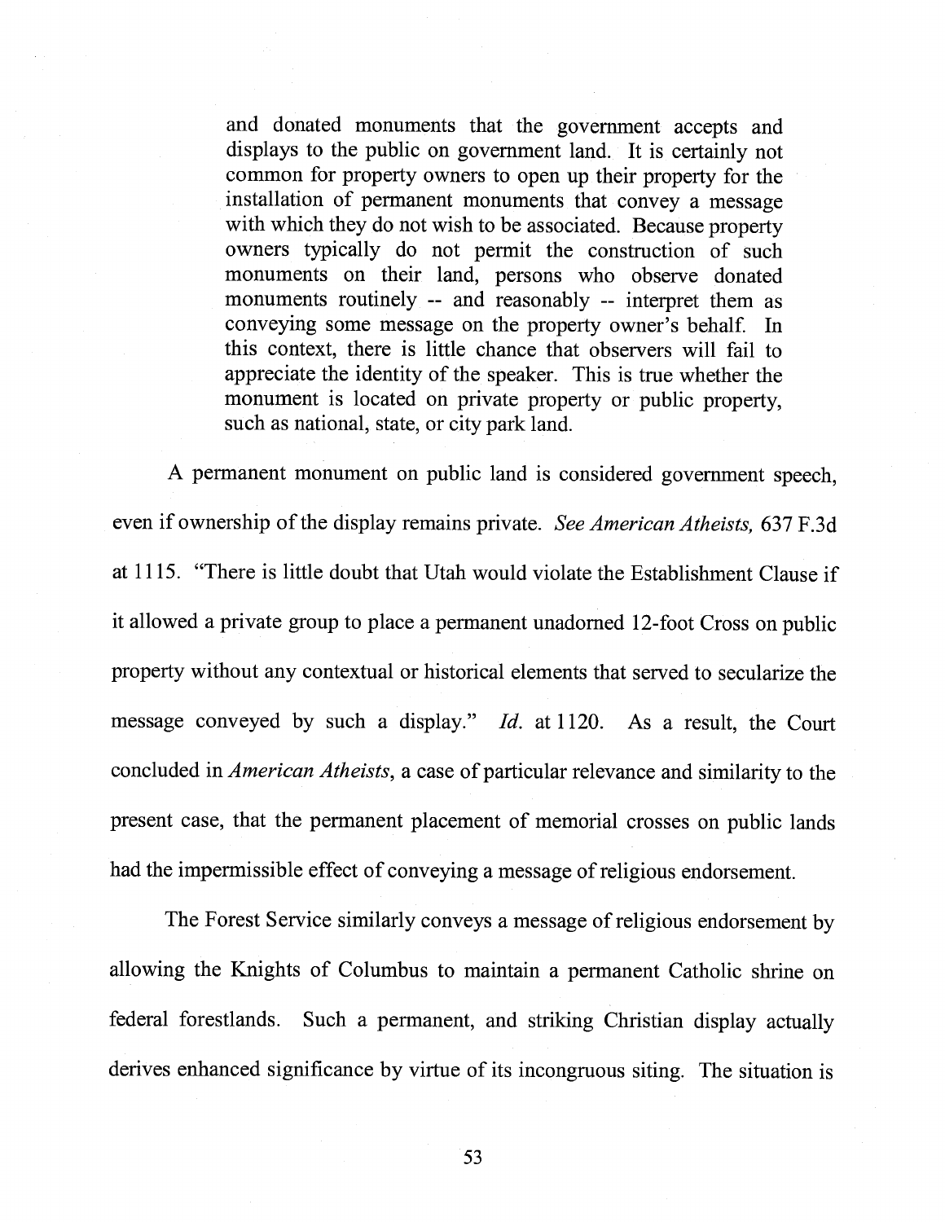> and donated monuments that the government accepts and displays to the public on government land. It is certainly not common for property owners to open up their property for the installation of permanent monuments that convey a message with which they do not wish to be associated. Because property owners typically do not permit the construction of such monuments on their land, persons who observe donated monuments routinely -- and reasonably -- interpret them as conveying some message on the property owner's behalf. In this context, there is little chance that observers will fail to appreciate the identity of the speaker. This is true whether the monument is located on private property or public property, such as national, state, or city park land.

A permanent monument on public land is considered government speech, even if ownership of the display remains private. *See American Atheists,* 637 F.3d at 1115. "There is little doubt that Utah would violate the Establishment Clause if it allowed a private group to place a permanent unadorned 12-foot Cross on public property without any contextual or historical elements that served to secularize the message conveyed by such a display." *Id.* at 1120. As a result, the Court concluded in *American Atheists*, a case of particular relevance and similarity to the present case, that the permanent placement of memorial crosses on public lands had the impermissible effect of conveying a message of religious endorsement.

The Forest Service similarly conveys a message of religious endorsement by allowing the Knights of Columbus to maintain a permanent Catholic shrine on federal forestlands. Such a permanent, and striking Christian display actually derives enhanced significance by virtue of its incongruous siting. The situation is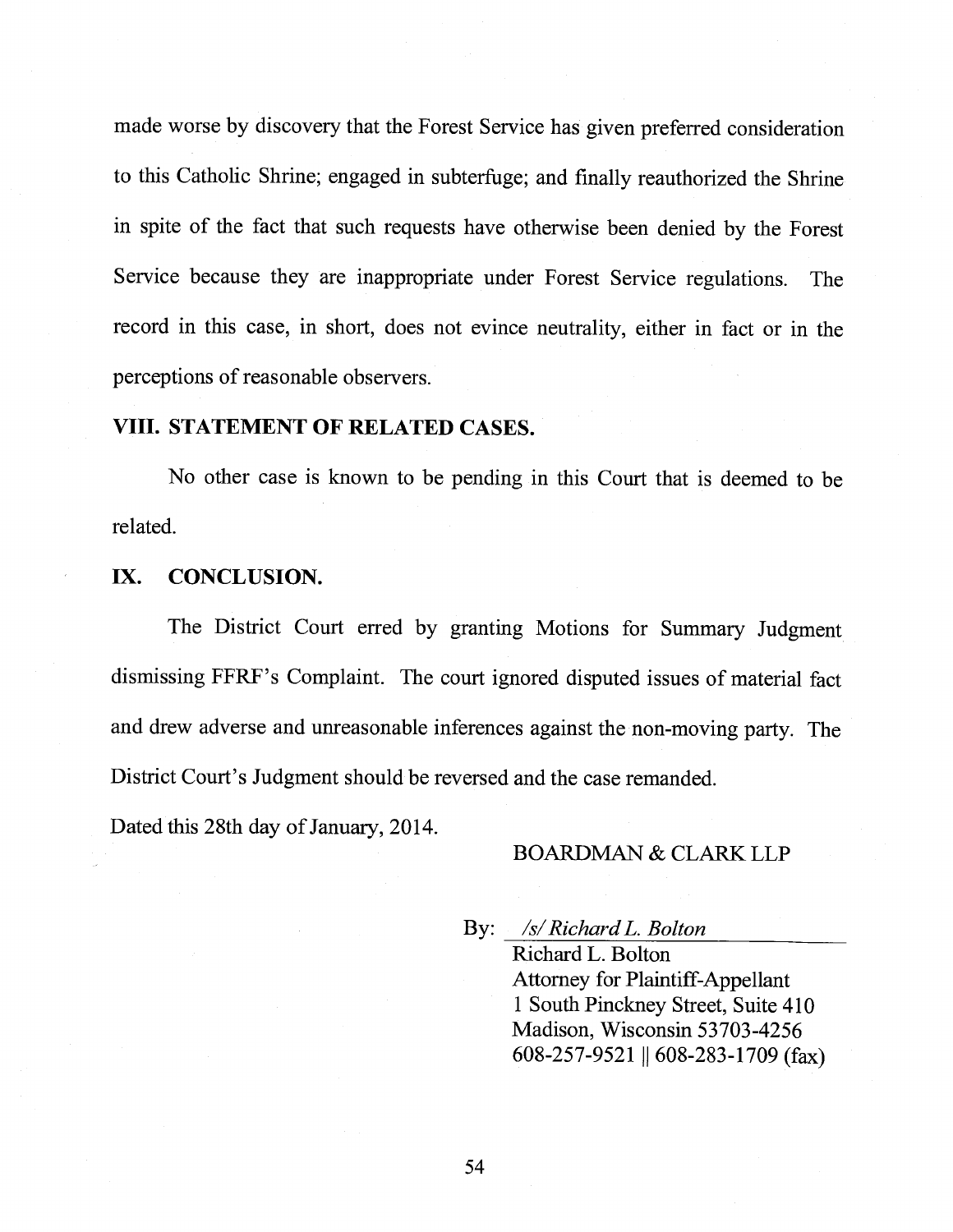made worse by discovery that the Forest Service has given preferred consideration to this Catholic Shrine; engaged in subterfuge; and finally reauthorized the Shrine in spite of the fact that such requests have otherwise been denied by the Forest Service because they are inappropriate under Forest Service regulations. The record in this case, in short, does not evince neutrality, either in fact or in the perceptions of reasonable observers.

## VIII. STATEMENT OF RELATED CASES.

No other case is known to be pending in this Court that is deemed to be related.

## IX. CONCLUSION.

The District Court erred by granting Motions for Summary Judgment dismissing FFRF's Complaint. The court ignored disputed issues of material fact and drew adverse and unreasonable inferences against the non-moving party. The District Court's Judgment should be reversed and the case remanded.

Dated this 28th day of January, 2014.

BOARDMAN & CLARK LLP

By: */s/ Richard L. Bolton*
Richard L. Bolton
Attorney for Plaintiff-Appellant
1 South Pinckney Street, Suite 410
Madison, Wisconsin 53703-4256
608-257-9521 || 608-283-1709 (fax)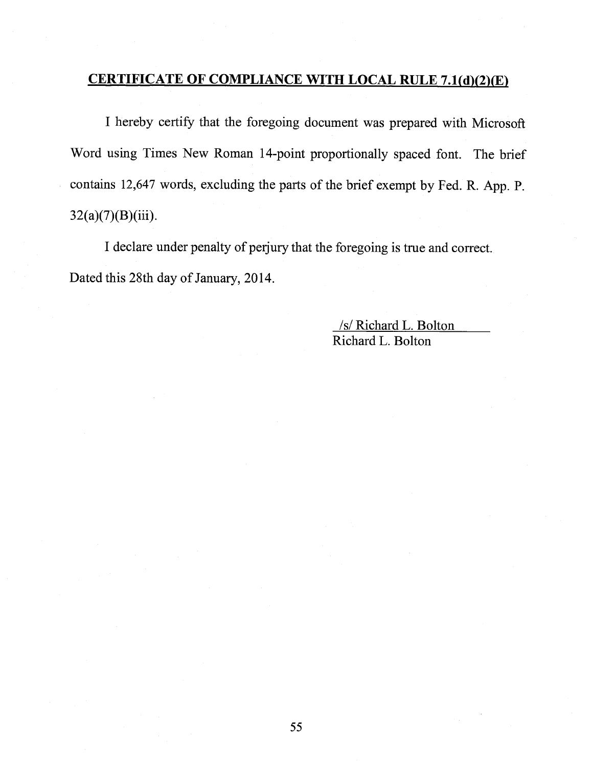## CERTIFICATE OF COMPLIANCE WITH LOCAL RULE 7.1(d)(2)(E)

I hereby certify that the foregoing document was prepared with Microsoft Word using Times New Roman 14-point proportionally spaced font. The brief contains 12,647 words, excluding the parts of the brief exempt by Fed. R. App. P. 32(a)(7)(B)(iii).

I declare under penalty of perjury that the foregoing is true and correct. Dated this 28th day of January, 2014.

/s/ Richard L. Bolton
Richard L. Bolton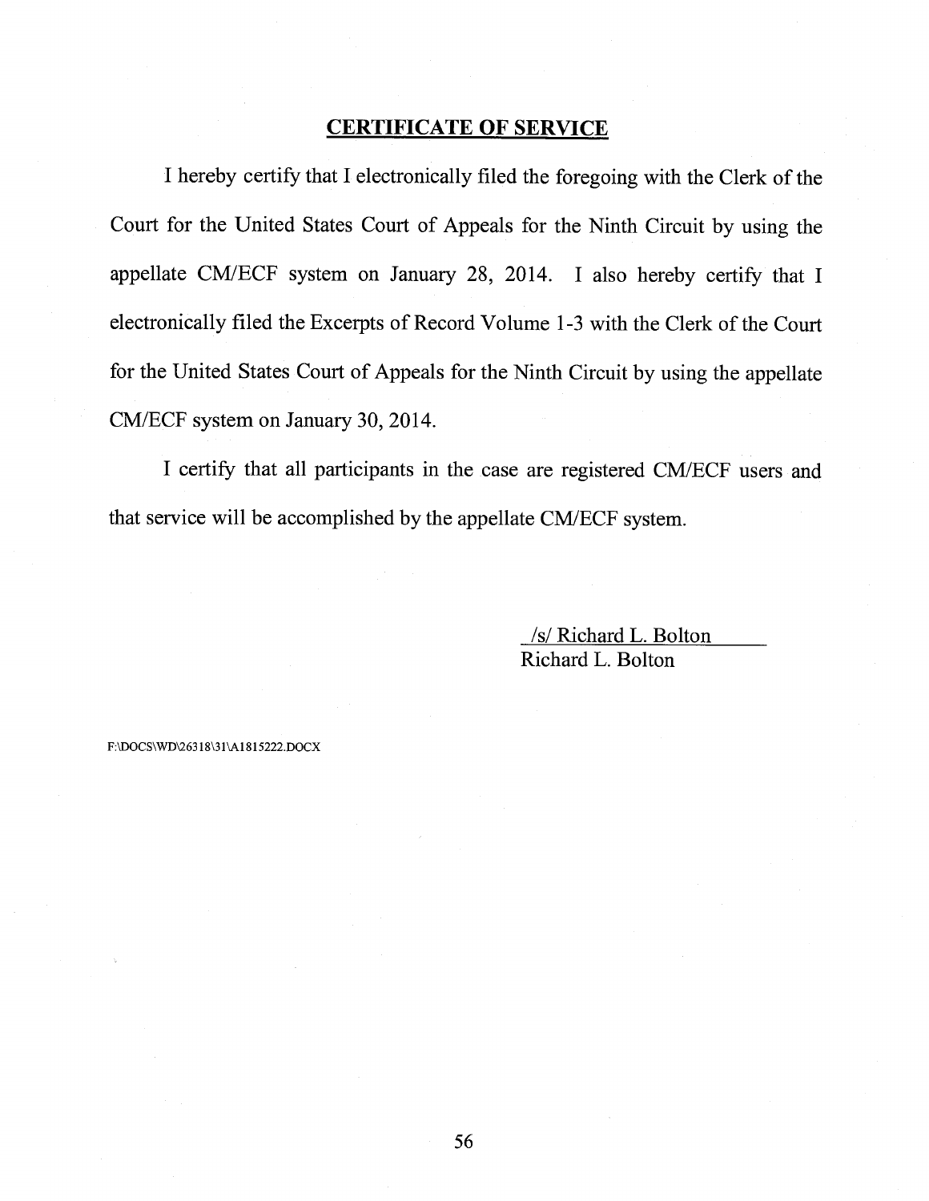## CERTIFICATE OF SERVICE

I hereby certify that I electronically filed the foregoing with the Clerk of the Court for the United States Court of Appeals for the Ninth Circuit by using the appellate CM/ECF system on January 28, 2014. I also hereby certify that I electronically filed the Excerpts of Record Volume 1-3 with the Clerk of the Court for the United States Court of Appeals for the Ninth Circuit by using the appellate CM/ECF system on January 30, 2014.

I certify that all participants in the case are registered CM/ECF users and that service will be accomplished by the appellate CM/ECF system.

/s/ Richard L. Bolton
Richard L. Bolton

F:\DOCS\WD\26318\31\A1815222.DOCX